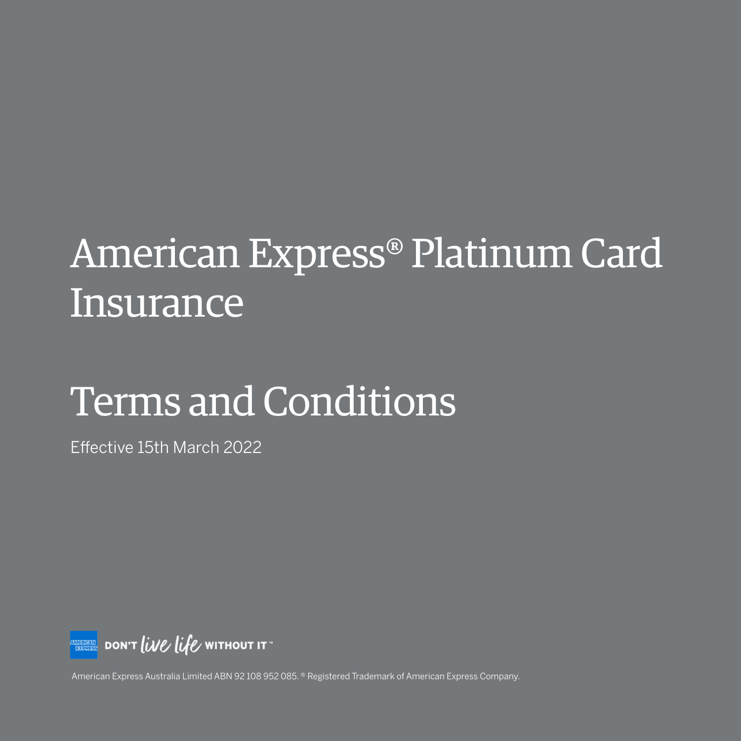# American Express® Platinum Card Insurance

# Terms and Conditions

Effective 15th March 2022

DON'T *live life* WITHOUT IT™

American Express Australia Limited ABN 92 108 952 085. ® Registered Trademark of American Express Company.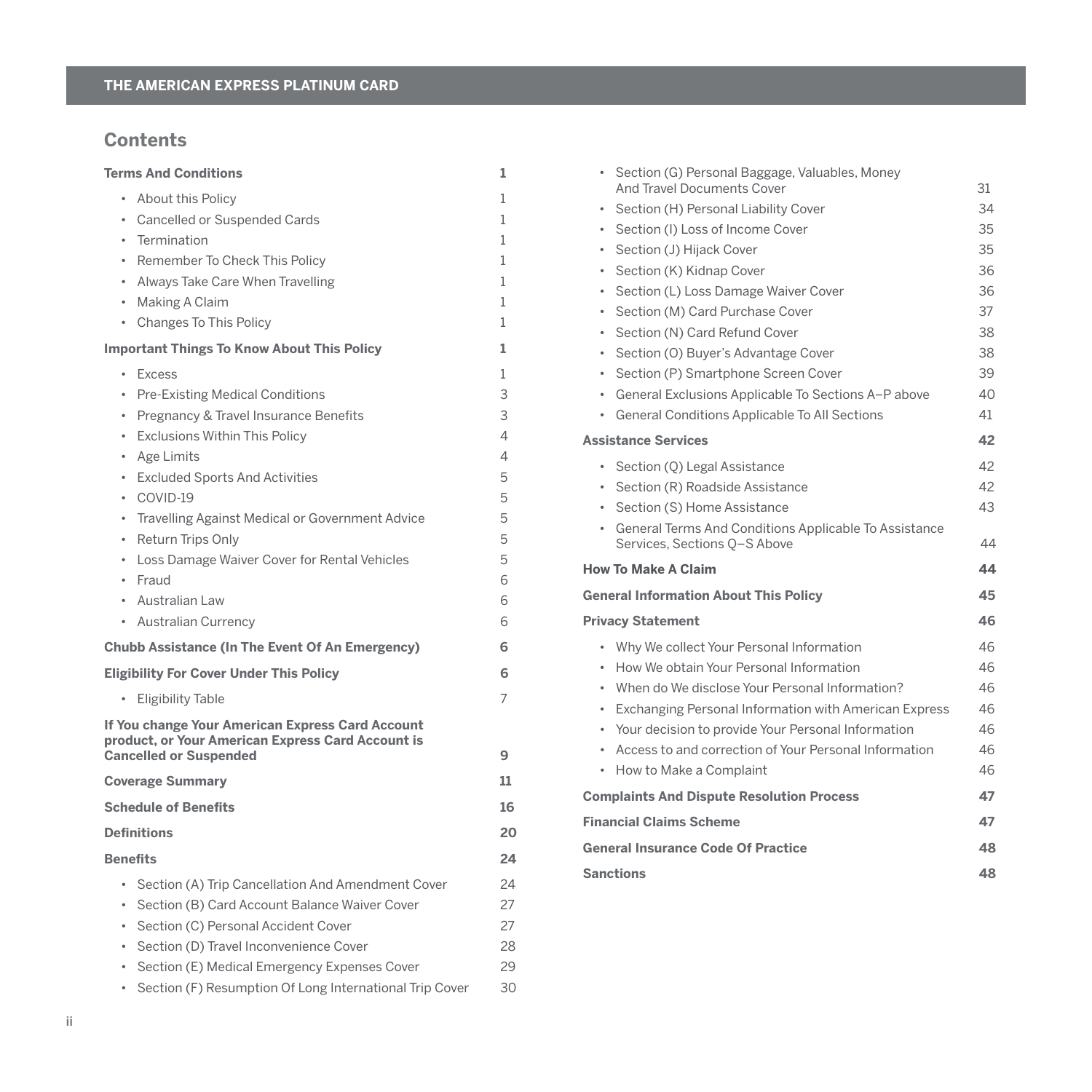## Contents

**Terms And Conditions** 1

- About this Policy 1
- Cancelled or Suspended Cards 1
- Termination 1
- Remember To Check This Policy 1
- Always Take Care When Travelling 1
- Making A Claim 1
- Changes To This Policy 1

**Important Things To Know About This Policy** 1

- Excess 1
- Pre-Existing Medical Conditions 3
- Pregnancy & Travel Insurance Benefits 3
- Exclusions Within This Policy 4
- Age Limits 4
- Excluded Sports And Activities 5
- COVID-19 5
- Travelling Against Medical or Government Advice 5
- Return Trips Only 5
- Loss Damage Waiver Cover for Rental Vehicles 5
- Fraud 6
- Australian Law 6
- Australian Currency 6

**Chubb Assistance (In The Event Of An Emergency)** 6

**Eligibility For Cover Under This Policy** 6

- Eligibility Table 7

**If You change Your American Express Card Account product, or Your American Express Card Account is Cancelled or Suspended** 9

**Coverage Summary** 11

**Schedule of Benefits** 16

**Definitions** 20

**Benefits** 24

- Section (A) Trip Cancellation And Amendment Cover 24
- Section (B) Card Account Balance Waiver Cover 27
- Section (C) Personal Accident Cover 27
- Section (D) Travel Inconvenience Cover 28
- Section (E) Medical Emergency Expenses Cover 29
- Section (F) Resumption Of Long International Trip Cover 30
- Section (G) Personal Baggage, Valuables, Money And Travel Documents Cover 31
- Section (H) Personal Liability Cover 34
- Section (I) Loss of Income Cover 35
- Section (J) Hijack Cover 35
- Section (K) Kidnap Cover 36
- Section (L) Loss Damage Waiver Cover 36
- Section (M) Card Purchase Cover 37
- Section (N) Card Refund Cover 38
- Section (O) Buyer's Advantage Cover 38
- Section (P) Smartphone Screen Cover 39
- General Exclusions Applicable To Sections A–P above 40
- General Conditions Applicable To All Sections 41

**Assistance Services** 42

- Section (Q) Legal Assistance 42
- Section (R) Roadside Assistance 42
- Section (S) Home Assistance 43
- General Terms And Conditions Applicable To Assistance Services, Sections Q–S Above 44

**How To Make A Claim** 44

**General Information About This Policy** 45

**Privacy Statement** 46

- Why We collect Your Personal Information 46
- How We obtain Your Personal Information 46
- When do We disclose Your Personal Information? 46
- Exchanging Personal Information with American Express 46
- Your decision to provide Your Personal Information 46
- Access to and correction of Your Personal Information 46
- How to Make a Complaint 46

**Complaints And Dispute Resolution Process** 47

**Financial Claims Scheme** 47

**General Insurance Code Of Practice** 48

**Sanctions** 48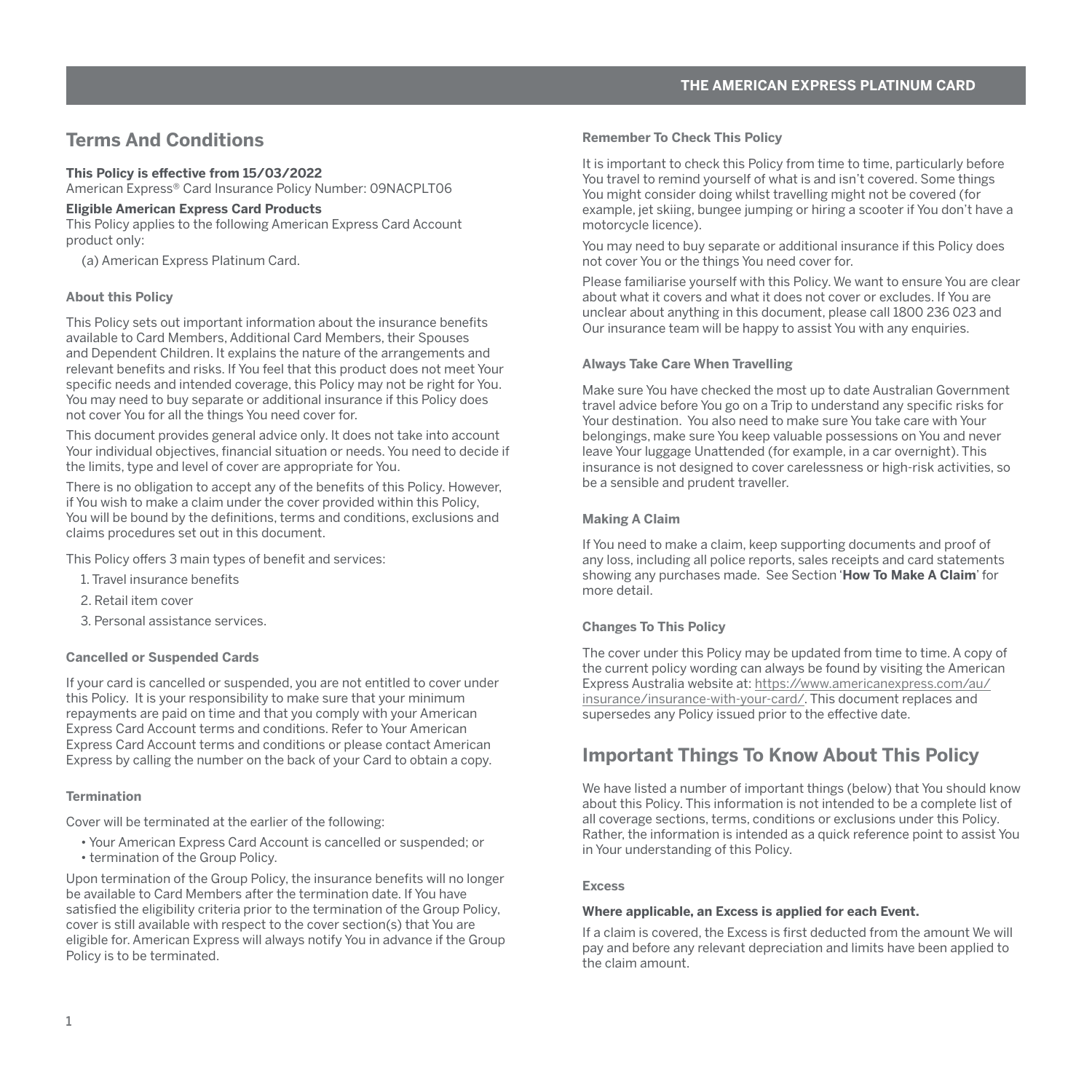# Terms And Conditions

**This Policy is effective from 15/03/2022**
American Express® Card Insurance Policy Number: 09NACPLT06

**Eligible American Express Card Products**
This Policy applies to the following American Express Card Account product only:

(a) American Express Platinum Card.

### About this Policy

This Policy sets out important information about the insurance benefits available to Card Members, Additional Card Members, their Spouses and Dependent Children. It explains the nature of the arrangements and relevant benefits and risks. If You feel that this product does not meet Your specific needs and intended coverage, this Policy may not be right for You. You may need to buy separate or additional insurance if this Policy does not cover You for all the things You need cover for.

This document provides general advice only. It does not take into account Your individual objectives, financial situation or needs. You need to decide if the limits, type and level of cover are appropriate for You.

There is no obligation to accept any of the benefits of this Policy. However, if You wish to make a claim under the cover provided within this Policy, You will be bound by the definitions, terms and conditions, exclusions and claims procedures set out in this document.

This Policy offers 3 main types of benefit and services:

1. Travel insurance benefits
2. Retail item cover
3. Personal assistance services.

### Cancelled or Suspended Cards

If your card is cancelled or suspended, you are not entitled to cover under this Policy. It is your responsibility to make sure that your minimum repayments are paid on time and that you comply with your American Express Card Account terms and conditions. Refer to Your American Express Card Account terms and conditions or please contact American Express by calling the number on the back of your Card to obtain a copy.

### Termination

Cover will be terminated at the earlier of the following:

- Your American Express Card Account is cancelled or suspended; or
- termination of the Group Policy.

Upon termination of the Group Policy, the insurance benefits will no longer be available to Card Members after the termination date. If You have satisfied the eligibility criteria prior to the termination of the Group Policy, cover is still available with respect to the cover section(s) that You are eligible for. American Express will always notify You in advance if the Group Policy is to be terminated.

### Remember To Check This Policy

It is important to check this Policy from time to time, particularly before You travel to remind yourself of what is and isn't covered. Some things You might consider doing whilst travelling might not be covered (for example, jet skiing, bungee jumping or hiring a scooter if You don't have a motorcycle licence).

You may need to buy separate or additional insurance if this Policy does not cover You or the things You need cover for.

Please familiarise yourself with this Policy. We want to ensure You are clear about what it covers and what it does not cover or excludes. If You are unclear about anything in this document, please call 1800 236 023 and Our insurance team will be happy to assist You with any enquiries.

### Always Take Care When Travelling

Make sure You have checked the most up to date Australian Government travel advice before You go on a Trip to understand any specific risks for Your destination. You also need to make sure You take care with Your belongings, make sure You keep valuable possessions on You and never leave Your luggage Unattended (for example, in a car overnight). This insurance is not designed to cover carelessness or high-risk activities, so be a sensible and prudent traveller.

### Making A Claim

If You need to make a claim, keep supporting documents and proof of any loss, including all police reports, sales receipts and card statements showing any purchases made. See Section '**How To Make A Claim**' for more detail.

### Changes To This Policy

The cover under this Policy may be updated from time to time. A copy of the current policy wording can always be found by visiting the American Express Australia website at: https://www.americanexpress.com/au/insurance/insurance-with-your-card/. This document replaces and supersedes any Policy issued prior to the effective date.

# Important Things To Know About This Policy

We have listed a number of important things (below) that You should know about this Policy. This information is not intended to be a complete list of all coverage sections, terms, conditions or exclusions under this Policy. Rather, the information is intended as a quick reference point to assist You in Your understanding of this Policy.

### Excess

**Where applicable, an Excess is applied for each Event.**

If a claim is covered, the Excess is first deducted from the amount We will pay and before any relevant depreciation and limits have been applied to the claim amount.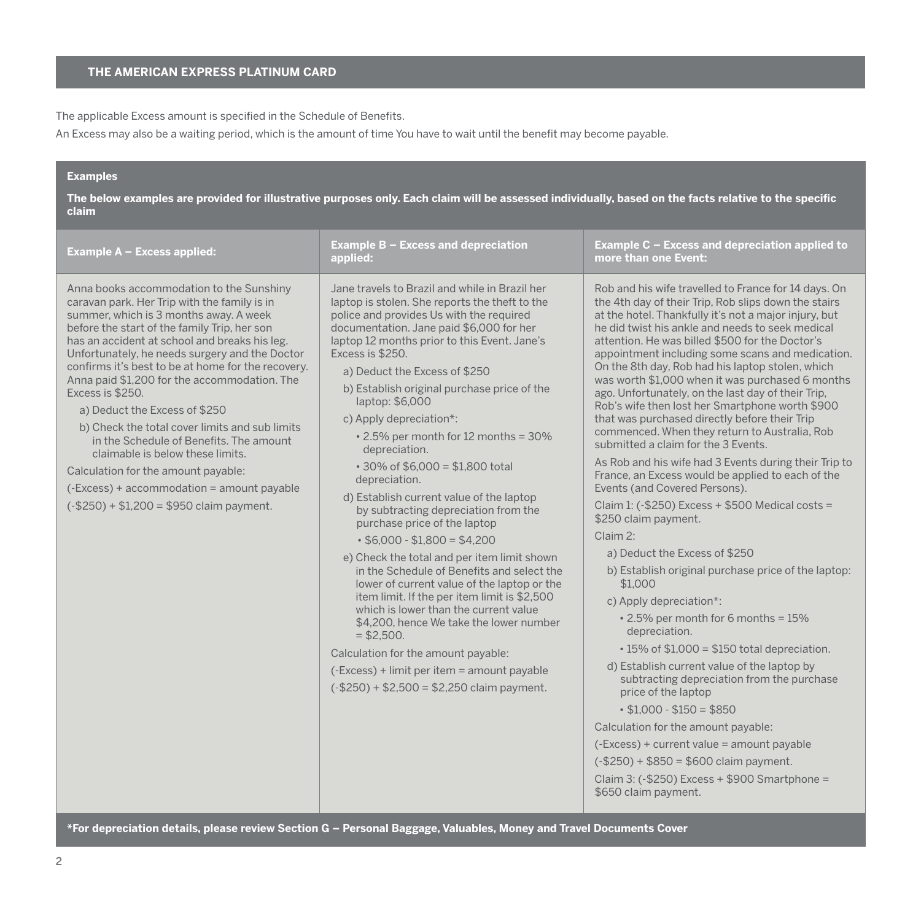The applicable Excess amount is specified in the Schedule of Benefits.

An Excess may also be a waiting period, which is the amount of time You have to wait until the benefit may become payable.

**Examples**

**The below examples are provided for illustrative purposes only. Each claim will be assessed individually, based on the facts relative to the specific claim**

**Example A – Excess applied:**

Anna books accommodation to the Sunshiny caravan park. Her Trip with the family is in summer, which is 3 months away. A week before the start of the family Trip, her son has an accident at school and breaks his leg. Unfortunately, he needs surgery and the Doctor confirms it's best to be at home for the recovery. Anna paid $1,200 for the accommodation. The Excess is $250.

a) Deduct the Excess of $250

b) Check the total cover limits and sub limits in the Schedule of Benefits. The amount claimable is below these limits.

Calculation for the amount payable:

(-Excess) + accommodation = amount payable

(-$250) + $1,200 = $950 claim payment.

**Example B – Excess and depreciation applied:**

Jane travels to Brazil and while in Brazil her laptop is stolen. She reports the theft to the police and provides Us with the required documentation. Jane paid $6,000 for her laptop 12 months prior to this Event. Jane's Excess is $250.

a) Deduct the Excess of $250

b) Establish original purchase price of the laptop: $6,000

c) Apply depreciation*:

- 2.5% per month for 12 months = 30% depreciation.
- 30% of $6,000 = $1,800 total depreciation.

d) Establish current value of the laptop by subtracting depreciation from the purchase price of the laptop

- $6,000 - $1,800 = $4,200

e) Check the total and per item limit shown in the Schedule of Benefits and select the lower of current value of the laptop or the item limit. If the per item limit is $2,500 which is lower than the current value $4,200, hence We take the lower number = $2,500.

Calculation for the amount payable:

(-Excess) + limit per item = amount payable

(-$250) + $2,500 = $2,250 claim payment.

**Example C – Excess and depreciation applied to more than one Event:**

Rob and his wife travelled to France for 14 days. On the 4th day of their Trip, Rob slips down the stairs at the hotel. Thankfully it's not a major injury, but he did twist his ankle and needs to seek medical attention. He was billed $500 for the Doctor's appointment including some scans and medication. On the 8th day, Rob had his laptop stolen, which was worth $1,000 when it was purchased 6 months ago. Unfortunately, on the last day of their Trip, Rob's wife then lost her Smartphone worth $900 that was purchased directly before their Trip commenced. When they return to Australia, Rob submitted a claim for the 3 Events.

As Rob and his wife had 3 Events during their Trip to France, an Excess would be applied to each of the Events (and Covered Persons).

Claim 1: (-$250) Excess + $500 Medical costs = $250 claim payment.

Claim 2:

a) Deduct the Excess of $250

b) Establish original purchase price of the laptop: $1,000

c) Apply depreciation*:

- 2.5% per month for 6 months = 15% depreciation.
- 15% of $1,000 = $150 total depreciation.

d) Establish current value of the laptop by subtracting depreciation from the purchase price of the laptop

- $1,000 - $150 = $850

Calculation for the amount payable:

(-Excess) + current value = amount payable

(-$250) + $850 = $600 claim payment.

Claim 3: (-$250) Excess + $900 Smartphone = $650 claim payment.

**\*For depreciation details, please review Section G – Personal Baggage, Valuables, Money and Travel Documents Cover**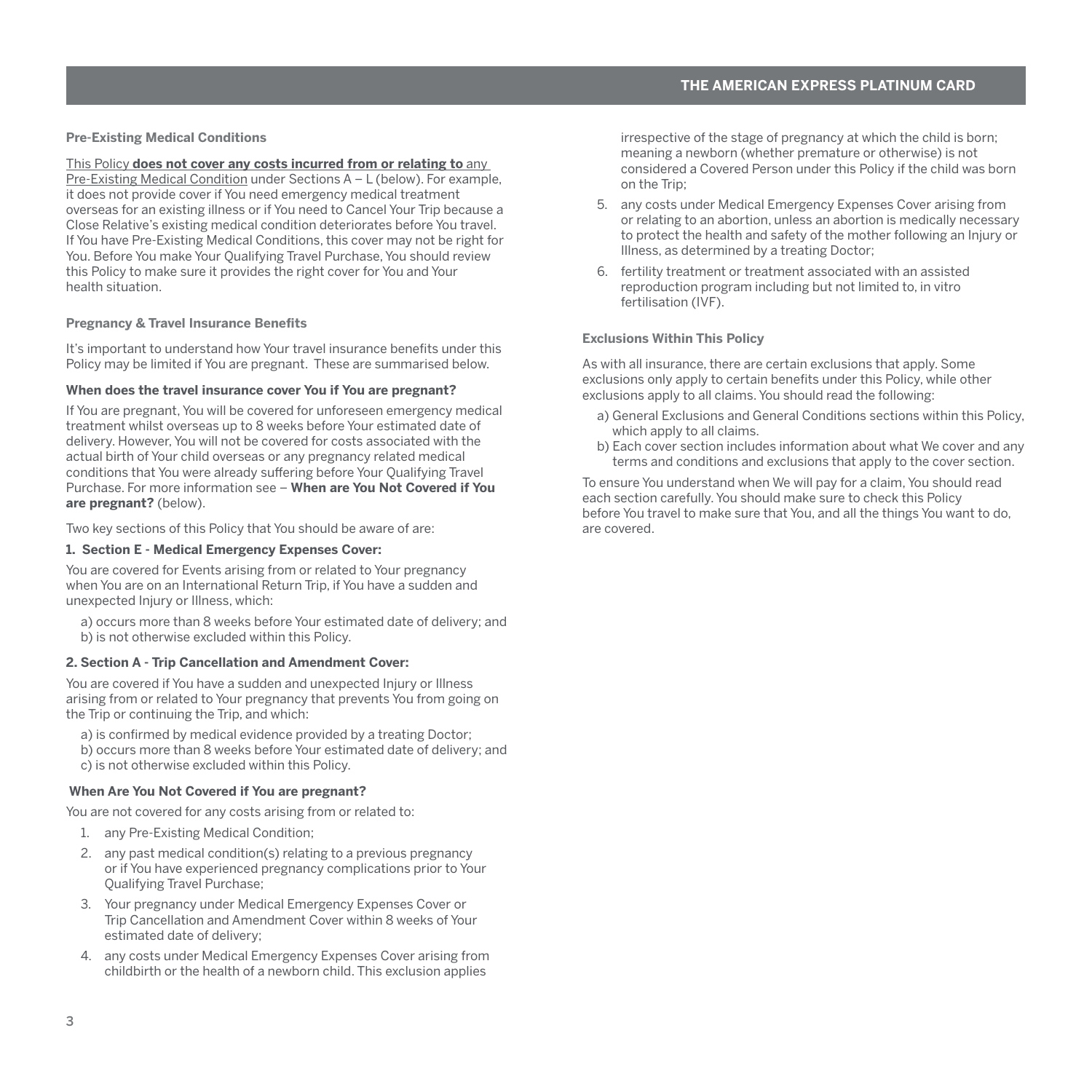**Pre-Existing Medical Conditions**

This Policy **does not cover any costs incurred from or relating to** any Pre-Existing Medical Condition under Sections A – L (below). For example, it does not provide cover if You need emergency medical treatment overseas for an existing illness or if You need to Cancel Your Trip because a Close Relative's existing medical condition deteriorates before You travel. If You have Pre-Existing Medical Conditions, this cover may not be right for You. Before You make Your Qualifying Travel Purchase, You should review this Policy to make sure it provides the right cover for You and Your health situation.

**Pregnancy & Travel Insurance Benefits**

It's important to understand how Your travel insurance benefits under this Policy may be limited if You are pregnant. These are summarised below.

**When does the travel insurance cover You if You are pregnant?**

If You are pregnant, You will be covered for unforeseen emergency medical treatment whilst overseas up to 8 weeks before Your estimated date of delivery. However, You will not be covered for costs associated with the actual birth of Your child overseas or any pregnancy related medical conditions that You were already suffering before Your Qualifying Travel Purchase. For more information see – **When are You Not Covered if You are pregnant?** (below).

Two key sections of this Policy that You should be aware of are:

**1. Section E - Medical Emergency Expenses Cover:**

You are covered for Events arising from or related to Your pregnancy when You are on an International Return Trip, if You have a sudden and unexpected Injury or Illness, which:

a) occurs more than 8 weeks before Your estimated date of delivery; and
b) is not otherwise excluded within this Policy.

**2. Section A - Trip Cancellation and Amendment Cover:**

You are covered if You have a sudden and unexpected Injury or Illness arising from or related to Your pregnancy that prevents You from going on the Trip or continuing the Trip, and which:

a) is confirmed by medical evidence provided by a treating Doctor;
b) occurs more than 8 weeks before Your estimated date of delivery; and
c) is not otherwise excluded within this Policy.

**When Are You Not Covered if You are pregnant?**

You are not covered for any costs arising from or related to:

1. any Pre-Existing Medical Condition;
2. any past medical condition(s) relating to a previous pregnancy or if You have experienced pregnancy complications prior to Your Qualifying Travel Purchase;
3. Your pregnancy under Medical Emergency Expenses Cover or Trip Cancellation and Amendment Cover within 8 weeks of Your estimated date of delivery;
4. any costs under Medical Emergency Expenses Cover arising from childbirth or the health of a newborn child. This exclusion applies irrespective of the stage of pregnancy at which the child is born; meaning a newborn (whether premature or otherwise) is not considered a Covered Person under this Policy if the child was born on the Trip;
5. any costs under Medical Emergency Expenses Cover arising from or relating to an abortion, unless an abortion is medically necessary to protect the health and safety of the mother following an Injury or Illness, as determined by a treating Doctor;
6. fertility treatment or treatment associated with an assisted reproduction program including but not limited to, in vitro fertilisation (IVF).

**Exclusions Within This Policy**

As with all insurance, there are certain exclusions that apply. Some exclusions only apply to certain benefits under this Policy, while other exclusions apply to all claims. You should read the following:

a) General Exclusions and General Conditions sections within this Policy, which apply to all claims.
b) Each cover section includes information about what We cover and any terms and conditions and exclusions that apply to the cover section.

To ensure You understand when We will pay for a claim, You should read each section carefully. You should make sure to check this Policy before You travel to make sure that You, and all the things You want to do, are covered.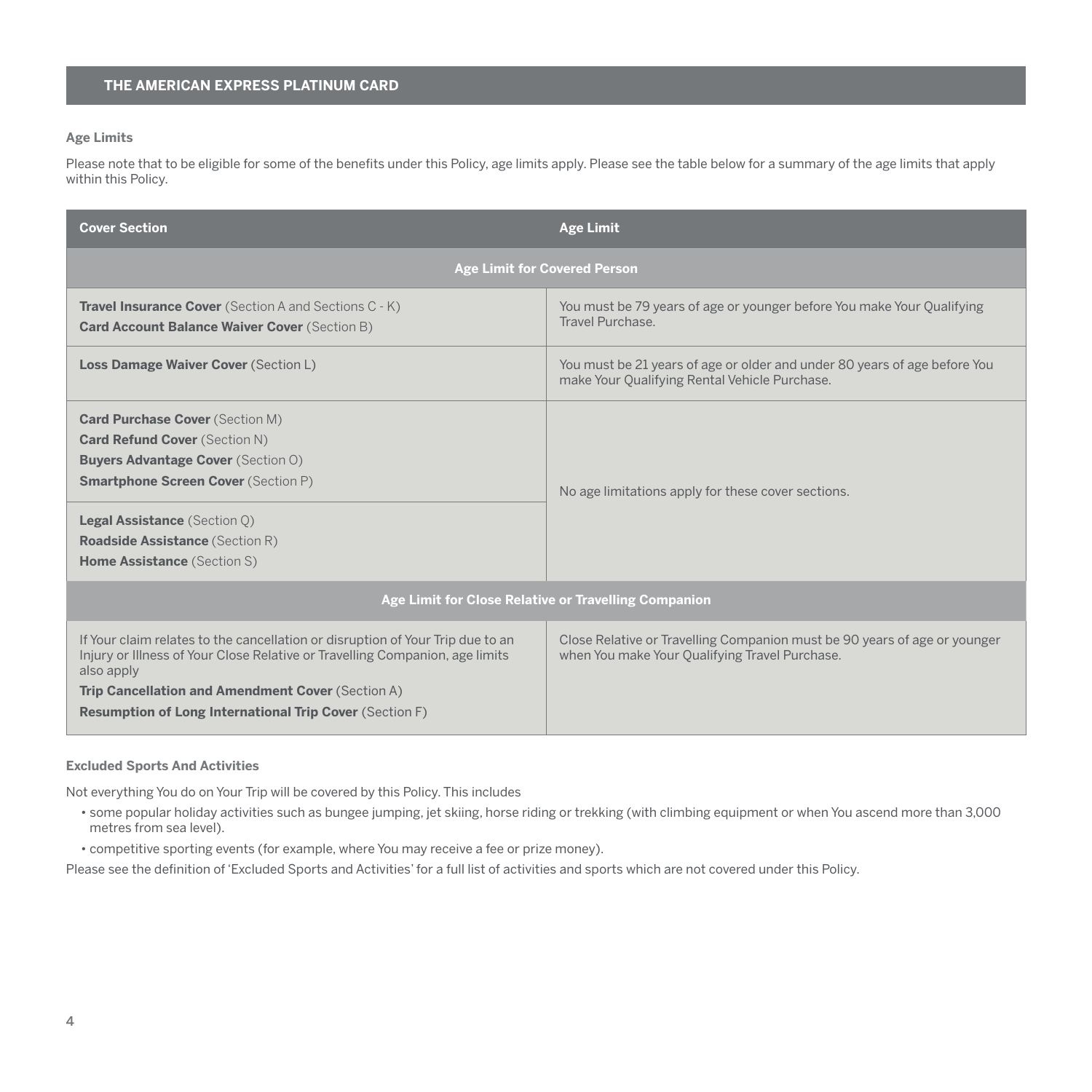## THE AMERICAN EXPRESS PLATINUM CARD

### Age Limits

Please note that to be eligible for some of the benefits under this Policy, age limits apply. Please see the table below for a summary of the age limits that apply within this Policy.

| Cover Section | Age Limit |
|---|---|
| **Age Limit for Covered Person** | |
| **Travel Insurance Cover** (Section A and Sections C - K)<br>**Card Account Balance Waiver Cover** (Section B) | You must be 79 years of age or younger before You make Your Qualifying Travel Purchase. |
| **Loss Damage Waiver Cover** (Section L) | You must be 21 years of age or older and under 80 years of age before You make Your Qualifying Rental Vehicle Purchase. |
| **Card Purchase Cover** (Section M)<br>**Card Refund Cover** (Section N)<br>**Buyers Advantage Cover** (Section O)<br>**Smartphone Screen Cover** (Section P) | No age limitations apply for these cover sections. |
| **Legal Assistance** (Section Q)<br>**Roadside Assistance** (Section R)<br>**Home Assistance** (Section S) | No age limitations apply for these cover sections. |
| **Age Limit for Close Relative or Travelling Companion** | |
| If Your claim relates to the cancellation or disruption of Your Trip due to an Injury or Illness of Your Close Relative or Travelling Companion, age limits also apply<br>**Trip Cancellation and Amendment Cover** (Section A)<br>**Resumption of Long International Trip Cover** (Section F) | Close Relative or Travelling Companion must be 90 years of age or younger when You make Your Qualifying Travel Purchase. |

### Excluded Sports And Activities

Not everything You do on Your Trip will be covered by this Policy. This includes

- some popular holiday activities such as bungee jumping, jet skiing, horse riding or trekking (with climbing equipment or when You ascend more than 3,000 metres from sea level).
- competitive sporting events (for example, where You may receive a fee or prize money).

Please see the definition of 'Excluded Sports and Activities' for a full list of activities and sports which are not covered under this Policy.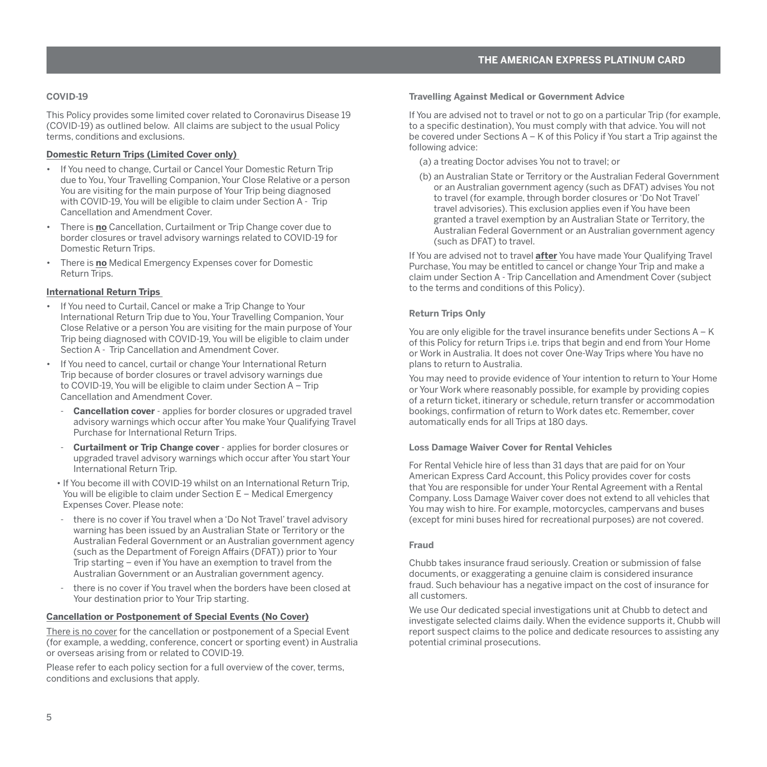## COVID-19

This Policy provides some limited cover related to Coronavirus Disease 19 (COVID-19) as outlined below. All claims are subject to the usual Policy terms, conditions and exclusions.

**Domestic Return Trips (Limited Cover only)**

- If You need to change, Curtail or Cancel Your Domestic Return Trip due to You, Your Travelling Companion, Your Close Relative or a person You are visiting for the main purpose of Your Trip being diagnosed with COVID-19, You will be eligible to claim under Section A - Trip Cancellation and Amendment Cover.
- There is **no** Cancellation, Curtailment or Trip Change cover due to border closures or travel advisory warnings related to COVID-19 for Domestic Return Trips.
- There is **no** Medical Emergency Expenses cover for Domestic Return Trips.

**International Return Trips**

- If You need to Curtail, Cancel or make a Trip Change to Your International Return Trip due to You, Your Travelling Companion, Your Close Relative or a person You are visiting for the main purpose of Your Trip being diagnosed with COVID-19, You will be eligible to claim under Section A - Trip Cancellation and Amendment Cover.
- If You need to cancel, curtail or change Your International Return Trip because of border closures or travel advisory warnings due to COVID-19, You will be eligible to claim under Section A – Trip Cancellation and Amendment Cover.
  - **Cancellation cover** - applies for border closures or upgraded travel advisory warnings which occur after You make Your Qualifying Travel Purchase for International Return Trips.
  - **Curtailment or Trip Change cover** - applies for border closures or upgraded travel advisory warnings which occur after You start Your International Return Trip.
- If You become ill with COVID-19 whilst on an International Return Trip, You will be eligible to claim under Section E – Medical Emergency Expenses Cover. Please note:
  - there is no cover if You travel when a 'Do Not Travel' travel advisory warning has been issued by an Australian State or Territory or the Australian Federal Government or an Australian government agency (such as the Department of Foreign Affairs (DFAT)) prior to Your Trip starting – even if You have an exemption to travel from the Australian Government or an Australian government agency.
  - there is no cover if You travel when the borders have been closed at Your destination prior to Your Trip starting.

**Cancellation or Postponement of Special Events (No Cover)**

There is no cover for the cancellation or postponement of a Special Event (for example, a wedding, conference, concert or sporting event) in Australia or overseas arising from or related to COVID-19.

Please refer to each policy section for a full overview of the cover, terms, conditions and exclusions that apply.

### Travelling Against Medical or Government Advice

If You are advised not to travel or not to go on a particular Trip (for example, to a specific destination), You must comply with that advice. You will not be covered under Sections A – K of this Policy if You start a Trip against the following advice:

(a) a treating Doctor advises You not to travel; or

(b) an Australian State or Territory or the Australian Federal Government or an Australian government agency (such as DFAT) advises You not to travel (for example, through border closures or 'Do Not Travel' travel advisories). This exclusion applies even if You have been granted a travel exemption by an Australian State or Territory, the Australian Federal Government or an Australian government agency (such as DFAT) to travel.

If You are advised not to travel **after** You have made Your Qualifying Travel Purchase, You may be entitled to cancel or change Your Trip and make a claim under Section A - Trip Cancellation and Amendment Cover (subject to the terms and conditions of this Policy).

### Return Trips Only

You are only eligible for the travel insurance benefits under Sections A – K of this Policy for return Trips i.e. trips that begin and end from Your Home or Work in Australia. It does not cover One-Way Trips where You have no plans to return to Australia.

You may need to provide evidence of Your intention to return to Your Home or Your Work where reasonably possible, for example by providing copies of a return ticket, itinerary or schedule, return transfer or accommodation bookings, confirmation of return to Work dates etc. Remember, cover automatically ends for all Trips at 180 days.

### Loss Damage Waiver Cover for Rental Vehicles

For Rental Vehicle hire of less than 31 days that are paid for on Your American Express Card Account, this Policy provides cover for costs that You are responsible for under Your Rental Agreement with a Rental Company. Loss Damage Waiver cover does not extend to all vehicles that You may wish to hire. For example, motorcycles, campervans and buses (except for mini buses hired for recreational purposes) are not covered.

### Fraud

Chubb takes insurance fraud seriously. Creation or submission of false documents, or exaggerating a genuine claim is considered insurance fraud. Such behaviour has a negative impact on the cost of insurance for all customers.

We use Our dedicated special investigations unit at Chubb to detect and investigate selected claims daily. When the evidence supports it, Chubb will report suspect claims to the police and dedicate resources to assisting any potential criminal prosecutions.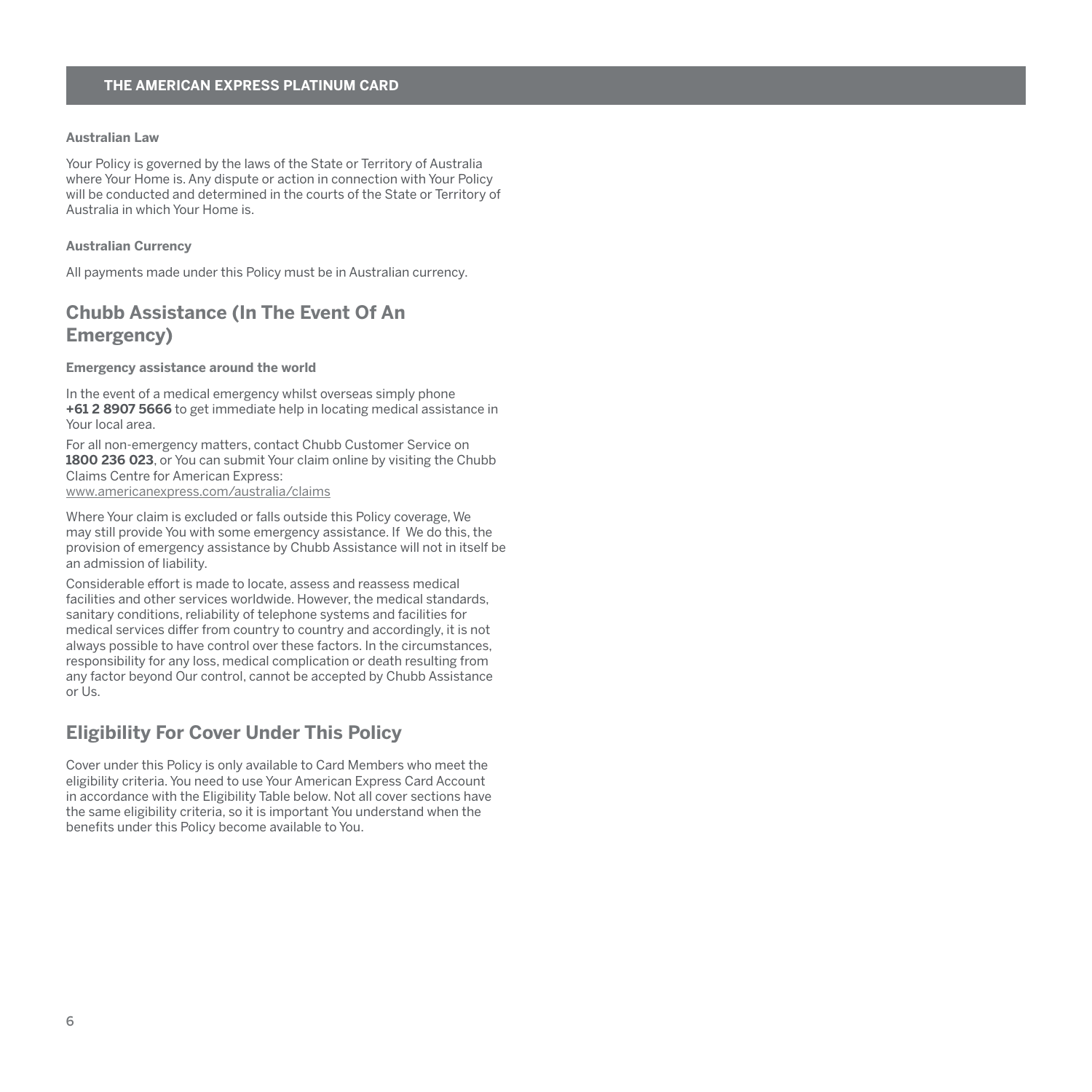**Australian Law**

Your Policy is governed by the laws of the State or Territory of Australia where Your Home is. Any dispute or action in connection with Your Policy will be conducted and determined in the courts of the State or Territory of Australia in which Your Home is.

**Australian Currency**

All payments made under this Policy must be in Australian currency.

## Chubb Assistance (In The Event Of An Emergency)

**Emergency assistance around the world**

In the event of a medical emergency whilst overseas simply phone **+61 2 8907 5666** to get immediate help in locating medical assistance in Your local area.

For all non-emergency matters, contact Chubb Customer Service on **1800 236 023**, or You can submit Your claim online by visiting the Chubb Claims Centre for American Express:
www.americanexpress.com/australia/claims

Where Your claim is excluded or falls outside this Policy coverage, We may still provide You with some emergency assistance. If We do this, the provision of emergency assistance by Chubb Assistance will not in itself be an admission of liability.

Considerable effort is made to locate, assess and reassess medical facilities and other services worldwide. However, the medical standards, sanitary conditions, reliability of telephone systems and facilities for medical services differ from country to country and accordingly, it is not always possible to have control over these factors. In the circumstances, responsibility for any loss, medical complication or death resulting from any factor beyond Our control, cannot be accepted by Chubb Assistance or Us.

## Eligibility For Cover Under This Policy

Cover under this Policy is only available to Card Members who meet the eligibility criteria. You need to use Your American Express Card Account in accordance with the Eligibility Table below. Not all cover sections have the same eligibility criteria, so it is important You understand when the benefits under this Policy become available to You.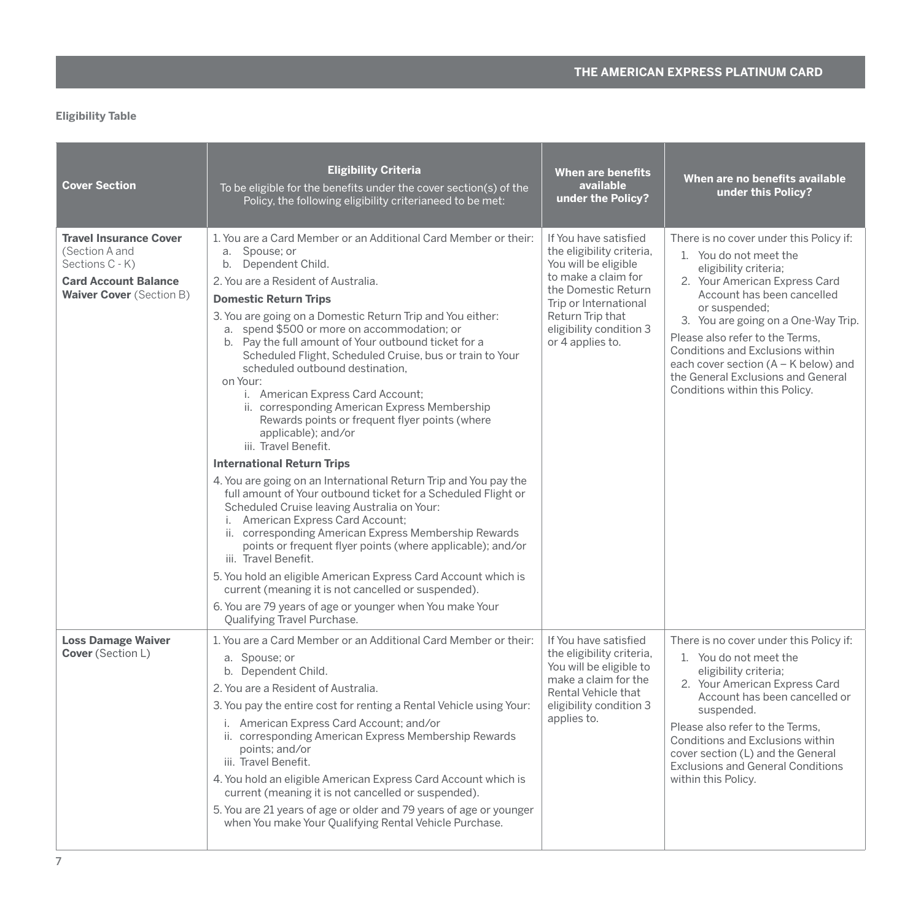**Eligibility Table**

| Cover Section | Eligibility Criteria<br>To be eligible for the benefits under the cover section(s) of the Policy, the following eligibility criterianeed to be met: | When are benefits available under the Policy? | When are no benefits available under this Policy? |
|---|---|---|---|
| **Travel Insurance Cover** (Section A and Sections C - K)<br>**Card Account Balance Waiver Cover** (Section B) | 1. You are a Card Member or an Additional Card Member or their:<br>a. Spouse; or<br>b. Dependent Child.<br>2. You are a Resident of Australia.<br>**Domestic Return Trips**<br>3. You are going on a Domestic Return Trip and You either:<br>a. spend $500 or more on accommodation; or<br>b. Pay the full amount of Your outbound ticket for a Scheduled Flight, Scheduled Cruise, bus or train to Your scheduled outbound destination,<br>on Your:<br>i. American Express Card Account;<br>ii. corresponding American Express Membership Rewards points or frequent flyer points (where applicable); and/or<br>iii. Travel Benefit.<br>**International Return Trips**<br>4. You are going on an International Return Trip and You pay the full amount of Your outbound ticket for a Scheduled Flight or Scheduled Cruise leaving Australia on Your:<br>i. American Express Card Account;<br>ii. corresponding American Express Membership Rewards points or frequent flyer points (where applicable); and/or<br>iii. Travel Benefit.<br>5. You hold an eligible American Express Card Account which is current (meaning it is not cancelled or suspended).<br>6. You are 79 years of age or younger when You make Your Qualifying Travel Purchase. | If You have satisfied the eligibility criteria, You will be eligible to make a claim for the Domestic Return Trip or International Return Trip that eligibility condition 3 or 4 applies to. | There is no cover under this Policy if:<br>1. You do not meet the eligibility criteria;<br>2. Your American Express Card Account has been cancelled or suspended;<br>3. You are going on a One-Way Trip.<br>Please also refer to the Terms, Conditions and Exclusions within each cover section (A – K below) and the General Exclusions and General Conditions within this Policy. |
| **Loss Damage Waiver Cover** (Section L) | 1. You are a Card Member or an Additional Card Member or their:<br>a. Spouse; or<br>b. Dependent Child.<br>2. You are a Resident of Australia.<br>3. You pay the entire cost for renting a Rental Vehicle using Your:<br>i. American Express Card Account; and/or<br>ii. corresponding American Express Membership Rewards points; and/or<br>iii. Travel Benefit.<br>4. You hold an eligible American Express Card Account which is current (meaning it is not cancelled or suspended).<br>5. You are 21 years of age or older and 79 years of age or younger when You make Your Qualifying Rental Vehicle Purchase. | If You have satisfied the eligibility criteria, You will be eligible to make a claim for the Rental Vehicle that eligibility condition 3 applies to. | There is no cover under this Policy if:<br>1. You do not meet the eligibility criteria;<br>2. Your American Express Card Account has been cancelled or suspended.<br>Please also refer to the Terms, Conditions and Exclusions within cover section (L) and the General Exclusions and General Conditions within this Policy. |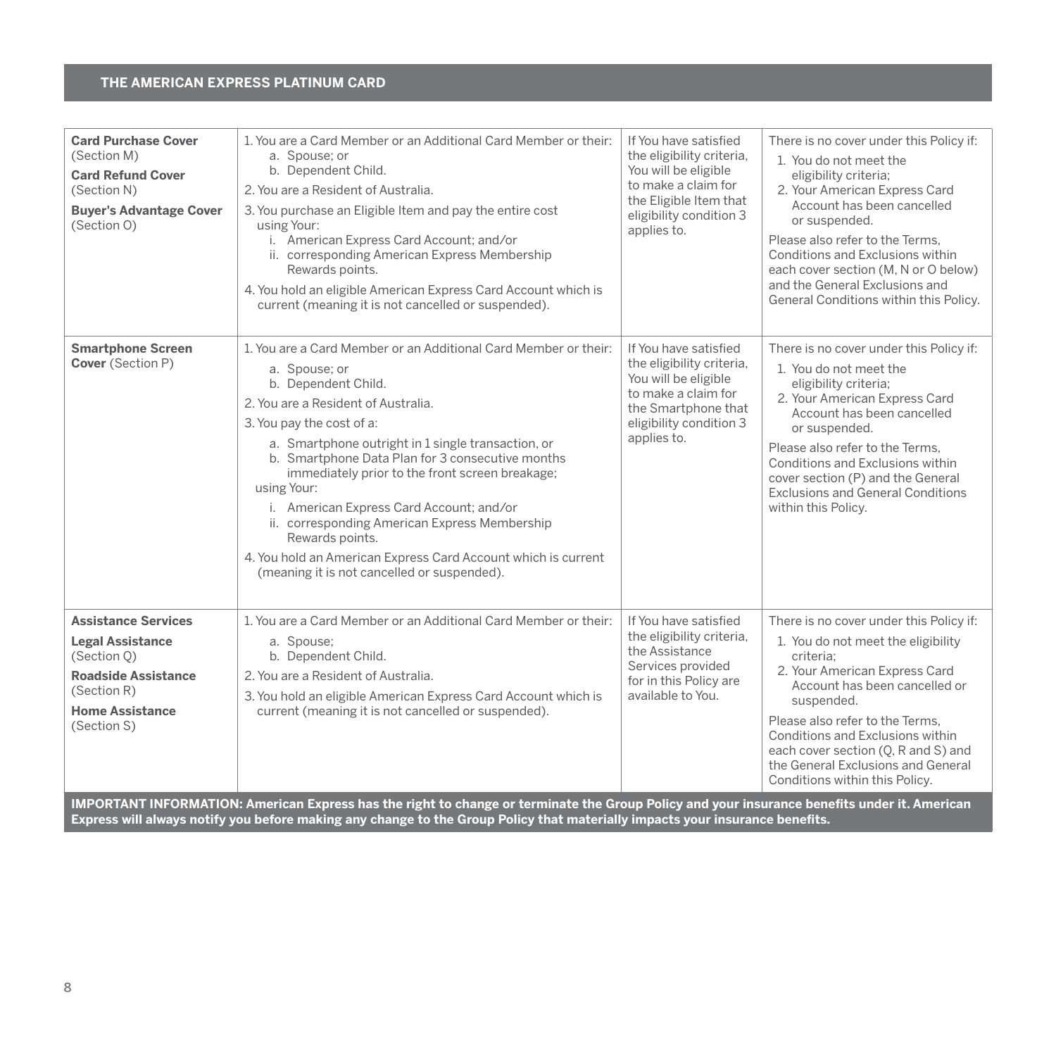## THE AMERICAN EXPRESS PLATINUM CARD

| | | | |
|---|---|---|---|
| **Card Purchase Cover** (Section M)<br>**Card Refund Cover** (Section N)<br>**Buyer's Advantage Cover** (Section O) | 1. You are a Card Member or an Additional Card Member or their:<br>a. Spouse; or<br>b. Dependent Child.<br>2. You are a Resident of Australia.<br>3. You purchase an Eligible Item and pay the entire cost using Your:<br>i. American Express Card Account; and/or<br>ii. corresponding American Express Membership Rewards points.<br>4. You hold an eligible American Express Card Account which is current (meaning it is not cancelled or suspended). | If You have satisfied the eligibility criteria, You will be eligible to make a claim for the Eligible Item that eligibility condition 3 applies to. | There is no cover under this Policy if:<br>1. You do not meet the eligibility criteria;<br>2. Your American Express Card Account has been cancelled or suspended.<br>Please also refer to the Terms, Conditions and Exclusions within each cover section (M, N or O below) and the General Exclusions and General Conditions within this Policy. |
| **Smartphone Screen Cover** (Section P) | 1. You are a Card Member or an Additional Card Member or their:<br>a. Spouse; or<br>b. Dependent Child.<br>2. You are a Resident of Australia.<br>3. You pay the cost of a:<br>a. Smartphone outright in 1 single transaction, or<br>b. Smartphone Data Plan for 3 consecutive months immediately prior to the front screen breakage;<br>using Your:<br>i. American Express Card Account; and/or<br>ii. corresponding American Express Membership Rewards points.<br>4. You hold an American Express Card Account which is current (meaning it is not cancelled or suspended). | If You have satisfied the eligibility criteria, You will be eligible to make a claim for the Smartphone that eligibility condition 3 applies to. | There is no cover under this Policy if:<br>1. You do not meet the eligibility criteria;<br>2. Your American Express Card Account has been cancelled or suspended.<br>Please also refer to the Terms, Conditions and Exclusions within cover section (P) and the General Exclusions and General Conditions within this Policy. |
| **Assistance Services**<br>**Legal Assistance** (Section Q)<br>**Roadside Assistance** (Section R)<br>**Home Assistance** (Section S) | 1. You are a Card Member or an Additional Card Member or their:<br>a. Spouse;<br>b. Dependent Child.<br>2. You are a Resident of Australia.<br>3. You hold an eligible American Express Card Account which is current (meaning it is not cancelled or suspended). | If You have satisfied the eligibility criteria, the Assistance Services provided for in this Policy are available to You. | There is no cover under this Policy if:<br>1. You do not meet the eligibility criteria;<br>2. Your American Express Card Account has been cancelled or suspended.<br>Please also refer to the Terms, Conditions and Exclusions within each cover section (Q, R and S) and the General Exclusions and General Conditions within this Policy. |

**IMPORTANT INFORMATION: American Express has the right to change or terminate the Group Policy and your insurance benefits under it. American Express will always notify you before making any change to the Group Policy that materially impacts your insurance benefits.**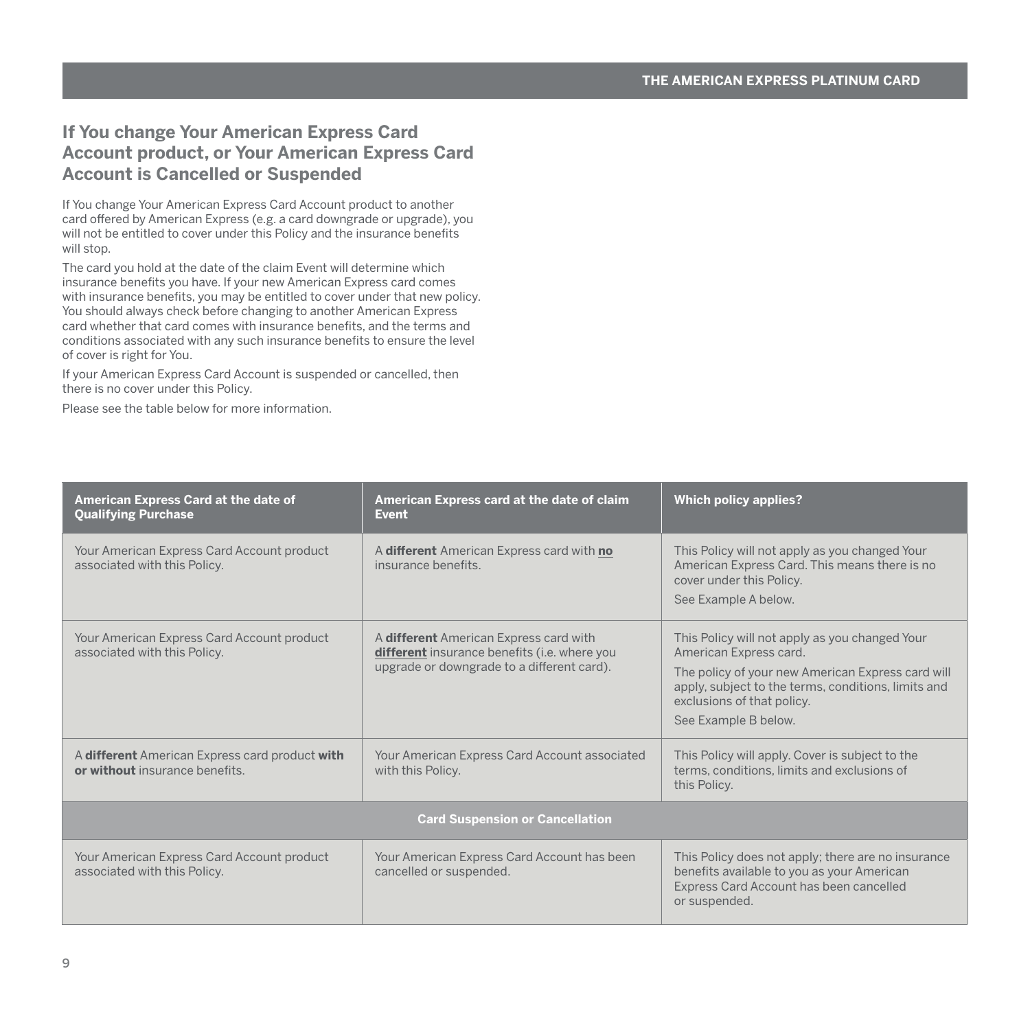## If You change Your American Express Card Account product, or Your American Express Card Account is Cancelled or Suspended

If You change Your American Express Card Account product to another card offered by American Express (e.g. a card downgrade or upgrade), you will not be entitled to cover under this Policy and the insurance benefits will stop.

The card you hold at the date of the claim Event will determine which insurance benefits you have. If your new American Express card comes with insurance benefits, you may be entitled to cover under that new policy. You should always check before changing to another American Express card whether that card comes with insurance benefits, and the terms and conditions associated with any such insurance benefits to ensure the level of cover is right for You.

If your American Express Card Account is suspended or cancelled, then there is no cover under this Policy.

Please see the table below for more information.

| American Express Card at the date of Qualifying Purchase | American Express card at the date of claim Event | Which policy applies? |
| --- | --- | --- |
| Your American Express Card Account product associated with this Policy. | A **different** American Express card with **no** insurance benefits. | This Policy will not apply as you changed Your American Express Card. This means there is no cover under this Policy.<br>See Example A below. |
| Your American Express Card Account product associated with this Policy. | A **different** American Express card with **different** insurance benefits (i.e. where you upgrade or downgrade to a different card). | This Policy will not apply as you changed Your American Express card.<br>The policy of your new American Express card will apply, subject to the terms, conditions, limits and exclusions of that policy.<br>See Example B below. |
| A **different** American Express card product **with or without** insurance benefits. | Your American Express Card Account associated with this Policy. | This Policy will apply. Cover is subject to the terms, conditions, limits and exclusions of this Policy. |
| **Card Suspension or Cancellation** | | |
| Your American Express Card Account product associated with this Policy. | Your American Express Card Account has been cancelled or suspended. | This Policy does not apply; there are no insurance benefits available to you as your American Express Card Account has been cancelled or suspended. |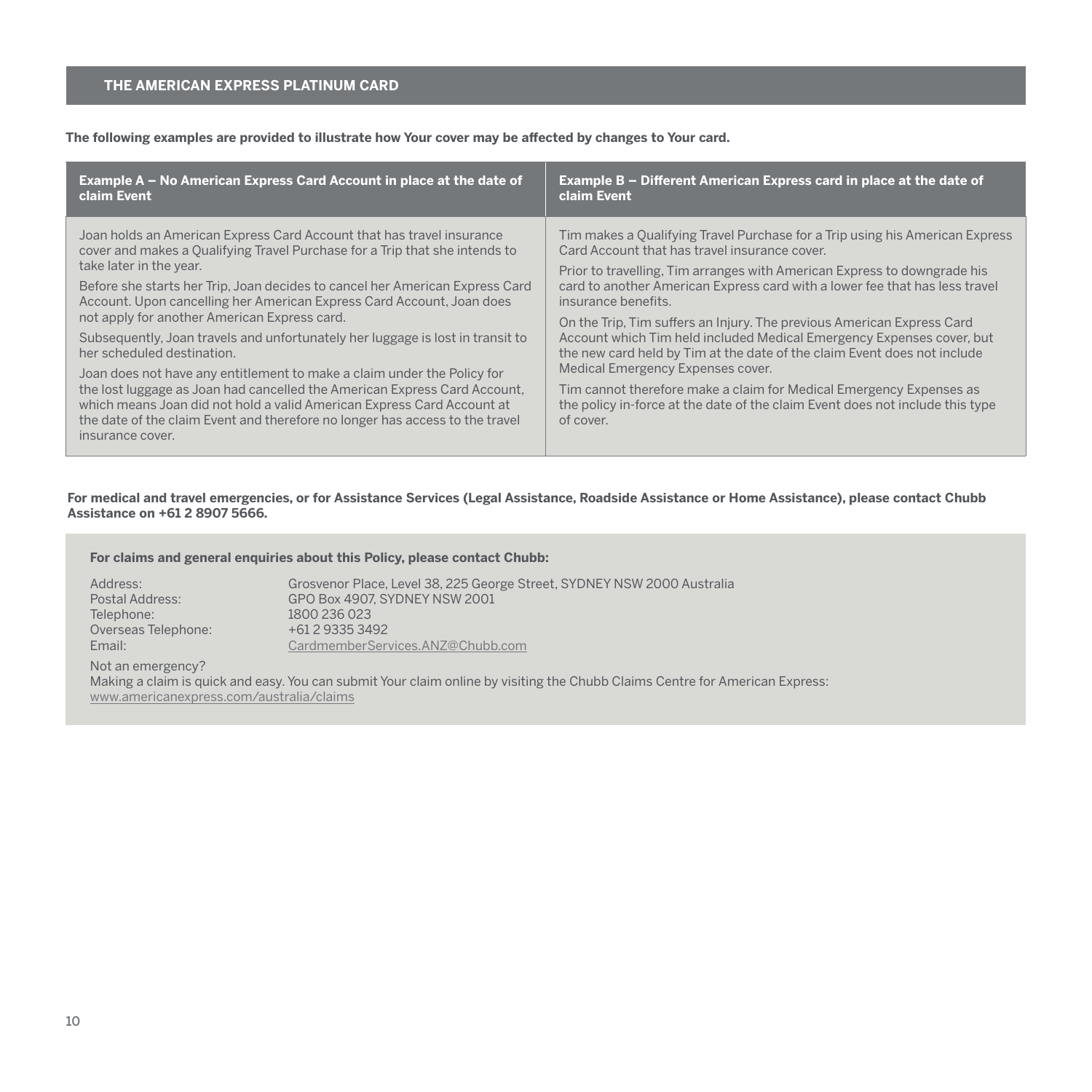## THE AMERICAN EXPRESS PLATINUM CARD

**The following examples are provided to illustrate how Your cover may be affected by changes to Your card.**

| Example A – No American Express Card Account in place at the date of claim Event | Example B – Different American Express card in place at the date of claim Event |
| --- | --- |
| Joan holds an American Express Card Account that has travel insurance cover and makes a Qualifying Travel Purchase for a Trip that she intends to take later in the year.<br><br>Before she starts her Trip, Joan decides to cancel her American Express Card Account. Upon cancelling her American Express Card Account, Joan does not apply for another American Express card.<br><br>Subsequently, Joan travels and unfortunately her luggage is lost in transit to her scheduled destination.<br><br>Joan does not have any entitlement to make a claim under the Policy for the lost luggage as Joan had cancelled the American Express Card Account, which means Joan did not hold a valid American Express Card Account at the date of the claim Event and therefore no longer has access to the travel insurance cover. | Tim makes a Qualifying Travel Purchase for a Trip using his American Express Card Account that has travel insurance cover.<br><br>Prior to travelling, Tim arranges with American Express to downgrade his card to another American Express card with a lower fee that has less travel insurance benefits.<br><br>On the Trip, Tim suffers an Injury. The previous American Express Card Account which Tim held included Medical Emergency Expenses cover, but the new card held by Tim at the date of the claim Event does not include Medical Emergency Expenses cover.<br><br>Tim cannot therefore make a claim for Medical Emergency Expenses as the policy in-force at the date of the claim Event does not include this type of cover. |

**For medical and travel emergencies, or for Assistance Services (Legal Assistance, Roadside Assistance or Home Assistance), please contact Chubb Assistance on +61 2 8907 5666.**

**For claims and general enquiries about this Policy, please contact Chubb:**

| | |
| --- | --- |
| Address: | Grosvenor Place, Level 38, 225 George Street, SYDNEY NSW 2000 Australia |
| Postal Address: | GPO Box 4907, SYDNEY NSW 2001 |
| Telephone: | 1800 236 023 |
| Overseas Telephone: | +61 2 9335 3492 |
| Email: | CardmemberServices.ANZ@Chubb.com |

Not an emergency?
Making a claim is quick and easy. You can submit Your claim online by visiting the Chubb Claims Centre for American Express: www.americanexpress.com/australia/claims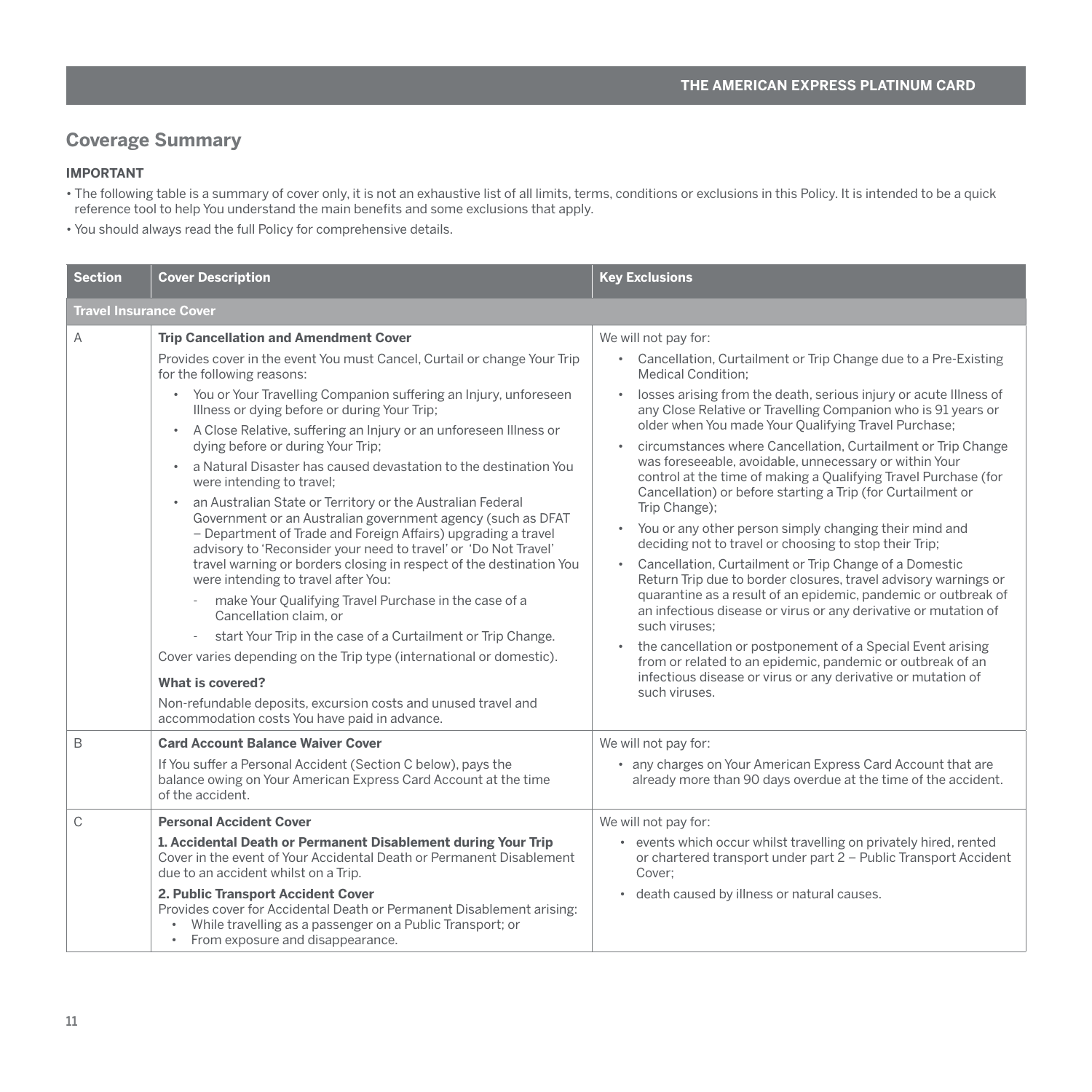## Coverage Summary

**IMPORTANT**

- The following table is a summary of cover only, it is not an exhaustive list of all limits, terms, conditions or exclusions in this Policy. It is intended to be a quick reference tool to help You understand the main benefits and some exclusions that apply.
- You should always read the full Policy for comprehensive details.

| Section | Cover Description | Key Exclusions |
|---|---|---|
| **Travel Insurance Cover** | | |
| A | **Trip Cancellation and Amendment Cover**<br><br>Provides cover in the event You must Cancel, Curtail or change Your Trip for the following reasons:<br>• You or Your Travelling Companion suffering an Injury, unforeseen Illness or dying before or during Your Trip;<br>• A Close Relative, suffering an Injury or an unforeseen Illness or dying before or during Your Trip;<br>• a Natural Disaster has caused devastation to the destination You were intending to travel;<br>• an Australian State or Territory or the Australian Federal Government or an Australian government agency (such as DFAT – Department of Trade and Foreign Affairs) upgrading a travel advisory to 'Reconsider your need to travel' or 'Do Not Travel' travel warning or borders closing in respect of the destination You were intending to travel after You:<br>  - make Your Qualifying Travel Purchase in the case of a Cancellation claim, or<br>  - start Your Trip in the case of a Curtailment or Trip Change.<br><br>Cover varies depending on the Trip type (international or domestic).<br><br>**What is covered?**<br><br>Non-refundable deposits, excursion costs and unused travel and accommodation costs You have paid in advance. | We will not pay for:<br>• Cancellation, Curtailment or Trip Change due to a Pre-Existing Medical Condition;<br>• losses arising from the death, serious injury or acute Illness of any Close Relative or Travelling Companion who is 91 years or older when You made Your Qualifying Travel Purchase;<br>• circumstances where Cancellation, Curtailment or Trip Change was foreseeable, avoidable, unnecessary or within Your control at the time of making a Qualifying Travel Purchase (for Cancellation) or before starting a Trip (for Curtailment or Trip Change);<br>• You or any other person simply changing their mind and deciding not to travel or choosing to stop their Trip;<br>• Cancellation, Curtailment or Trip Change of a Domestic Return Trip due to border closures, travel advisory warnings or quarantine as a result of an epidemic, pandemic or outbreak of an infectious disease or virus or any derivative or mutation of such viruses;<br>• the cancellation or postponement of a Special Event arising from or related to an epidemic, pandemic or outbreak of an infectious disease or virus or any derivative or mutation of such viruses. |
| B | **Card Account Balance Waiver Cover**<br><br>If You suffer a Personal Accident (Section C below), pays the balance owing on Your American Express Card Account at the time of the accident. | We will not pay for:<br>• any charges on Your American Express Card Account that are already more than 90 days overdue at the time of the accident. |
| C | **Personal Accident Cover**<br><br>**1. Accidental Death or Permanent Disablement during Your Trip**<br>Cover in the event of Your Accidental Death or Permanent Disablement due to an accident whilst on a Trip.<br><br>**2. Public Transport Accident Cover**<br>Provides cover for Accidental Death or Permanent Disablement arising:<br>• While travelling as a passenger on a Public Transport; or<br>• From exposure and disappearance. | We will not pay for:<br>• events which occur whilst travelling on privately hired, rented or chartered transport under part 2 – Public Transport Accident Cover;<br>• death caused by illness or natural causes. |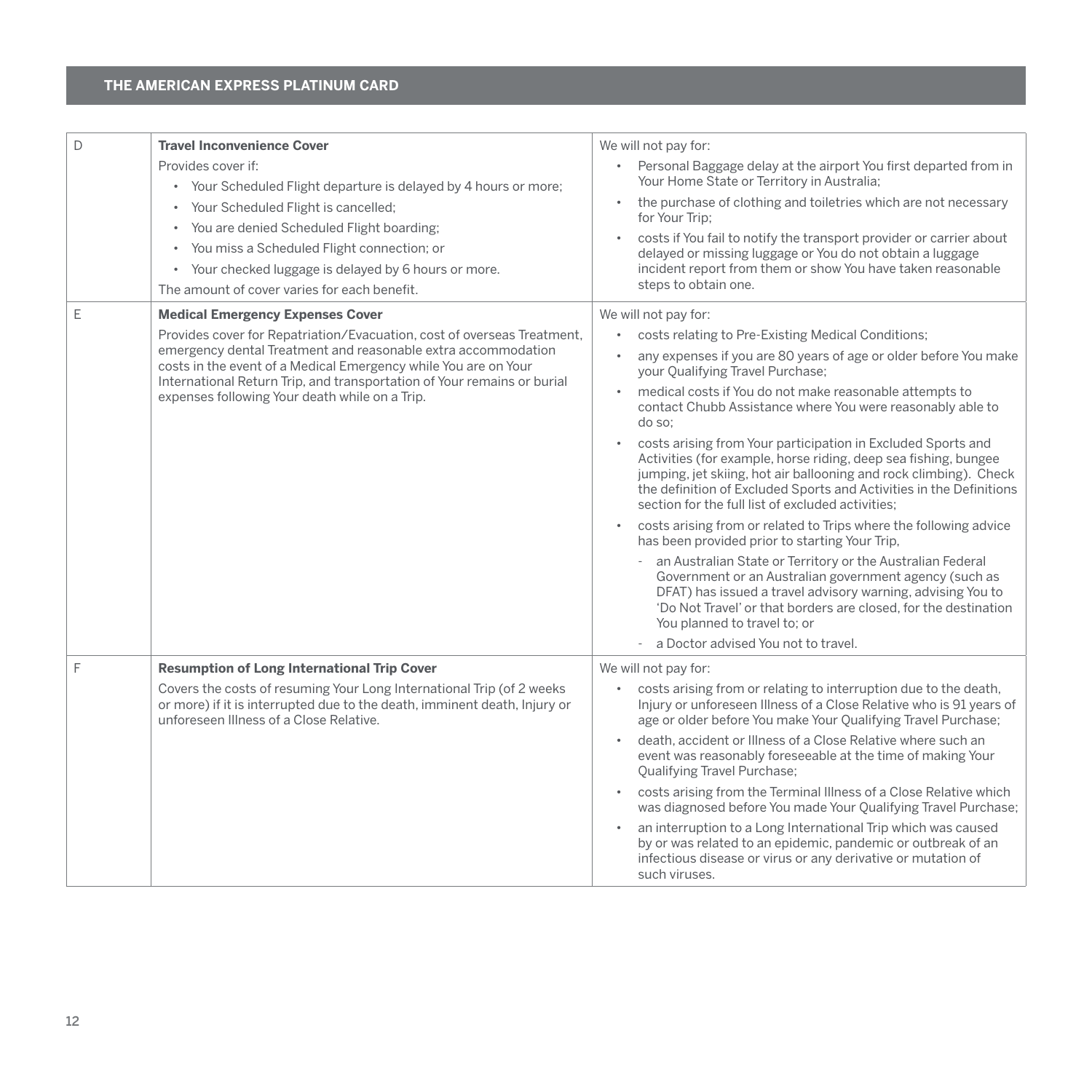| D | **Travel Inconvenience Cover**<br>Provides cover if:<br>• Your Scheduled Flight departure is delayed by 4 hours or more;<br>• Your Scheduled Flight is cancelled;<br>• You are denied Scheduled Flight boarding;<br>• You miss a Scheduled Flight connection; or<br>• Your checked luggage is delayed by 6 hours or more.<br>The amount of cover varies for each benefit. | We will not pay for:<br>• Personal Baggage delay at the airport You first departed from in Your Home State or Territory in Australia;<br>• the purchase of clothing and toiletries which are not necessary for Your Trip;<br>• costs if You fail to notify the transport provider or carrier about delayed or missing luggage or You do not obtain a luggage incident report from them or show You have taken reasonable steps to obtain one. |
|---|---|---|
| E | **Medical Emergency Expenses Cover**<br>Provides cover for Repatriation/Evacuation, cost of overseas Treatment, emergency dental Treatment and reasonable extra accommodation costs in the event of a Medical Emergency while You are on Your International Return Trip, and transportation of Your remains or burial expenses following Your death while on a Trip. | We will not pay for:<br>• costs relating to Pre-Existing Medical Conditions;<br>• any expenses if you are 80 years of age or older before You make your Qualifying Travel Purchase;<br>• medical costs if You do not make reasonable attempts to contact Chubb Assistance where You were reasonably able to do so;<br>• costs arising from Your participation in Excluded Sports and Activities (for example, horse riding, deep sea fishing, bungee jumping, jet skiing, hot air ballooning and rock climbing). Check the definition of Excluded Sports and Activities in the Definitions section for the full list of excluded activities;<br>• costs arising from or related to Trips where the following advice has been provided prior to starting Your Trip,<br>- an Australian State or Territory or the Australian Federal Government or an Australian government agency (such as DFAT) has issued a travel advisory warning, advising You to 'Do Not Travel' or that borders are closed, for the destination You planned to travel to; or<br>- a Doctor advised You not to travel. |
| F | **Resumption of Long International Trip Cover**<br>Covers the costs of resuming Your Long International Trip (of 2 weeks or more) if it is interrupted due to the death, imminent death, Injury or unforeseen Illness of a Close Relative. | We will not pay for:<br>• costs arising from or relating to interruption due to the death, Injury or unforeseen Illness of a Close Relative who is 91 years of age or older before You make Your Qualifying Travel Purchase;<br>• death, accident or Illness of a Close Relative where such an event was reasonably foreseeable at the time of making Your Qualifying Travel Purchase;<br>• costs arising from the Terminal Illness of a Close Relative which was diagnosed before You made Your Qualifying Travel Purchase;<br>• an interruption to a Long International Trip which was caused by or was related to an epidemic, pandemic or outbreak of an infectious disease or virus or any derivative or mutation of such viruses. |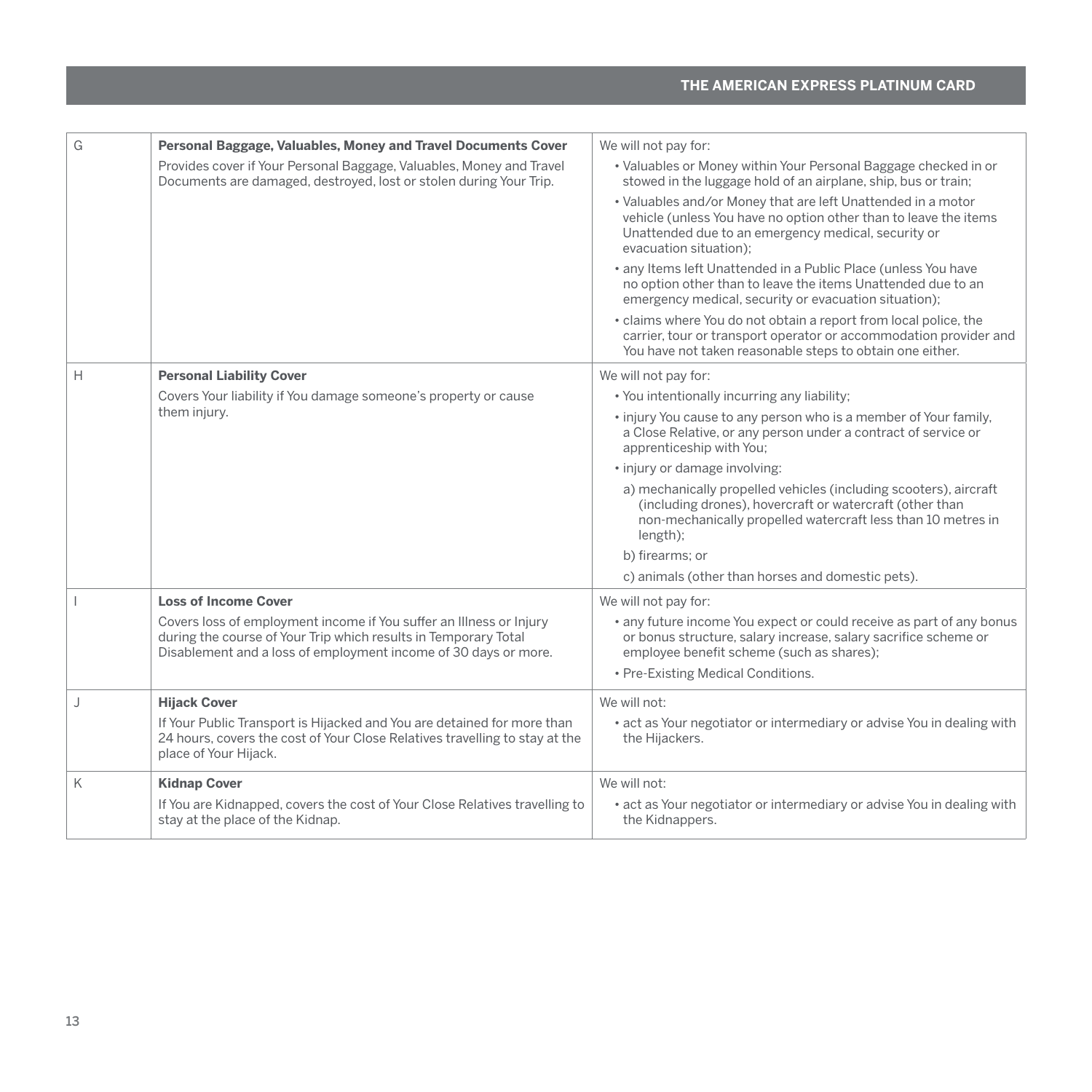| | | |
|---|---|---|
| G | **Personal Baggage, Valuables, Money and Travel Documents Cover**<br><br>Provides cover if Your Personal Baggage, Valuables, Money and Travel Documents are damaged, destroyed, lost or stolen during Your Trip. | We will not pay for:<br><br>• Valuables or Money within Your Personal Baggage checked in or stowed in the luggage hold of an airplane, ship, bus or train;<br><br>• Valuables and/or Money that are left Unattended in a motor vehicle (unless You have no option other than to leave the items Unattended due to an emergency medical, security or evacuation situation);<br><br>• any Items left Unattended in a Public Place (unless You have no option other than to leave the items Unattended due to an emergency medical, security or evacuation situation);<br><br>• claims where You do not obtain a report from local police, the carrier, tour or transport operator or accommodation provider and You have not taken reasonable steps to obtain one either. |
| H | **Personal Liability Cover**<br><br>Covers Your liability if You damage someone's property or cause them injury. | We will not pay for:<br><br>• You intentionally incurring any liability;<br><br>• injury You cause to any person who is a member of Your family, a Close Relative, or any person under a contract of service or apprenticeship with You;<br><br>• injury or damage involving:<br><br>a) mechanically propelled vehicles (including scooters), aircraft (including drones), hovercraft or watercraft (other than non-mechanically propelled watercraft less than 10 metres in length);<br><br>b) firearms; or<br><br>c) animals (other than horses and domestic pets). |
| I | **Loss of Income Cover**<br><br>Covers loss of employment income if You suffer an Illness or Injury during the course of Your Trip which results in Temporary Total Disablement and a loss of employment income of 30 days or more. | We will not pay for:<br><br>• any future income You expect or could receive as part of any bonus or bonus structure, salary increase, salary sacrifice scheme or employee benefit scheme (such as shares);<br><br>• Pre-Existing Medical Conditions. |
| J | **Hijack Cover**<br><br>If Your Public Transport is Hijacked and You are detained for more than 24 hours, covers the cost of Your Close Relatives travelling to stay at the place of Your Hijack. | We will not:<br><br>• act as Your negotiator or intermediary or advise You in dealing with the Hijackers. |
| K | **Kidnap Cover**<br><br>If You are Kidnapped, covers the cost of Your Close Relatives travelling to stay at the place of the Kidnap. | We will not:<br><br>• act as Your negotiator or intermediary or advise You in dealing with the Kidnappers. |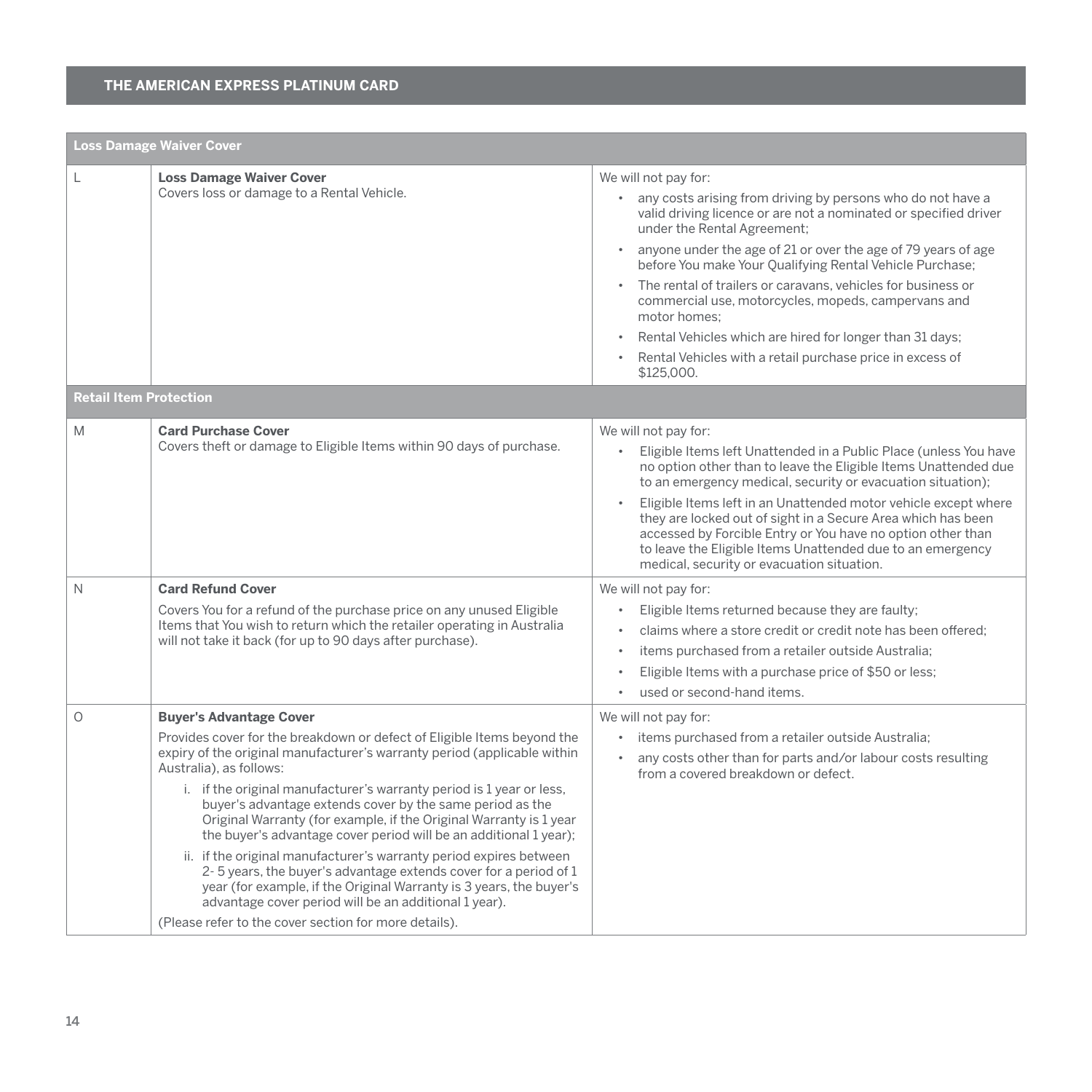| Loss Damage Waiver Cover | | |
|---|---|---|
| L | **Loss Damage Waiver Cover**<br>Covers loss or damage to a Rental Vehicle. | We will not pay for:<br>• any costs arising from driving by persons who do not have a valid driving licence or are not a nominated or specified driver under the Rental Agreement;<br>• anyone under the age of 21 or over the age of 79 years of age before You make Your Qualifying Rental Vehicle Purchase;<br>• The rental of trailers or caravans, vehicles for business or commercial use, motorcycles, mopeds, campervans and motor homes;<br>• Rental Vehicles which are hired for longer than 31 days;<br>• Rental Vehicles with a retail purchase price in excess of $125,000. |
| **Retail Item Protection** | | |
| M | **Card Purchase Cover**<br>Covers theft or damage to Eligible Items within 90 days of purchase. | We will not pay for:<br>• Eligible Items left Unattended in a Public Place (unless You have no option other than to leave the Eligible Items Unattended due to an emergency medical, security or evacuation situation);<br>• Eligible Items left in an Unattended motor vehicle except where they are locked out of sight in a Secure Area which has been accessed by Forcible Entry or You have no option other than to leave the Eligible Items Unattended due to an emergency medical, security or evacuation situation. |
| N | **Card Refund Cover**<br>Covers You for a refund of the purchase price on any unused Eligible Items that You wish to return which the retailer operating in Australia will not take it back (for up to 90 days after purchase). | We will not pay for:<br>• Eligible Items returned because they are faulty;<br>• claims where a store credit or credit note has been offered;<br>• items purchased from a retailer outside Australia;<br>• Eligible Items with a purchase price of $50 or less;<br>• used or second-hand items. |
| O | **Buyer's Advantage Cover**<br>Provides cover for the breakdown or defect of Eligible Items beyond the expiry of the original manufacturer's warranty period (applicable within Australia), as follows:<br>i. if the original manufacturer's warranty period is 1 year or less, buyer's advantage extends cover by the same period as the Original Warranty (for example, if the Original Warranty is 1 year the buyer's advantage cover period will be an additional 1 year);<br>ii. if the original manufacturer's warranty period expires between 2- 5 years, the buyer's advantage extends cover for a period of 1 year (for example, if the Original Warranty is 3 years, the buyer's advantage cover period will be an additional 1 year).<br>(Please refer to the cover section for more details). | We will not pay for:<br>• items purchased from a retailer outside Australia;<br>• any costs other than for parts and/or labour costs resulting from a covered breakdown or defect. |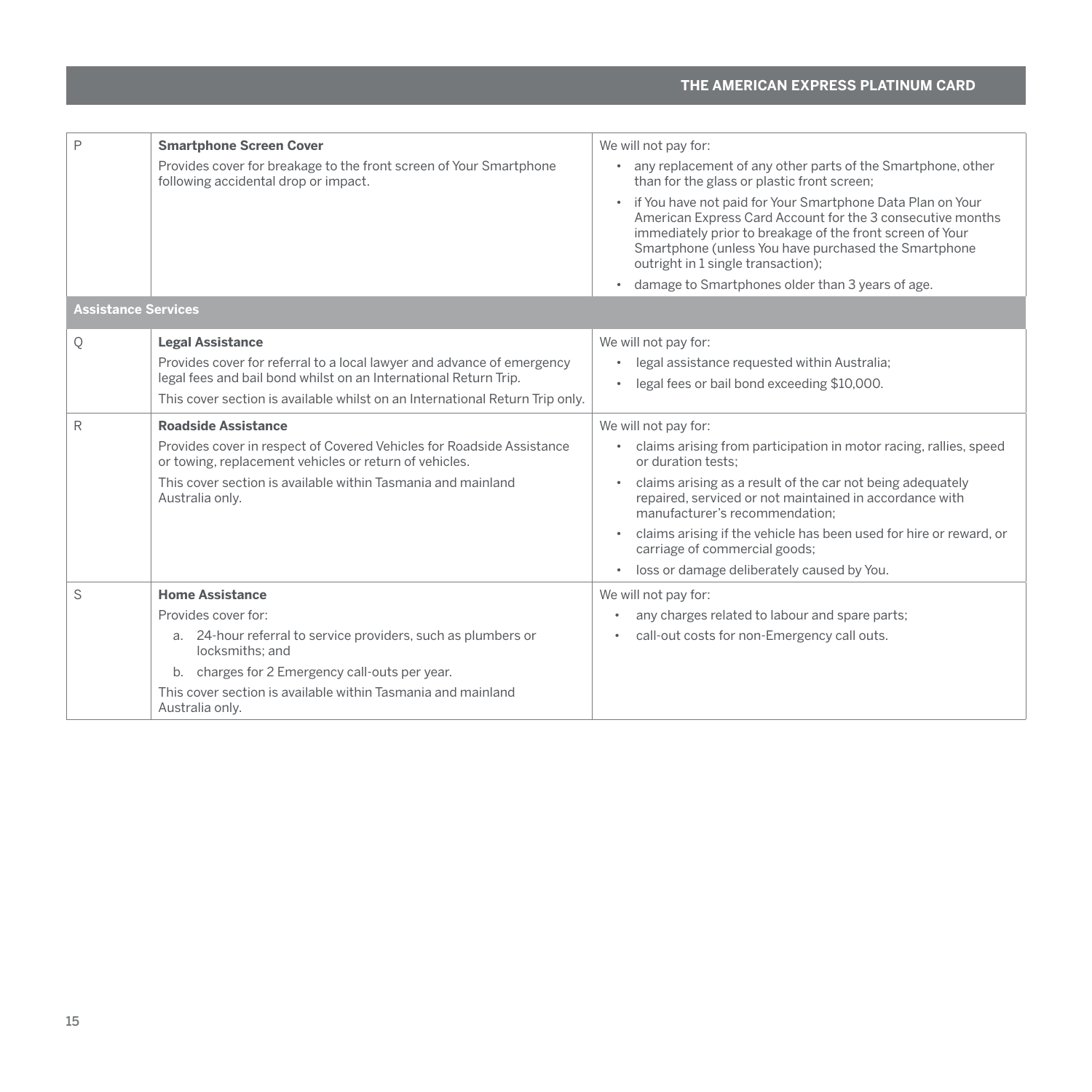| | | |
|---|---|---|
| P | **Smartphone Screen Cover**<br>Provides cover for breakage to the front screen of Your Smartphone following accidental drop or impact. | We will not pay for:<br>• any replacement of any other parts of the Smartphone, other than for the glass or plastic front screen;<br>• if You have not paid for Your Smartphone Data Plan on Your American Express Card Account for the 3 consecutive months immediately prior to breakage of the front screen of Your Smartphone (unless You have purchased the Smartphone outright in 1 single transaction);<br>• damage to Smartphones older than 3 years of age. |
| **Assistance Services** | | |
| Q | **Legal Assistance**<br>Provides cover for referral to a local lawyer and advance of emergency legal fees and bail bond whilst on an International Return Trip.<br>This cover section is available whilst on an International Return Trip only. | We will not pay for:<br>• legal assistance requested within Australia;<br>• legal fees or bail bond exceeding $10,000. |
| R | **Roadside Assistance**<br>Provides cover in respect of Covered Vehicles for Roadside Assistance or towing, replacement vehicles or return of vehicles.<br>This cover section is available within Tasmania and mainland Australia only. | We will not pay for:<br>• claims arising from participation in motor racing, rallies, speed or duration tests;<br>• claims arising as a result of the car not being adequately repaired, serviced or not maintained in accordance with manufacturer's recommendation;<br>• claims arising if the vehicle has been used for hire or reward, or carriage of commercial goods;<br>• loss or damage deliberately caused by You. |
| S | **Home Assistance**<br>Provides cover for:<br>a. 24-hour referral to service providers, such as plumbers or locksmiths; and<br>b. charges for 2 Emergency call-outs per year.<br>This cover section is available within Tasmania and mainland Australia only. | We will not pay for:<br>• any charges related to labour and spare parts;<br>• call-out costs for non-Emergency call outs. |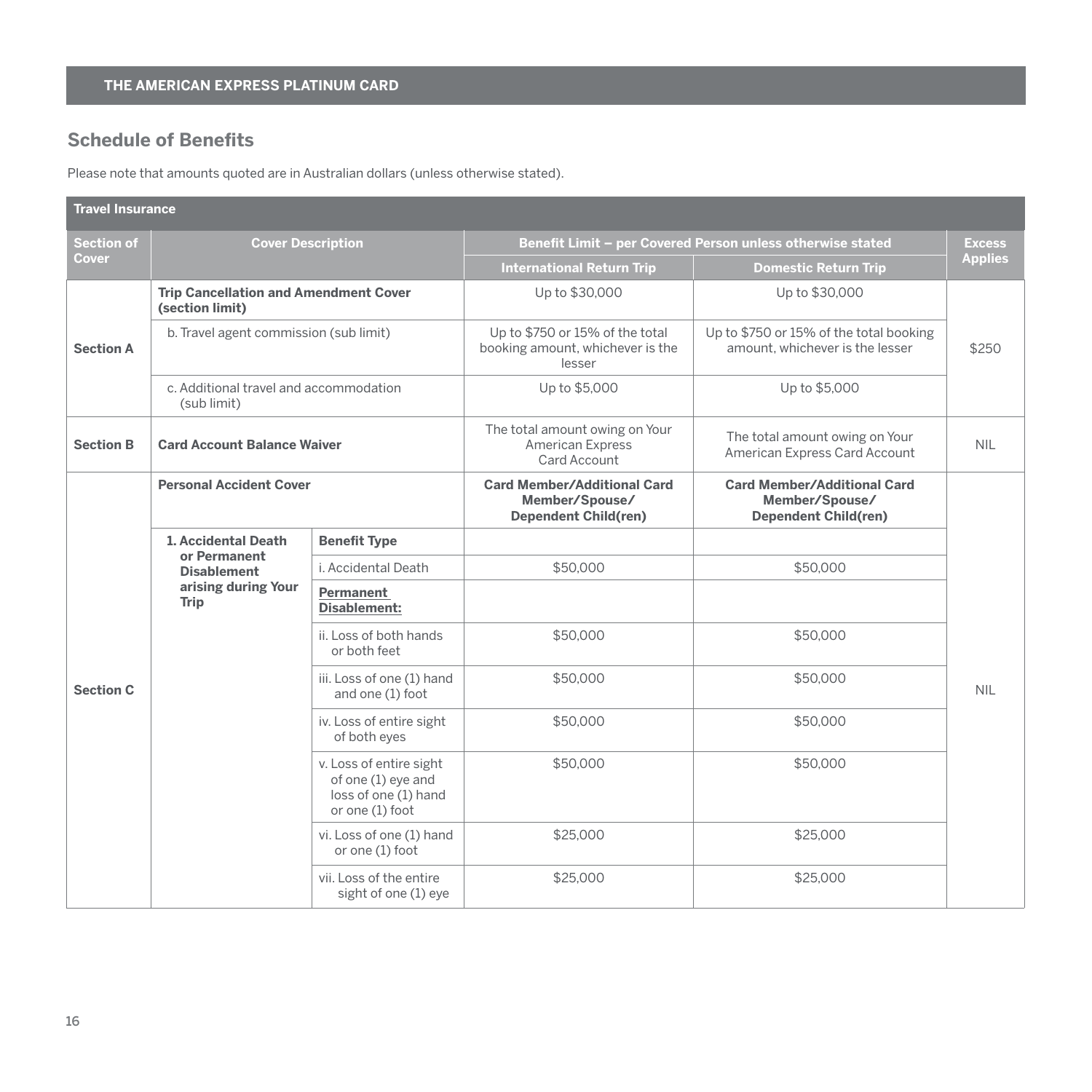## THE AMERICAN EXPRESS PLATINUM CARD

## Schedule of Benefits

Please note that amounts quoted are in Australian dollars (unless otherwise stated).

| Travel Insurance | | | | | |
|---|---|---|---|---|---|
| **Section of Cover** | **Cover Description** | | **Benefit Limit – per Covered Person unless otherwise stated** | | **Excess Applies** |
| | | | **International Return Trip** | **Domestic Return Trip** | |
| **Section A** | **Trip Cancellation and Amendment Cover (section limit)** | | Up to $30,000 | Up to $30,000 | $250 |
| | b. Travel agent commission (sub limit) | | Up to $750 or 15% of the total booking amount, whichever is the lesser | Up to $750 or 15% of the total booking amount, whichever is the lesser | |
| | c. Additional travel and accommodation (sub limit) | | Up to $5,000 | Up to $5,000 | |
| **Section B** | **Card Account Balance Waiver** | | The total amount owing on Your American Express Card Account | The total amount owing on Your American Express Card Account | NIL |
| **Section C** | **Personal Accident Cover** | | **Card Member/Additional Card Member/Spouse/ Dependent Child(ren)** | **Card Member/Additional Card Member/Spouse/ Dependent Child(ren)** | NIL |
| | **1. Accidental Death or Permanent Disablement arising during Your Trip** | **Benefit Type** | | | |
| | | i. Accidental Death | $50,000 | $50,000 | |
| | | **Permanent Disablement:** | | | |
| | | ii. Loss of both hands or both feet | $50,000 | $50,000 | |
| | | iii. Loss of one (1) hand and one (1) foot | $50,000 | $50,000 | |
| | | iv. Loss of entire sight of both eyes | $50,000 | $50,000 | |
| | | v. Loss of entire sight of one (1) eye and loss of one (1) hand or one (1) foot | $50,000 | $50,000 | |
| | | vi. Loss of one (1) hand or one (1) foot | $25,000 | $25,000 | |
| | | vii. Loss of the entire sight of one (1) eye | $25,000 | $25,000 | |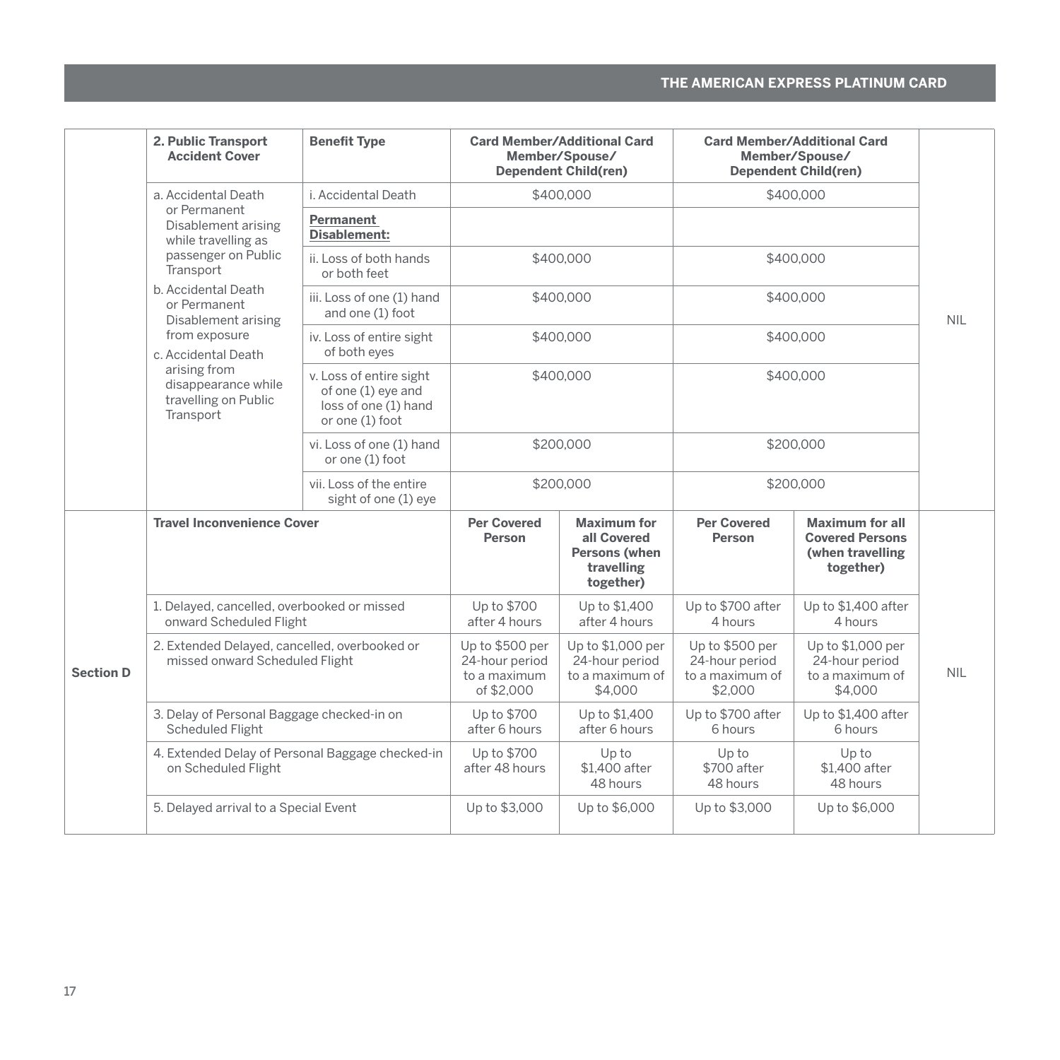| | 2. Public Transport Accident Cover | Benefit Type | Card Member/Additional Card Member/Spouse/ Dependent Child(ren) | | Card Member/Additional Card Member/Spouse/ Dependent Child(ren) | | |
|---|---|---|---|---|---|---|---|
| | a. Accidental Death or Permanent Disablement arising while travelling as passenger on Public Transport<br>b. Accidental Death or Permanent Disablement arising from exposure<br>c. Accidental Death arising from disappearance while travelling on Public Transport | i. Accidental Death | $400,000 | | $400,000 | | NIL |
| | | **Permanent Disablement:** | | | | | |
| | | ii. Loss of both hands or both feet | $400,000 | | $400,000 | | |
| | | iii. Loss of one (1) hand and one (1) foot | $400,000 | | $400,000 | | |
| | | iv. Loss of entire sight of both eyes | $400,000 | | $400,000 | | |
| | | v. Loss of entire sight of one (1) eye and loss of one (1) hand or one (1) foot | $400,000 | | $400,000 | | |
| | | vi. Loss of one (1) hand or one (1) foot | $200,000 | | $200,000 | | |
| | | vii. Loss of the entire sight of one (1) eye | $200,000 | | $200,000 | | |
| **Section D** | **Travel Inconvenience Cover** | | **Per Covered Person** | **Maximum for all Covered Persons (when travelling together)** | **Per Covered Person** | **Maximum for all Covered Persons (when travelling together)** | NIL |
| | 1. Delayed, cancelled, overbooked or missed onward Scheduled Flight | | Up to $700 after 4 hours | Up to $1,400 after 4 hours | Up to $700 after 4 hours | Up to $1,400 after 4 hours | |
| | 2. Extended Delayed, cancelled, overbooked or missed onward Scheduled Flight | | Up to $500 per 24-hour period to a maximum of $2,000 | Up to $1,000 per 24-hour period to a maximum of $4,000 | Up to $500 per 24-hour period to a maximum of $2,000 | Up to $1,000 per 24-hour period to a maximum of $4,000 | |
| | 3. Delay of Personal Baggage checked-in on Scheduled Flight | | Up to $700 after 6 hours | Up to $1,400 after 6 hours | Up to $700 after 6 hours | Up to $1,400 after 6 hours | |
| | 4. Extended Delay of Personal Baggage checked-in on Scheduled Flight | | Up to $700 after 48 hours | Up to $1,400 after 48 hours | Up to $700 after 48 hours | Up to $1,400 after 48 hours | |
| | 5. Delayed arrival to a Special Event | | Up to $3,000 | Up to $6,000 | Up to $3,000 | Up to $6,000 | |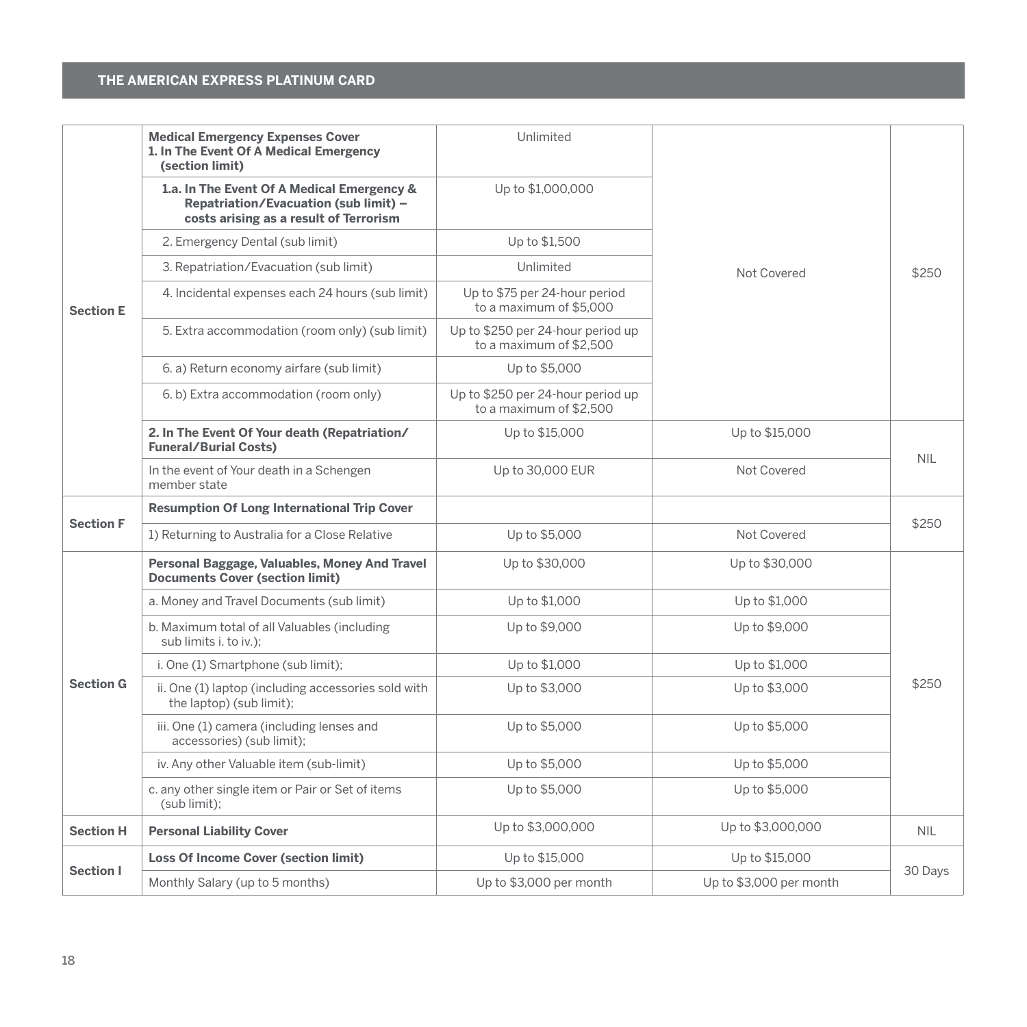## THE AMERICAN EXPRESS PLATINUM CARD

| | | | | |
|---|---|---|---|---|
| **Section E** | **Medical Emergency Expenses Cover 1. In The Event Of A Medical Emergency (section limit)** | Unlimited | Not Covered | $250 |
| | **1.a. In The Event Of A Medical Emergency & Repatriation/Evacuation (sub limit) – costs arising as a result of Terrorism** | Up to $1,000,000 | | |
| | 2. Emergency Dental (sub limit) | Up to $1,500 | | |
| | 3. Repatriation/Evacuation (sub limit) | Unlimited | | |
| | 4. Incidental expenses each 24 hours (sub limit) | Up to $75 per 24-hour period to a maximum of $5,000 | | |
| | 5. Extra accommodation (room only) (sub limit) | Up to $250 per 24-hour period up to a maximum of $2,500 | | |
| | 6. a) Return economy airfare (sub limit) | Up to $5,000 | | |
| | 6. b) Extra accommodation (room only) | Up to $250 per 24-hour period up to a maximum of $2,500 | | |
| | **2. In The Event Of Your death (Repatriation/ Funeral/Burial Costs)** | Up to $15,000 | Up to $15,000 | NIL |
| | In the event of Your death in a Schengen member state | Up to 30,000 EUR | Not Covered | |
| **Section F** | **Resumption Of Long International Trip Cover** | | | $250 |
| | 1) Returning to Australia for a Close Relative | Up to $5,000 | Not Covered | |
| **Section G** | **Personal Baggage, Valuables, Money And Travel Documents Cover (section limit)** | Up to $30,000 | Up to $30,000 | $250 |
| | a. Money and Travel Documents (sub limit) | Up to $1,000 | Up to $1,000 | |
| | b. Maximum total of all Valuables (including sub limits i. to iv.); | Up to $9,000 | Up to $9,000 | |
| | i. One (1) Smartphone (sub limit); | Up to $1,000 | Up to $1,000 | |
| | ii. One (1) laptop (including accessories sold with the laptop) (sub limit); | Up to $3,000 | Up to $3,000 | |
| | iii. One (1) camera (including lenses and accessories) (sub limit); | Up to $5,000 | Up to $5,000 | |
| | iv. Any other Valuable item (sub-limit) | Up to $5,000 | Up to $5,000 | |
| | c. any other single item or Pair or Set of items (sub limit); | Up to $5,000 | Up to $5,000 | |
| **Section H** | **Personal Liability Cover** | Up to $3,000,000 | Up to $3,000,000 | NIL |
| **Section I** | **Loss Of Income Cover (section limit)** | Up to $15,000 | Up to $15,000 | 30 Days |
| | Monthly Salary (up to 5 months) | Up to $3,000 per month | Up to $3,000 per month | |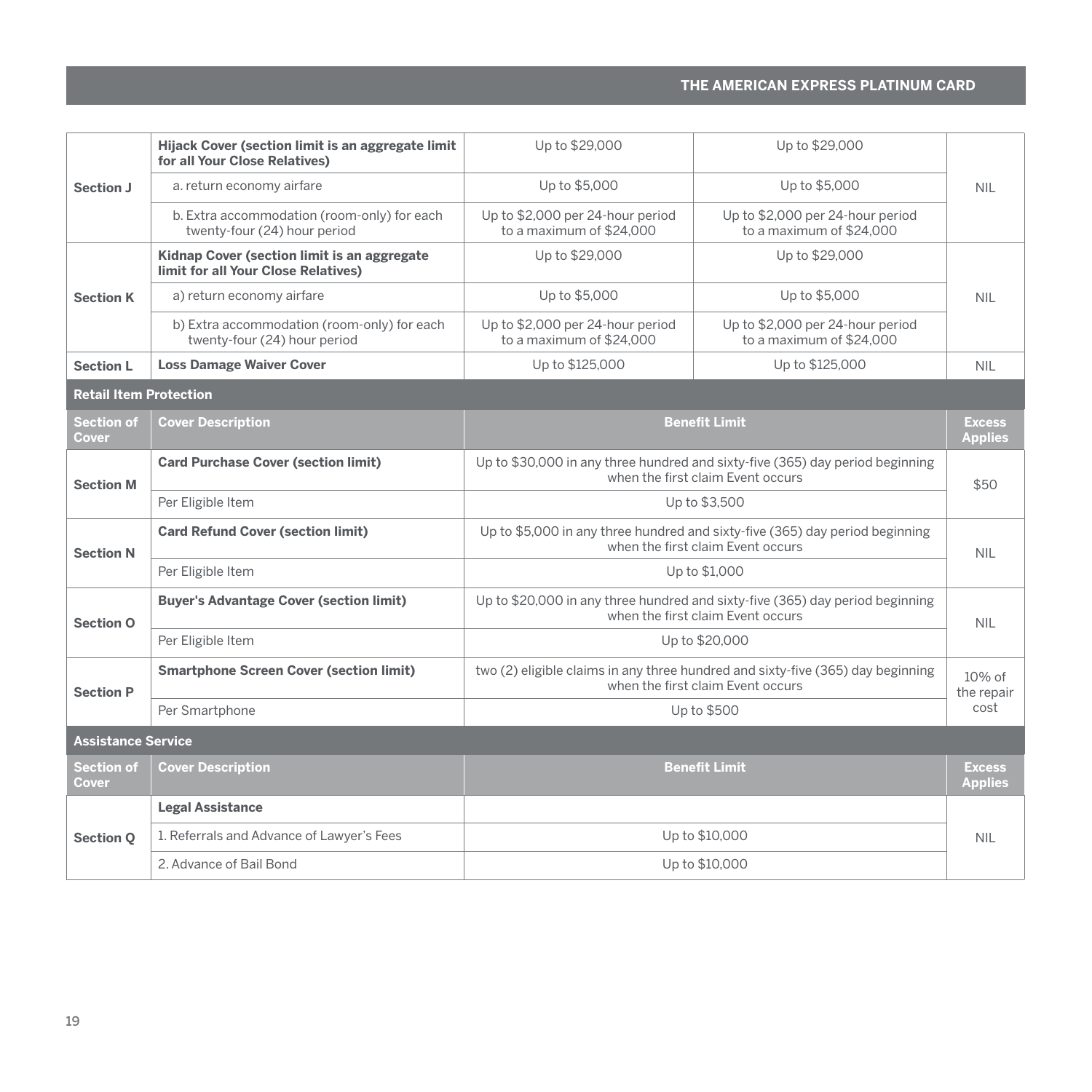| | | | | |
|---|---|---|---|---|
| Section J | **Hijack Cover (section limit is an aggregate limit for all Your Close Relatives)** | Up to $29,000 | Up to $29,000 | NIL |
| | a. return economy airfare | Up to $5,000 | Up to $5,000 | |
| | b. Extra accommodation (room-only) for each twenty-four (24) hour period | Up to $2,000 per 24-hour period to a maximum of $24,000 | Up to $2,000 per 24-hour period to a maximum of $24,000 | |
| Section K | **Kidnap Cover (section limit is an aggregate limit for all Your Close Relatives)** | Up to $29,000 | Up to $29,000 | NIL |
| | a) return economy airfare | Up to $5,000 | Up to $5,000 | |
| | b) Extra accommodation (room-only) for each twenty-four (24) hour period | Up to $2,000 per 24-hour period to a maximum of $24,000 | Up to $2,000 per 24-hour period to a maximum of $24,000 | |
| Section L | **Loss Damage Waiver Cover** | Up to $125,000 | Up to $125,000 | NIL |

**Retail Item Protection**

| Section of Cover | Cover Description | Benefit Limit | Excess Applies |
|---|---|---|---|
| Section M | **Card Purchase Cover (section limit)** | Up to $30,000 in any three hundred and sixty-five (365) day period beginning when the first claim Event occurs | $50 |
| | Per Eligible Item | Up to $3,500 | |
| Section N | **Card Refund Cover (section limit)** | Up to $5,000 in any three hundred and sixty-five (365) day period beginning when the first claim Event occurs | NIL |
| | Per Eligible Item | Up to $1,000 | |
| Section O | **Buyer's Advantage Cover (section limit)** | Up to $20,000 in any three hundred and sixty-five (365) day period beginning when the first claim Event occurs | NIL |
| | Per Eligible Item | Up to $20,000 | |
| Section P | **Smartphone Screen Cover (section limit)** | two (2) eligible claims in any three hundred and sixty-five (365) day beginning when the first claim Event occurs | 10% of the repair cost |
| | Per Smartphone | Up to $500 | |

**Assistance Service**

| Section of Cover | Cover Description | Benefit Limit | Excess Applies |
|---|---|---|---|
| Section Q | **Legal Assistance** | | NIL |
| | 1. Referrals and Advance of Lawyer's Fees | Up to $10,000 | |
| | 2. Advance of Bail Bond | Up to $10,000 | |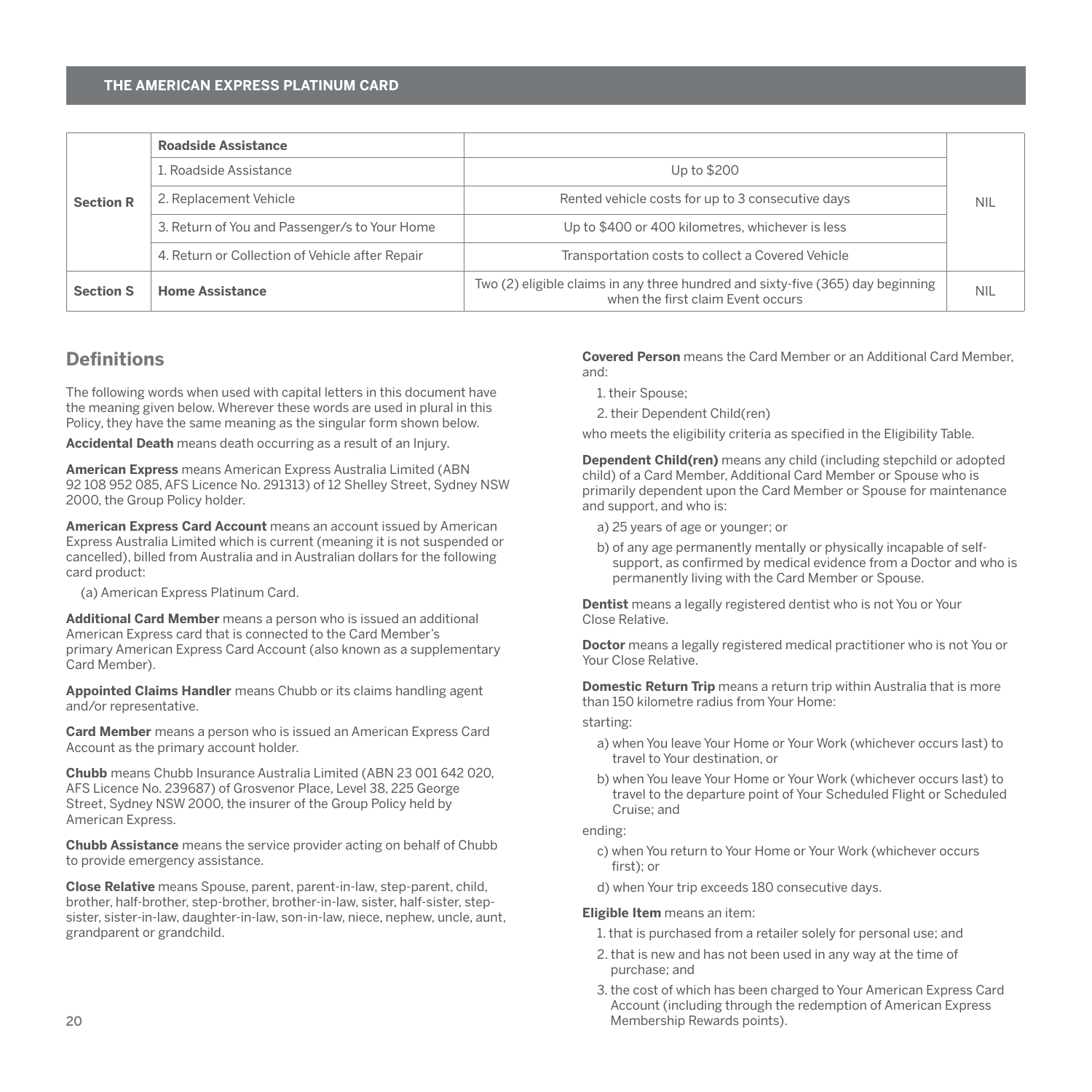| | | | |
|---|---|---|---|
| **Section R** | **Roadside Assistance** | | NIL |
| | 1. Roadside Assistance | Up to $200 | |
| | 2. Replacement Vehicle | Rented vehicle costs for up to 3 consecutive days | |
| | 3. Return of You and Passenger/s to Your Home | Up to $400 or 400 kilometres, whichever is less | |
| | 4. Return or Collection of Vehicle after Repair | Transportation costs to collect a Covered Vehicle | |
| **Section S** | **Home Assistance** | Two (2) eligible claims in any three hundred and sixty-five (365) day beginning when the first claim Event occurs | NIL |

## Definitions

The following words when used with capital letters in this document have the meaning given below. Wherever these words are used in plural in this Policy, they have the same meaning as the singular form shown below.

**Accidental Death** means death occurring as a result of an Injury.

**American Express** means American Express Australia Limited (ABN 92 108 952 085, AFS Licence No. 291313) of 12 Shelley Street, Sydney NSW 2000, the Group Policy holder.

**American Express Card Account** means an account issued by American Express Australia Limited which is current (meaning it is not suspended or cancelled), billed from Australia and in Australian dollars for the following card product:

(a) American Express Platinum Card.

**Additional Card Member** means a person who is issued an additional American Express card that is connected to the Card Member's primary American Express Card Account (also known as a supplementary Card Member).

**Appointed Claims Handler** means Chubb or its claims handling agent and/or representative.

**Card Member** means a person who is issued an American Express Card Account as the primary account holder.

**Chubb** means Chubb Insurance Australia Limited (ABN 23 001 642 020, AFS Licence No. 239687) of Grosvenor Place, Level 38, 225 George Street, Sydney NSW 2000, the insurer of the Group Policy held by American Express.

**Chubb Assistance** means the service provider acting on behalf of Chubb to provide emergency assistance.

**Close Relative** means Spouse, parent, parent-in-law, step-parent, child, brother, half-brother, step-brother, brother-in-law, sister, half-sister, step-sister, sister-in-law, daughter-in-law, son-in-law, niece, nephew, uncle, aunt, grandparent or grandchild.

**Covered Person** means the Card Member or an Additional Card Member, and:

1. their Spouse;
2. their Dependent Child(ren)

who meets the eligibility criteria as specified in the Eligibility Table.

**Dependent Child(ren)** means any child (including stepchild or adopted child) of a Card Member, Additional Card Member or Spouse who is primarily dependent upon the Card Member or Spouse for maintenance and support, and who is:

a) 25 years of age or younger; or

b) of any age permanently mentally or physically incapable of self-support, as confirmed by medical evidence from a Doctor and who is permanently living with the Card Member or Spouse.

**Dentist** means a legally registered dentist who is not You or Your Close Relative.

**Doctor** means a legally registered medical practitioner who is not You or Your Close Relative.

**Domestic Return Trip** means a return trip within Australia that is more than 150 kilometre radius from Your Home:

starting:

a) when You leave Your Home or Your Work (whichever occurs last) to travel to Your destination, or

b) when You leave Your Home or Your Work (whichever occurs last) to travel to the departure point of Your Scheduled Flight or Scheduled Cruise; and

ending:

c) when You return to Your Home or Your Work (whichever occurs first); or

d) when Your trip exceeds 180 consecutive days.

**Eligible Item** means an item:

1. that is purchased from a retailer solely for personal use; and
2. that is new and has not been used in any way at the time of purchase; and
3. the cost of which has been charged to Your American Express Card Account (including through the redemption of American Express Membership Rewards points).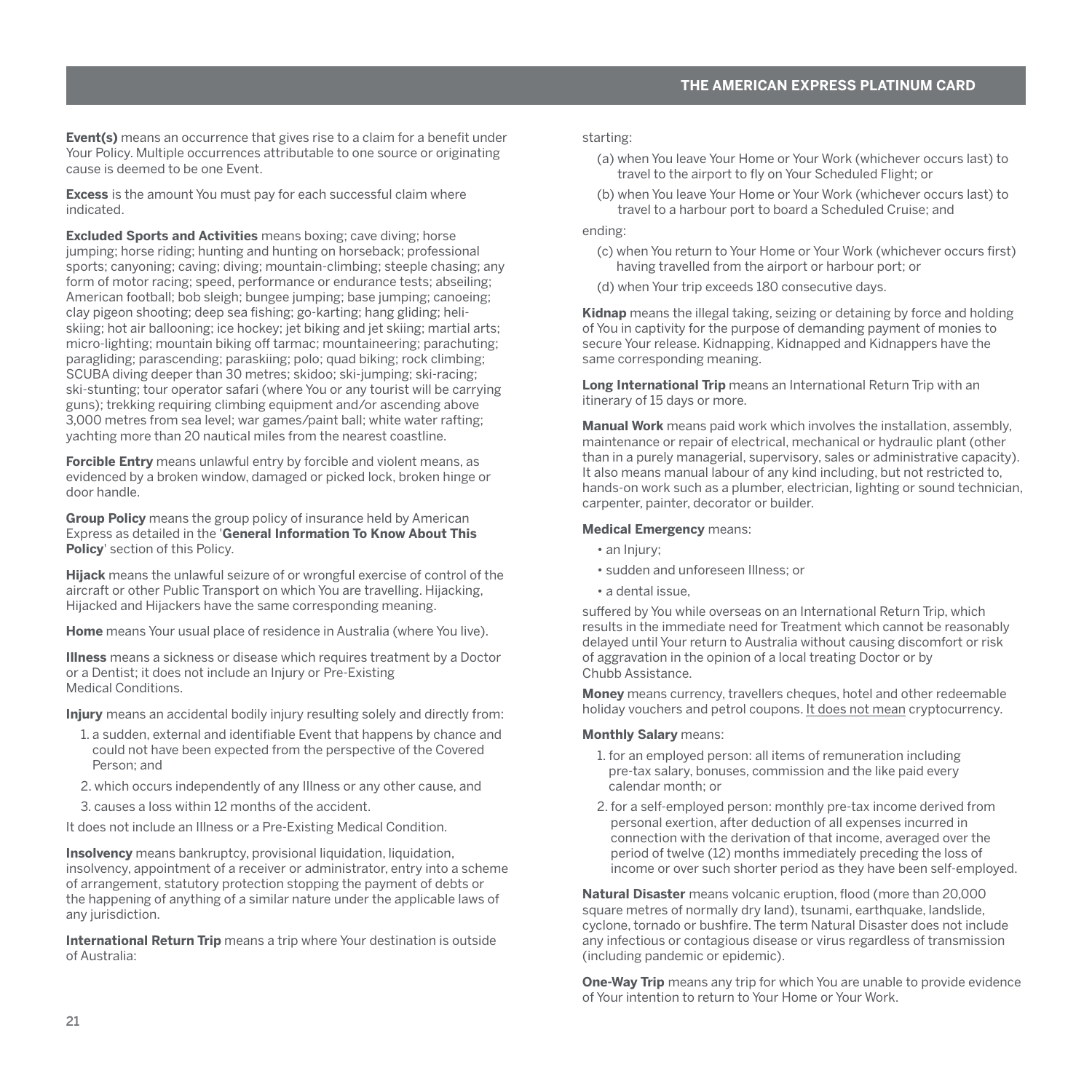**Event(s)** means an occurrence that gives rise to a claim for a benefit under Your Policy. Multiple occurrences attributable to one source or originating cause is deemed to be one Event.

**Excess** is the amount You must pay for each successful claim where indicated.

**Excluded Sports and Activities** means boxing; cave diving; horse jumping; horse riding; hunting and hunting on horseback; professional sports; canyoning; caving; diving; mountain-climbing; steeple chasing; any form of motor racing; speed, performance or endurance tests; abseiling; American football; bob sleigh; bungee jumping; base jumping; canoeing; clay pigeon shooting; deep sea fishing; go-karting; hang gliding; heli-skiing; hot air ballooning; ice hockey; jet biking and jet skiing; martial arts; micro-lighting; mountain biking off tarmac; mountaineering; parachuting; paragliding; parascending; paraskiing; polo; quad biking; rock climbing; SCUBA diving deeper than 30 metres; skidoo; ski-jumping; ski-racing; ski-stunting; tour operator safari (where You or any tourist will be carrying guns); trekking requiring climbing equipment and/or ascending above 3,000 metres from sea level; war games/paint ball; white water rafting; yachting more than 20 nautical miles from the nearest coastline.

**Forcible Entry** means unlawful entry by forcible and violent means, as evidenced by a broken window, damaged or picked lock, broken hinge or door handle.

**Group Policy** means the group policy of insurance held by American Express as detailed in the '**General Information To Know About This Policy**' section of this Policy.

**Hijack** means the unlawful seizure of or wrongful exercise of control of the aircraft or other Public Transport on which You are travelling. Hijacking, Hijacked and Hijackers have the same corresponding meaning.

**Home** means Your usual place of residence in Australia (where You live).

**Illness** means a sickness or disease which requires treatment by a Doctor or a Dentist; it does not include an Injury or Pre-Existing Medical Conditions.

**Injury** means an accidental bodily injury resulting solely and directly from:

1. a sudden, external and identifiable Event that happens by chance and could not have been expected from the perspective of the Covered Person; and
2. which occurs independently of any Illness or any other cause, and
3. causes a loss within 12 months of the accident.

It does not include an Illness or a Pre-Existing Medical Condition.

**Insolvency** means bankruptcy, provisional liquidation, liquidation, insolvency, appointment of a receiver or administrator, entry into a scheme of arrangement, statutory protection stopping the payment of debts or the happening of anything of a similar nature under the applicable laws of any jurisdiction.

**International Return Trip** means a trip where Your destination is outside of Australia:

starting:

(a) when You leave Your Home or Your Work (whichever occurs last) to travel to the airport to fly on Your Scheduled Flight; or

(b) when You leave Your Home or Your Work (whichever occurs last) to travel to a harbour port to board a Scheduled Cruise; and

ending:

(c) when You return to Your Home or Your Work (whichever occurs first) having travelled from the airport or harbour port; or

(d) when Your trip exceeds 180 consecutive days.

**Kidnap** means the illegal taking, seizing or detaining by force and holding of You in captivity for the purpose of demanding payment of monies to secure Your release. Kidnapping, Kidnapped and Kidnappers have the same corresponding meaning.

**Long International Trip** means an International Return Trip with an itinerary of 15 days or more.

**Manual Work** means paid work which involves the installation, assembly, maintenance or repair of electrical, mechanical or hydraulic plant (other than in a purely managerial, supervisory, sales or administrative capacity). It also means manual labour of any kind including, but not restricted to, hands-on work such as a plumber, electrician, lighting or sound technician, carpenter, painter, decorator or builder.

**Medical Emergency** means:

- an Injury;
- sudden and unforeseen Illness; or
- a dental issue,

suffered by You while overseas on an International Return Trip, which results in the immediate need for Treatment which cannot be reasonably delayed until Your return to Australia without causing discomfort or risk of aggravation in the opinion of a local treating Doctor or by Chubb Assistance.

**Money** means currency, travellers cheques, hotel and other redeemable holiday vouchers and petrol coupons. <u>It does not mean</u> cryptocurrency.

**Monthly Salary** means:

1. for an employed person: all items of remuneration including pre-tax salary, bonuses, commission and the like paid every calendar month; or
2. for a self-employed person: monthly pre-tax income derived from personal exertion, after deduction of all expenses incurred in connection with the derivation of that income, averaged over the period of twelve (12) months immediately preceding the loss of income or over such shorter period as they have been self-employed.

**Natural Disaster** means volcanic eruption, flood (more than 20,000 square metres of normally dry land), tsunami, earthquake, landslide, cyclone, tornado or bushfire. The term Natural Disaster does not include any infectious or contagious disease or virus regardless of transmission (including pandemic or epidemic).

**One-Way Trip** means any trip for which You are unable to provide evidence of Your intention to return to Your Home or Your Work.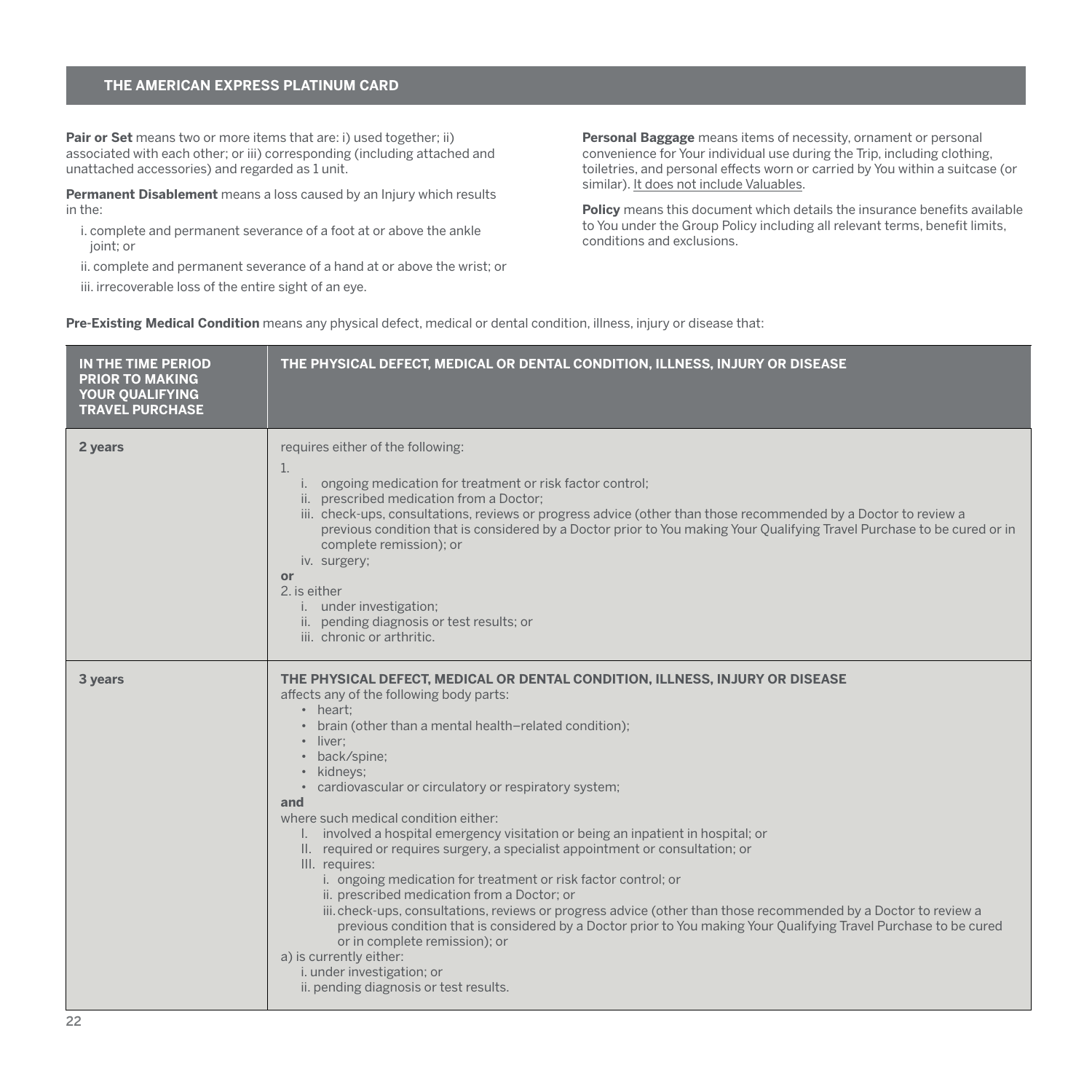**Pair or Set** means two or more items that are: i) used together; ii) associated with each other; or iii) corresponding (including attached and unattached accessories) and regarded as 1 unit.

**Permanent Disablement** means a loss caused by an Injury which results in the:

i. complete and permanent severance of a foot at or above the ankle joint; or

ii. complete and permanent severance of a hand at or above the wrist; or

iii. irrecoverable loss of the entire sight of an eye.

**Personal Baggage** means items of necessity, ornament or personal convenience for Your individual use during the Trip, including clothing, toiletries, and personal effects worn or carried by You within a suitcase (or similar). It does not include Valuables.

**Policy** means this document which details the insurance benefits available to You under the Group Policy including all relevant terms, benefit limits, conditions and exclusions.

**Pre-Existing Medical Condition** means any physical defect, medical or dental condition, illness, injury or disease that:

| IN THE TIME PERIOD PRIOR TO MAKING YOUR QUALIFYING TRAVEL PURCHASE | THE PHYSICAL DEFECT, MEDICAL OR DENTAL CONDITION, ILLNESS, INJURY OR DISEASE |
|---|---|
| **2 years** | requires either of the following:<br>1.<br>i. ongoing medication for treatment or risk factor control;<br>ii. prescribed medication from a Doctor;<br>iii. check-ups, consultations, reviews or progress advice (other than those recommended by a Doctor to review a previous condition that is considered by a Doctor prior to You making Your Qualifying Travel Purchase to be cured or in complete remission); or<br>iv. surgery;<br>**or**<br>2. is either<br>i. under investigation;<br>ii. pending diagnosis or test results; or<br>iii. chronic or arthritic. |
| **3 years** | **THE PHYSICAL DEFECT, MEDICAL OR DENTAL CONDITION, ILLNESS, INJURY OR DISEASE**<br>affects any of the following body parts:<br>• heart;<br>• brain (other than a mental health–related condition);<br>• liver;<br>• back/spine;<br>• kidneys;<br>• cardiovascular or circulatory or respiratory system;<br>**and**<br>where such medical condition either:<br>I. involved a hospital emergency visitation or being an inpatient in hospital; or<br>II. required or requires surgery, a specialist appointment or consultation; or<br>III. requires:<br>i. ongoing medication for treatment or risk factor control; or<br>ii. prescribed medication from a Doctor; or<br>iii. check-ups, consultations, reviews or progress advice (other than those recommended by a Doctor to review a previous condition that is considered by a Doctor prior to You making Your Qualifying Travel Purchase to be cured or in complete remission); or<br>a) is currently either:<br>i. under investigation; or<br>ii. pending diagnosis or test results. |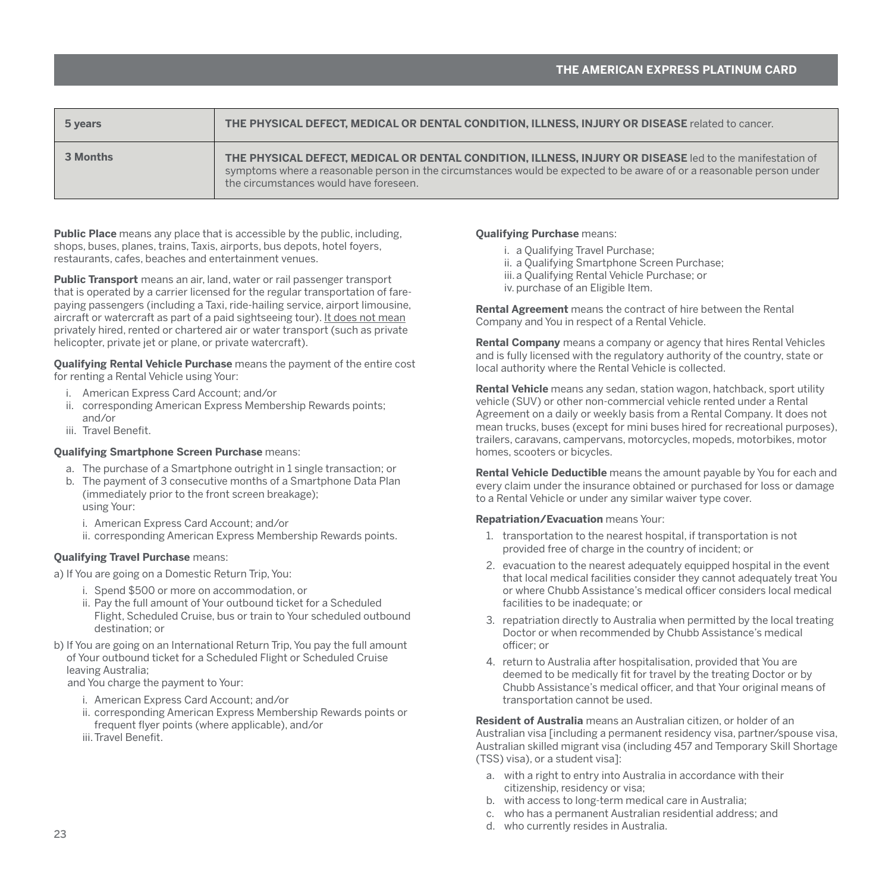| 5 years | **THE PHYSICAL DEFECT, MEDICAL OR DENTAL CONDITION, ILLNESS, INJURY OR DISEASE** related to cancer. |
|---|---|
| 3 Months | **THE PHYSICAL DEFECT, MEDICAL OR DENTAL CONDITION, ILLNESS, INJURY OR DISEASE** led to the manifestation of symptoms where a reasonable person in the circumstances would be expected to be aware of or a reasonable person under the circumstances would have foreseen. |

**Public Place** means any place that is accessible by the public, including, shops, buses, planes, trains, Taxis, airports, bus depots, hotel foyers, restaurants, cafes, beaches and entertainment venues.

**Public Transport** means an air, land, water or rail passenger transport that is operated by a carrier licensed for the regular transportation of fare-paying passengers (including a Taxi, ride-hailing service, airport limousine, aircraft or watercraft as part of a paid sightseeing tour). <u>It does not mean</u> privately hired, rented or chartered air or water transport (such as private helicopter, private jet or plane, or private watercraft).

**Qualifying Rental Vehicle Purchase** means the payment of the entire cost for renting a Rental Vehicle using Your:

i. American Express Card Account; and/or
ii. corresponding American Express Membership Rewards points; and/or
iii. Travel Benefit.

**Qualifying Smartphone Screen Purchase** means:

a. The purchase of a Smartphone outright in 1 single transaction; or
b. The payment of 3 consecutive months of a Smartphone Data Plan (immediately prior to the front screen breakage);
using Your:
   i. American Express Card Account; and/or
   ii. corresponding American Express Membership Rewards points.

**Qualifying Travel Purchase** means:

a) If You are going on a Domestic Return Trip, You:
   i. Spend $500 or more on accommodation, or
   ii. Pay the full amount of Your outbound ticket for a Scheduled Flight, Scheduled Cruise, bus or train to Your scheduled outbound destination; or

b) If You are going on an International Return Trip, You pay the full amount of Your outbound ticket for a Scheduled Flight or Scheduled Cruise leaving Australia;

and You charge the payment to Your:
   i. American Express Card Account; and/or
   ii. corresponding American Express Membership Rewards points or frequent flyer points (where applicable), and/or
   iii. Travel Benefit.

**Qualifying Purchase** means:

i. a Qualifying Travel Purchase;
ii. a Qualifying Smartphone Screen Purchase;
iii. a Qualifying Rental Vehicle Purchase; or
iv. purchase of an Eligible Item.

**Rental Agreement** means the contract of hire between the Rental Company and You in respect of a Rental Vehicle.

**Rental Company** means a company or agency that hires Rental Vehicles and is fully licensed with the regulatory authority of the country, state or local authority where the Rental Vehicle is collected.

**Rental Vehicle** means any sedan, station wagon, hatchback, sport utility vehicle (SUV) or other non-commercial vehicle rented under a Rental Agreement on a daily or weekly basis from a Rental Company. It does not mean trucks, buses (except for mini buses hired for recreational purposes), trailers, caravans, campervans, motorcycles, mopeds, motorbikes, motor homes, scooters or bicycles.

**Rental Vehicle Deductible** means the amount payable by You for each and every claim under the insurance obtained or purchased for loss or damage to a Rental Vehicle or under any similar waiver type cover.

**Repatriation/Evacuation** means Your:

1. transportation to the nearest hospital, if transportation is not provided free of charge in the country of incident; or
2. evacuation to the nearest adequately equipped hospital in the event that local medical facilities consider they cannot adequately treat You or where Chubb Assistance's medical officer considers local medical facilities to be inadequate; or
3. repatriation directly to Australia when permitted by the local treating Doctor or when recommended by Chubb Assistance's medical officer; or
4. return to Australia after hospitalisation, provided that You are deemed to be medically fit for travel by the treating Doctor or by Chubb Assistance's medical officer, and that Your original means of transportation cannot be used.

**Resident of Australia** means an Australian citizen, or holder of an Australian visa [including a permanent residency visa, partner/spouse visa, Australian skilled migrant visa (including 457 and Temporary Skill Shortage (TSS) visa), or a student visa]:

a. with a right to entry into Australia in accordance with their citizenship, residency or visa;
b. with access to long-term medical care in Australia;
c. who has a permanent Australian residential address; and
d. who currently resides in Australia.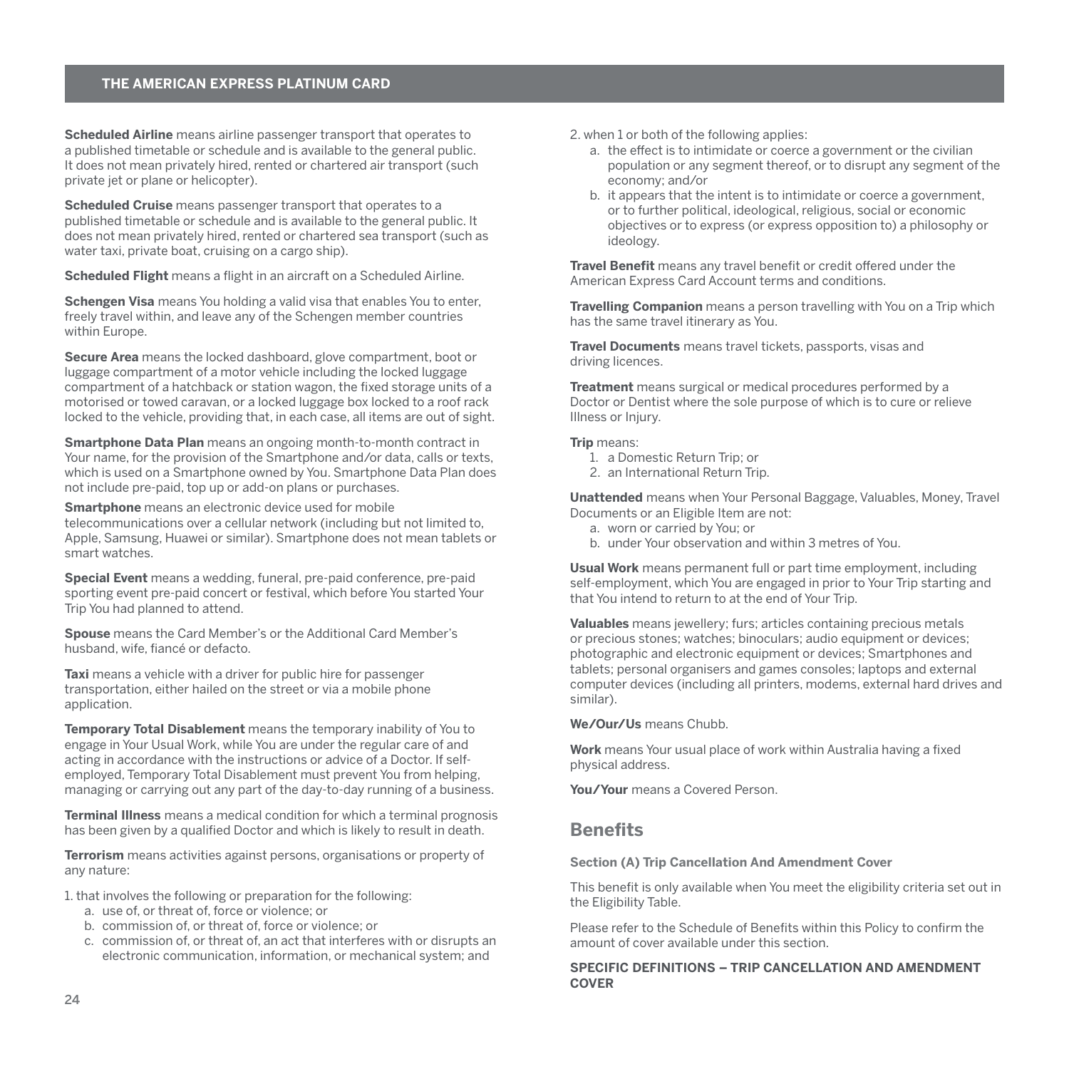**Scheduled Airline** means airline passenger transport that operates to a published timetable or schedule and is available to the general public. It does not mean privately hired, rented or chartered air transport (such private jet or plane or helicopter).

**Scheduled Cruise** means passenger transport that operates to a published timetable or schedule and is available to the general public. It does not mean privately hired, rented or chartered sea transport (such as water taxi, private boat, cruising on a cargo ship).

**Scheduled Flight** means a flight in an aircraft on a Scheduled Airline.

**Schengen Visa** means You holding a valid visa that enables You to enter, freely travel within, and leave any of the Schengen member countries within Europe.

**Secure Area** means the locked dashboard, glove compartment, boot or luggage compartment of a motor vehicle including the locked luggage compartment of a hatchback or station wagon, the fixed storage units of a motorised or towed caravan, or a locked luggage box locked to a roof rack locked to the vehicle, providing that, in each case, all items are out of sight.

**Smartphone Data Plan** means an ongoing month-to-month contract in Your name, for the provision of the Smartphone and/or data, calls or texts, which is used on a Smartphone owned by You. Smartphone Data Plan does not include pre-paid, top up or add-on plans or purchases.

**Smartphone** means an electronic device used for mobile telecommunications over a cellular network (including but not limited to, Apple, Samsung, Huawei or similar). Smartphone does not mean tablets or smart watches.

**Special Event** means a wedding, funeral, pre-paid conference, pre-paid sporting event pre-paid concert or festival, which before You started Your Trip You had planned to attend.

**Spouse** means the Card Member's or the Additional Card Member's husband, wife, fiancé or defacto.

**Taxi** means a vehicle with a driver for public hire for passenger transportation, either hailed on the street or via a mobile phone application.

**Temporary Total Disablement** means the temporary inability of You to engage in Your Usual Work, while You are under the regular care of and acting in accordance with the instructions or advice of a Doctor. If self-employed, Temporary Total Disablement must prevent You from helping, managing or carrying out any part of the day-to-day running of a business.

**Terminal Illness** means a medical condition for which a terminal prognosis has been given by a qualified Doctor and which is likely to result in death.

**Terrorism** means activities against persons, organisations or property of any nature:

1. that involves the following or preparation for the following:
   a. use of, or threat of, force or violence; or
   b. commission of, or threat of, force or violence; or
   c. commission of, or threat of, an act that interferes with or disrupts an electronic communication, information, or mechanical system; and
2. when 1 or both of the following applies:
   a. the effect is to intimidate or coerce a government or the civilian population or any segment thereof, or to disrupt any segment of the economy; and/or
   b. it appears that the intent is to intimidate or coerce a government, or to further political, ideological, religious, social or economic objectives or to express (or express opposition to) a philosophy or ideology.

**Travel Benefit** means any travel benefit or credit offered under the American Express Card Account terms and conditions.

**Travelling Companion** means a person travelling with You on a Trip which has the same travel itinerary as You.

**Travel Documents** means travel tickets, passports, visas and driving licences.

**Treatment** means surgical or medical procedures performed by a Doctor or Dentist where the sole purpose of which is to cure or relieve Illness or Injury.

**Trip** means:

1. a Domestic Return Trip; or
2. an International Return Trip.

**Unattended** means when Your Personal Baggage, Valuables, Money, Travel Documents or an Eligible Item are not:

a. worn or carried by You; or
b. under Your observation and within 3 metres of You.

**Usual Work** means permanent full or part time employment, including self-employment, which You are engaged in prior to Your Trip starting and that You intend to return to at the end of Your Trip.

**Valuables** means jewellery; furs; articles containing precious metals or precious stones; watches; binoculars; audio equipment or devices; photographic and electronic equipment or devices; Smartphones and tablets; personal organisers and games consoles; laptops and external computer devices (including all printers, modems, external hard drives and similar).

**We/Our/Us** means Chubb.

**Work** means Your usual place of work within Australia having a fixed physical address.

**You/Your** means a Covered Person.

## Benefits

### Section (A) Trip Cancellation And Amendment Cover

This benefit is only available when You meet the eligibility criteria set out in the Eligibility Table.

Please refer to the Schedule of Benefits within this Policy to confirm the amount of cover available under this section.

**SPECIFIC DEFINITIONS – TRIP CANCELLATION AND AMENDMENT COVER**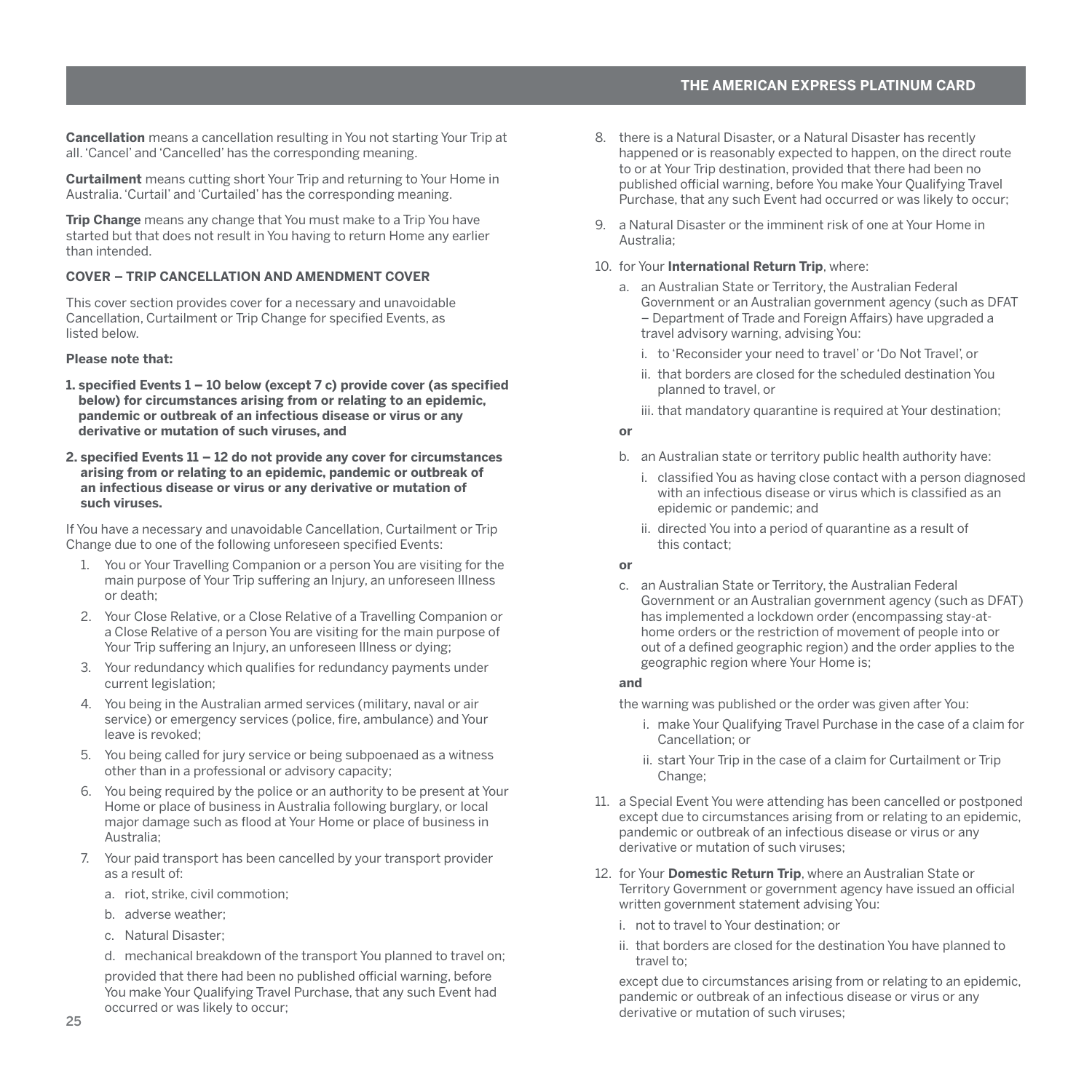**Cancellation** means a cancellation resulting in You not starting Your Trip at all. 'Cancel' and 'Cancelled' has the corresponding meaning.

**Curtailment** means cutting short Your Trip and returning to Your Home in Australia. 'Curtail' and 'Curtailed' has the corresponding meaning.

**Trip Change** means any change that You must make to a Trip You have started but that does not result in You having to return Home any earlier than intended.

**COVER – TRIP CANCELLATION AND AMENDMENT COVER**

This cover section provides cover for a necessary and unavoidable Cancellation, Curtailment or Trip Change for specified Events, as listed below.

**Please note that:**

**1. specified Events 1 – 10 below (except 7 c) provide cover (as specified below) for circumstances arising from or relating to an epidemic, pandemic or outbreak of an infectious disease or virus or any derivative or mutation of such viruses, and**

**2. specified Events 11 – 12 do not provide any cover for circumstances arising from or relating to an epidemic, pandemic or outbreak of an infectious disease or virus or any derivative or mutation of such viruses.**

If You have a necessary and unavoidable Cancellation, Curtailment or Trip Change due to one of the following unforeseen specified Events:

1. You or Your Travelling Companion or a person You are visiting for the main purpose of Your Trip suffering an Injury, an unforeseen Illness or death;
2. Your Close Relative, or a Close Relative of a Travelling Companion or a Close Relative of a person You are visiting for the main purpose of Your Trip suffering an Injury, an unforeseen Illness or dying;
3. Your redundancy which qualifies for redundancy payments under current legislation;
4. You being in the Australian armed services (military, naval or air service) or emergency services (police, fire, ambulance) and Your leave is revoked;
5. You being called for jury service or being subpoenaed as a witness other than in a professional or advisory capacity;
6. You being required by the police or an authority to be present at Your Home or place of business in Australia following burglary, or local major damage such as flood at Your Home or place of business in Australia;
7. Your paid transport has been cancelled by your transport provider as a result of:
   a. riot, strike, civil commotion;
   b. adverse weather;
   c. Natural Disaster;
   d. mechanical breakdown of the transport You planned to travel on;

   provided that there had been no published official warning, before You make Your Qualifying Travel Purchase, that any such Event had occurred or was likely to occur;
8. there is a Natural Disaster, or a Natural Disaster has recently happened or is reasonably expected to happen, on the direct route to or at Your Trip destination, provided that there had been no published official warning, before You make Your Qualifying Travel Purchase, that any such Event had occurred or was likely to occur;
9. a Natural Disaster or the imminent risk of one at Your Home in Australia;
10. for Your **International Return Trip**, where:
    a. an Australian State or Territory, the Australian Federal Government or an Australian government agency (such as DFAT – Department of Trade and Foreign Affairs) have upgraded a travel advisory warning, advising You:
       i. to 'Reconsider your need to travel' or 'Do Not Travel', or
       ii. that borders are closed for the scheduled destination You planned to travel, or
       iii. that mandatory quarantine is required at Your destination;

    **or**

    b. an Australian state or territory public health authority have:
       i. classified You as having close contact with a person diagnosed with an infectious disease or virus which is classified as an epidemic or pandemic; and
       ii. directed You into a period of quarantine as a result of this contact;

    **or**

    c. an Australian State or Territory, the Australian Federal Government or an Australian government agency (such as DFAT) has implemented a lockdown order (encompassing stay-at-home orders or the restriction of movement of people into or out of a defined geographic region) and the order applies to the geographic region where Your Home is;

    **and**

    the warning was published or the order was given after You:
       i. make Your Qualifying Travel Purchase in the case of a claim for Cancellation; or
       ii. start Your Trip in the case of a claim for Curtailment or Trip Change;
11. a Special Event You were attending has been cancelled or postponed except due to circumstances arising from or relating to an epidemic, pandemic or outbreak of an infectious disease or virus or any derivative or mutation of such viruses;
12. for Your **Domestic Return Trip**, where an Australian State or Territory Government or government agency have issued an official written government statement advising You:
    i. not to travel to Your destination; or
    ii. that borders are closed for the destination You have planned to travel to;

    except due to circumstances arising from or relating to an epidemic, pandemic or outbreak of an infectious disease or virus or any derivative or mutation of such viruses;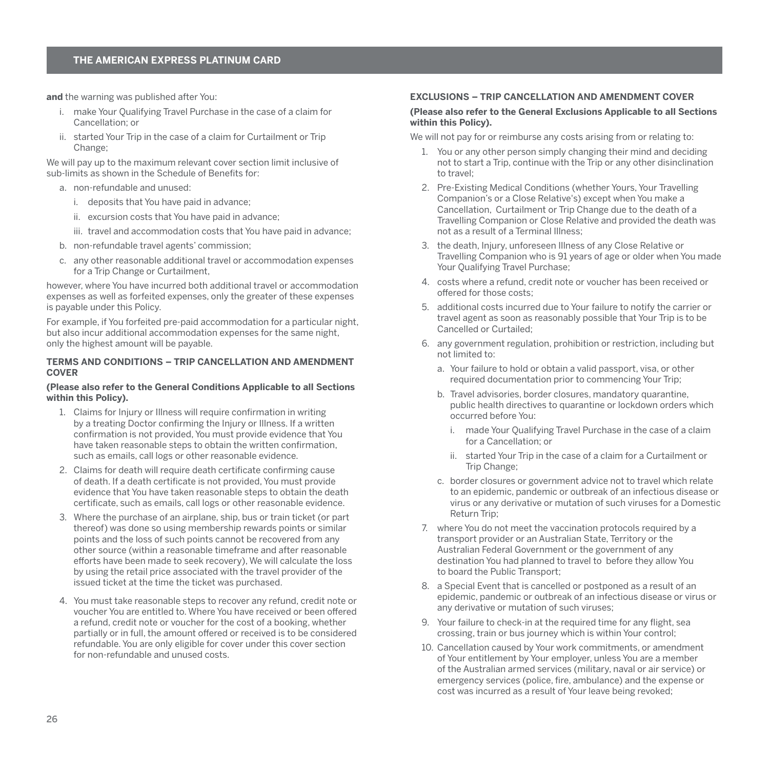**and** the warning was published after You:

i. make Your Qualifying Travel Purchase in the case of a claim for Cancellation; or
ii. started Your Trip in the case of a claim for Curtailment or Trip Change;

We will pay up to the maximum relevant cover section limit inclusive of sub-limits as shown in the Schedule of Benefits for:

a. non-refundable and unused:
   i. deposits that You have paid in advance;
   ii. excursion costs that You have paid in advance;
   iii. travel and accommodation costs that You have paid in advance;
b. non-refundable travel agents' commission;
c. any other reasonable additional travel or accommodation expenses for a Trip Change or Curtailment,

however, where You have incurred both additional travel or accommodation expenses as well as forfeited expenses, only the greater of these expenses is payable under this Policy.

For example, if You forfeited pre-paid accommodation for a particular night, but also incur additional accommodation expenses for the same night, only the highest amount will be payable.

### TERMS AND CONDITIONS – TRIP CANCELLATION AND AMENDMENT COVER

**(Please also refer to the General Conditions Applicable to all Sections within this Policy).**

1. Claims for Injury or Illness will require confirmation in writing by a treating Doctor confirming the Injury or Illness. If a written confirmation is not provided, You must provide evidence that You have taken reasonable steps to obtain the written confirmation, such as emails, call logs or other reasonable evidence.
2. Claims for death will require death certificate confirming cause of death. If a death certificate is not provided, You must provide evidence that You have taken reasonable steps to obtain the death certificate, such as emails, call logs or other reasonable evidence.
3. Where the purchase of an airplane, ship, bus or train ticket (or part thereof) was done so using membership rewards points or similar points and the loss of such points cannot be recovered from any other source (within a reasonable timeframe and after reasonable efforts have been made to seek recovery), We will calculate the loss by using the retail price associated with the travel provider of the issued ticket at the time the ticket was purchased.
4. You must take reasonable steps to recover any refund, credit note or voucher You are entitled to. Where You have received or been offered a refund, credit note or voucher for the cost of a booking, whether partially or in full, the amount offered or received is to be considered refundable. You are only eligible for cover under this cover section for non-refundable and unused costs.

### EXCLUSIONS – TRIP CANCELLATION AND AMENDMENT COVER

**(Please also refer to the General Exclusions Applicable to all Sections within this Policy).**

We will not pay for or reimburse any costs arising from or relating to:

1. You or any other person simply changing their mind and deciding not to start a Trip, continue with the Trip or any other disinclination to travel;
2. Pre-Existing Medical Conditions (whether Yours, Your Travelling Companion's or a Close Relative's) except when You make a Cancellation, Curtailment or Trip Change due to the death of a Travelling Companion or Close Relative and provided the death was not as a result of a Terminal Illness;
3. the death, Injury, unforeseen Illness of any Close Relative or Travelling Companion who is 91 years of age or older when You made Your Qualifying Travel Purchase;
4. costs where a refund, credit note or voucher has been received or offered for those costs;
5. additional costs incurred due to Your failure to notify the carrier or travel agent as soon as reasonably possible that Your Trip is to be Cancelled or Curtailed;
6. any government regulation, prohibition or restriction, including but not limited to:
   a. Your failure to hold or obtain a valid passport, visa, or other required documentation prior to commencing Your Trip;
   b. Travel advisories, border closures, mandatory quarantine, public health directives to quarantine or lockdown orders which occurred before You:
      i. made Your Qualifying Travel Purchase in the case of a claim for a Cancellation; or
      ii. started Your Trip in the case of a claim for a Curtailment or Trip Change;
   c. border closures or government advice not to travel which relate to an epidemic, pandemic or outbreak of an infectious disease or virus or any derivative or mutation of such viruses for a Domestic Return Trip;
7. where You do not meet the vaccination protocols required by a transport provider or an Australian State, Territory or the Australian Federal Government or the government of any destination You had planned to travel to before they allow You to board the Public Transport;
8. a Special Event that is cancelled or postponed as a result of an epidemic, pandemic or outbreak of an infectious disease or virus or any derivative or mutation of such viruses;
9. Your failure to check-in at the required time for any flight, sea crossing, train or bus journey which is within Your control;
10. Cancellation caused by Your work commitments, or amendment of Your entitlement by Your employer, unless You are a member of the Australian armed services (military, naval or air service) or emergency services (police, fire, ambulance) and the expense or cost was incurred as a result of Your leave being revoked;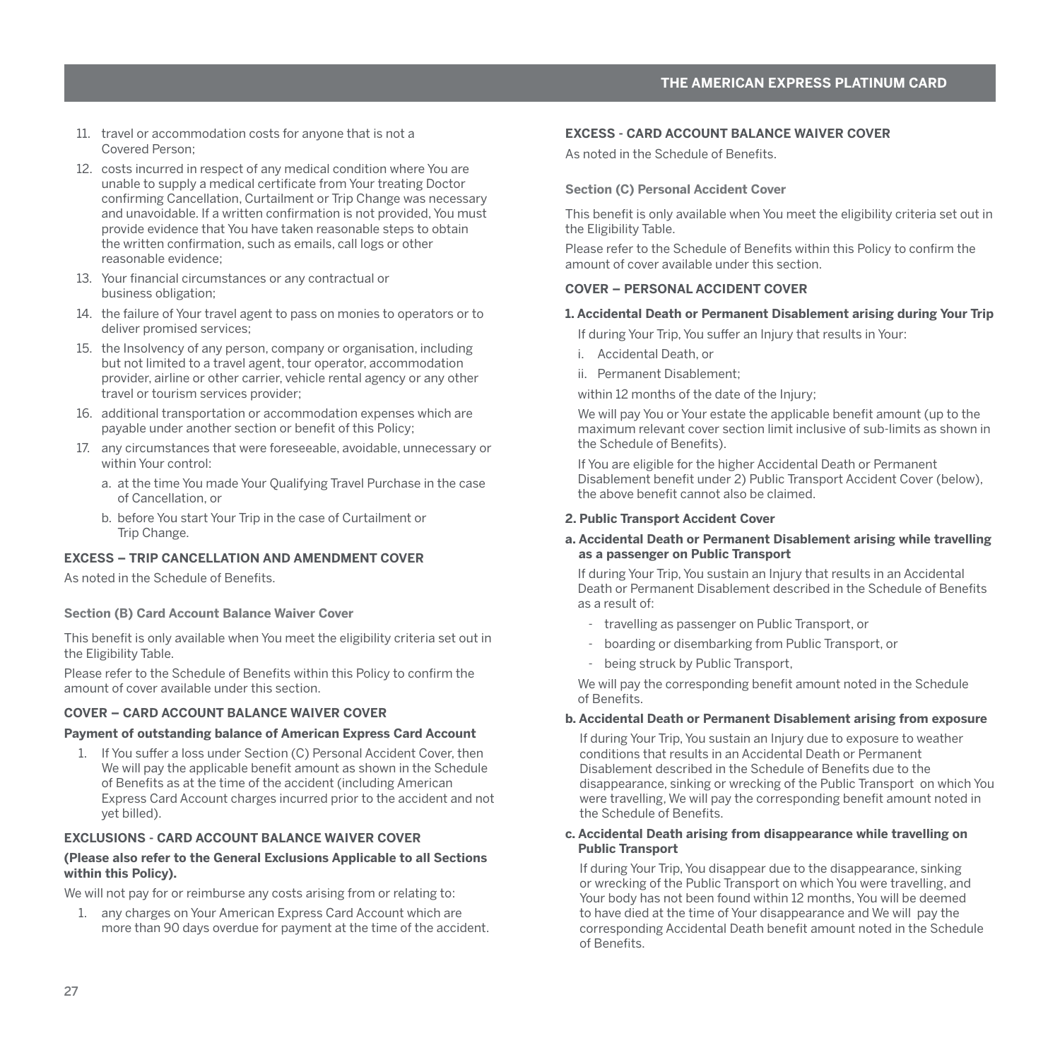11. travel or accommodation costs for anyone that is not a Covered Person;
12. costs incurred in respect of any medical condition where You are unable to supply a medical certificate from Your treating Doctor confirming Cancellation, Curtailment or Trip Change was necessary and unavoidable. If a written confirmation is not provided, You must provide evidence that You have taken reasonable steps to obtain the written confirmation, such as emails, call logs or other reasonable evidence;
13. Your financial circumstances or any contractual or business obligation;
14. the failure of Your travel agent to pass on monies to operators or to deliver promised services;
15. the Insolvency of any person, company or organisation, including but not limited to a travel agent, tour operator, accommodation provider, airline or other carrier, vehicle rental agency or any other travel or tourism services provider;
16. additional transportation or accommodation expenses which are payable under another section or benefit of this Policy;
17. any circumstances that were foreseeable, avoidable, unnecessary or within Your control:
    a. at the time You made Your Qualifying Travel Purchase in the case of Cancellation, or
    b. before You start Your Trip in the case of Curtailment or Trip Change.

**EXCESS – TRIP CANCELLATION AND AMENDMENT COVER**

As noted in the Schedule of Benefits.

## Section (B) Card Account Balance Waiver Cover

This benefit is only available when You meet the eligibility criteria set out in the Eligibility Table.

Please refer to the Schedule of Benefits within this Policy to confirm the amount of cover available under this section.

**COVER – CARD ACCOUNT BALANCE WAIVER COVER**

**Payment of outstanding balance of American Express Card Account**

1. If You suffer a loss under Section (C) Personal Accident Cover, then We will pay the applicable benefit amount as shown in the Schedule of Benefits as at the time of the accident (including American Express Card Account charges incurred prior to the accident and not yet billed).

**EXCLUSIONS - CARD ACCOUNT BALANCE WAIVER COVER**

**(Please also refer to the General Exclusions Applicable to all Sections within this Policy).**

We will not pay for or reimburse any costs arising from or relating to:

1. any charges on Your American Express Card Account which are more than 90 days overdue for payment at the time of the accident.

**EXCESS - CARD ACCOUNT BALANCE WAIVER COVER**

As noted in the Schedule of Benefits.

## Section (C) Personal Accident Cover

This benefit is only available when You meet the eligibility criteria set out in the Eligibility Table.

Please refer to the Schedule of Benefits within this Policy to confirm the amount of cover available under this section.

**COVER – PERSONAL ACCIDENT COVER**

**1. Accidental Death or Permanent Disablement arising during Your Trip**

If during Your Trip, You suffer an Injury that results in Your:

i. Accidental Death, or
ii. Permanent Disablement;

within 12 months of the date of the Injury;

We will pay You or Your estate the applicable benefit amount (up to the maximum relevant cover section limit inclusive of sub-limits as shown in the Schedule of Benefits).

If You are eligible for the higher Accidental Death or Permanent Disablement benefit under 2) Public Transport Accident Cover (below), the above benefit cannot also be claimed.

**2. Public Transport Accident Cover**

**a. Accidental Death or Permanent Disablement arising while travelling as a passenger on Public Transport**

If during Your Trip, You sustain an Injury that results in an Accidental Death or Permanent Disablement described in the Schedule of Benefits as a result of:

- travelling as passenger on Public Transport, or
- boarding or disembarking from Public Transport, or
- being struck by Public Transport,

We will pay the corresponding benefit amount noted in the Schedule of Benefits.

**b. Accidental Death or Permanent Disablement arising from exposure**

If during Your Trip, You sustain an Injury due to exposure to weather conditions that results in an Accidental Death or Permanent Disablement described in the Schedule of Benefits due to the disappearance, sinking or wrecking of the Public Transport on which You were travelling, We will pay the corresponding benefit amount noted in the Schedule of Benefits.

**c. Accidental Death arising from disappearance while travelling on Public Transport**

If during Your Trip, You disappear due to the disappearance, sinking or wrecking of the Public Transport on which You were travelling, and Your body has not been found within 12 months, You will be deemed to have died at the time of Your disappearance and We will pay the corresponding Accidental Death benefit amount noted in the Schedule of Benefits.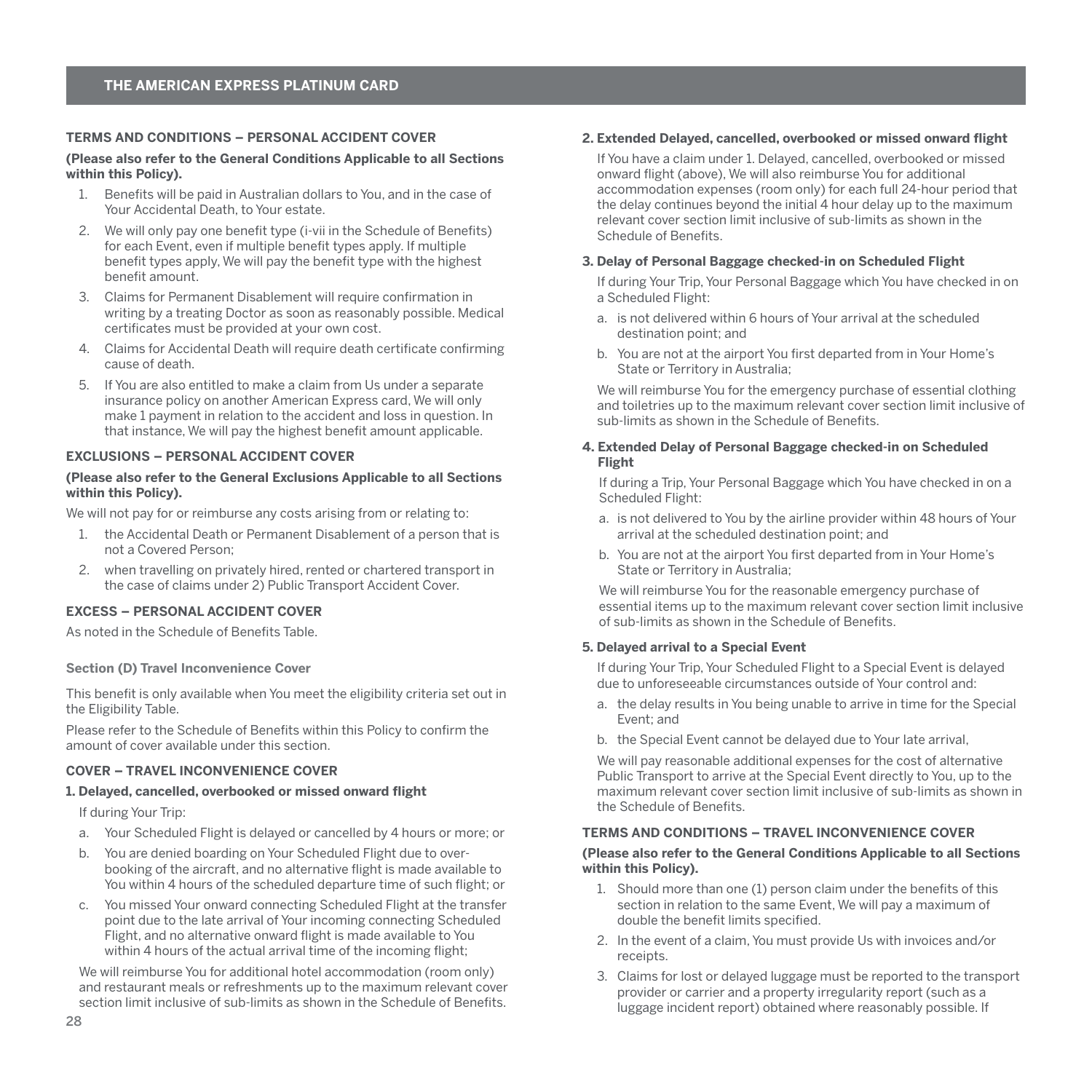### TERMS AND CONDITIONS – PERSONAL ACCIDENT COVER

**(Please also refer to the General Conditions Applicable to all Sections within this Policy).**

1. Benefits will be paid in Australian dollars to You, and in the case of Your Accidental Death, to Your estate.
2. We will only pay one benefit type (i-vii in the Schedule of Benefits) for each Event, even if multiple benefit types apply. If multiple benefit types apply, We will pay the benefit type with the highest benefit amount.
3. Claims for Permanent Disablement will require confirmation in writing by a treating Doctor as soon as reasonably possible. Medical certificates must be provided at your own cost.
4. Claims for Accidental Death will require death certificate confirming cause of death.
5. If You are also entitled to make a claim from Us under a separate insurance policy on another American Express card, We will only make 1 payment in relation to the accident and loss in question. In that instance, We will pay the highest benefit amount applicable.

### EXCLUSIONS – PERSONAL ACCIDENT COVER

**(Please also refer to the General Exclusions Applicable to all Sections within this Policy).**

We will not pay for or reimburse any costs arising from or relating to:

1. the Accidental Death or Permanent Disablement of a person that is not a Covered Person;
2. when travelling on privately hired, rented or chartered transport in the case of claims under 2) Public Transport Accident Cover.

### EXCESS – PERSONAL ACCIDENT COVER

As noted in the Schedule of Benefits Table.

## Section (D) Travel Inconvenience Cover

This benefit is only available when You meet the eligibility criteria set out in the Eligibility Table.

Please refer to the Schedule of Benefits within this Policy to confirm the amount of cover available under this section.

### COVER – TRAVEL INCONVENIENCE COVER

**1. Delayed, cancelled, overbooked or missed onward flight**

If during Your Trip:

a. Your Scheduled Flight is delayed or cancelled by 4 hours or more; or
b. You are denied boarding on Your Scheduled Flight due to over-booking of the aircraft, and no alternative flight is made available to You within 4 hours of the scheduled departure time of such flight; or
c. You missed Your onward connecting Scheduled Flight at the transfer point due to the late arrival of Your incoming connecting Scheduled Flight, and no alternative onward flight is made available to You within 4 hours of the actual arrival time of the incoming flight;

We will reimburse You for additional hotel accommodation (room only) and restaurant meals or refreshments up to the maximum relevant cover section limit inclusive of sub-limits as shown in the Schedule of Benefits.

**2. Extended Delayed, cancelled, overbooked or missed onward flight**

If You have a claim under 1. Delayed, cancelled, overbooked or missed onward flight (above), We will also reimburse You for additional accommodation expenses (room only) for each full 24-hour period that the delay continues beyond the initial 4 hour delay up to the maximum relevant cover section limit inclusive of sub-limits as shown in the Schedule of Benefits.

**3. Delay of Personal Baggage checked-in on Scheduled Flight**

If during Your Trip, Your Personal Baggage which You have checked in on a Scheduled Flight:

a. is not delivered within 6 hours of Your arrival at the scheduled destination point; and
b. You are not at the airport You first departed from in Your Home's State or Territory in Australia;

We will reimburse You for the emergency purchase of essential clothing and toiletries up to the maximum relevant cover section limit inclusive of sub-limits as shown in the Schedule of Benefits.

**4. Extended Delay of Personal Baggage checked-in on Scheduled Flight**

If during a Trip, Your Personal Baggage which You have checked in on a Scheduled Flight:

a. is not delivered to You by the airline provider within 48 hours of Your arrival at the scheduled destination point; and
b. You are not at the airport You first departed from in Your Home's State or Territory in Australia;

We will reimburse You for the reasonable emergency purchase of essential items up to the maximum relevant cover section limit inclusive of sub-limits as shown in the Schedule of Benefits.

**5. Delayed arrival to a Special Event**

If during Your Trip, Your Scheduled Flight to a Special Event is delayed due to unforeseeable circumstances outside of Your control and:

a. the delay results in You being unable to arrive in time for the Special Event; and
b. the Special Event cannot be delayed due to Your late arrival,

We will pay reasonable additional expenses for the cost of alternative Public Transport to arrive at the Special Event directly to You, up to the maximum relevant cover section limit inclusive of sub-limits as shown in the Schedule of Benefits.

### TERMS AND CONDITIONS – TRAVEL INCONVENIENCE COVER

**(Please also refer to the General Conditions Applicable to all Sections within this Policy).**

1. Should more than one (1) person claim under the benefits of this section in relation to the same Event, We will pay a maximum of double the benefit limits specified.
2. In the event of a claim, You must provide Us with invoices and/or receipts.
3. Claims for lost or delayed luggage must be reported to the transport provider or carrier and a property irregularity report (such as a luggage incident report) obtained where reasonably possible. If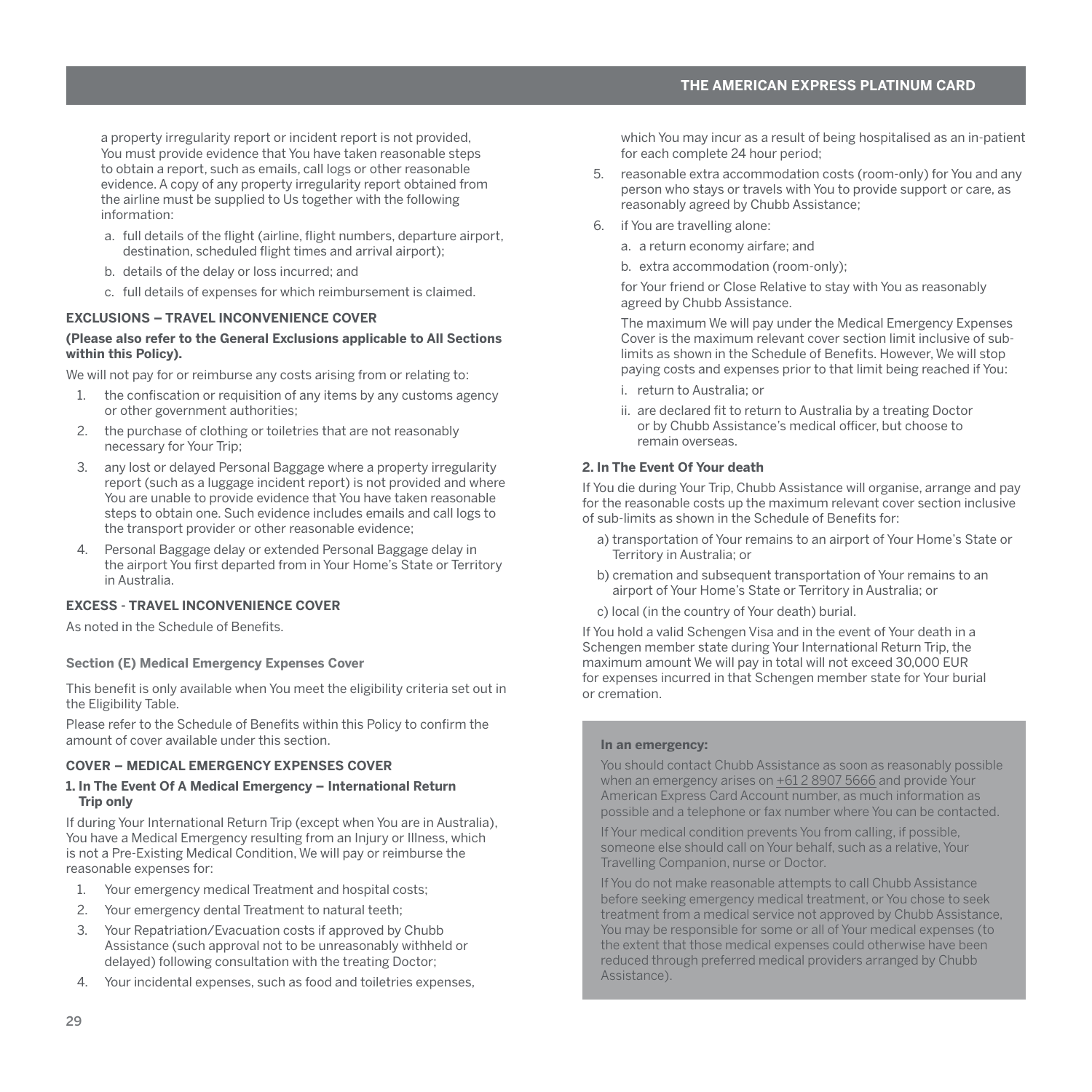a property irregularity report or incident report is not provided, You must provide evidence that You have taken reasonable steps to obtain a report, such as emails, call logs or other reasonable evidence. A copy of any property irregularity report obtained from the airline must be supplied to Us together with the following information:

a. full details of the flight (airline, flight numbers, departure airport, destination, scheduled flight times and arrival airport);
b. details of the delay or loss incurred; and
c. full details of expenses for which reimbursement is claimed.

### EXCLUSIONS – TRAVEL INCONVENIENCE COVER

**(Please also refer to the General Exclusions applicable to All Sections within this Policy).**

We will not pay for or reimburse any costs arising from or relating to:

1. the confiscation or requisition of any items by any customs agency or other government authorities;
2. the purchase of clothing or toiletries that are not reasonably necessary for Your Trip;
3. any lost or delayed Personal Baggage where a property irregularity report (such as a luggage incident report) is not provided and where You are unable to provide evidence that You have taken reasonable steps to obtain one. Such evidence includes emails and call logs to the transport provider or other reasonable evidence;
4. Personal Baggage delay or extended Personal Baggage delay in the airport You first departed from in Your Home's State or Territory in Australia.

### EXCESS - TRAVEL INCONVENIENCE COVER

As noted in the Schedule of Benefits.

## Section (E) Medical Emergency Expenses Cover

This benefit is only available when You meet the eligibility criteria set out in the Eligibility Table.

Please refer to the Schedule of Benefits within this Policy to confirm the amount of cover available under this section.

### COVER – MEDICAL EMERGENCY EXPENSES COVER

#### 1. In The Event Of A Medical Emergency – International Return Trip only

If during Your International Return Trip (except when You are in Australia), You have a Medical Emergency resulting from an Injury or Illness, which is not a Pre-Existing Medical Condition, We will pay or reimburse the reasonable expenses for:

1. Your emergency medical Treatment and hospital costs;
2. Your emergency dental Treatment to natural teeth;
3. Your Repatriation/Evacuation costs if approved by Chubb Assistance (such approval not to be unreasonably withheld or delayed) following consultation with the treating Doctor;
4. Your incidental expenses, such as food and toiletries expenses, which You may incur as a result of being hospitalised as an in-patient for each complete 24 hour period;
5. reasonable extra accommodation costs (room-only) for You and any person who stays or travels with You to provide support or care, as reasonably agreed by Chubb Assistance;
6. if You are travelling alone:
   a. a return economy airfare; and
   b. extra accommodation (room-only);

   for Your friend or Close Relative to stay with You as reasonably agreed by Chubb Assistance.

   The maximum We will pay under the Medical Emergency Expenses Cover is the maximum relevant cover section limit inclusive of sub-limits as shown in the Schedule of Benefits. However, We will stop paying costs and expenses prior to that limit being reached if You:

   i. return to Australia; or
   ii. are declared fit to return to Australia by a treating Doctor or by Chubb Assistance's medical officer, but choose to remain overseas.

#### 2. In The Event Of Your death

If You die during Your Trip, Chubb Assistance will organise, arrange and pay for the reasonable costs up the maximum relevant cover section inclusive of sub-limits as shown in the Schedule of Benefits for:

a) transportation of Your remains to an airport of Your Home's State or Territory in Australia; or
b) cremation and subsequent transportation of Your remains to an airport of Your Home's State or Territory in Australia; or
c) local (in the country of Your death) burial.

If You hold a valid Schengen Visa and in the event of Your death in a Schengen member state during Your International Return Trip, the maximum amount We will pay in total will not exceed 30,000 EUR for expenses incurred in that Schengen member state for Your burial or cremation.

**In an emergency:**

You should contact Chubb Assistance as soon as reasonably possible when an emergency arises on +61 2 8907 5666 and provide Your American Express Card Account number, as much information as possible and a telephone or fax number where You can be contacted.

If Your medical condition prevents You from calling, if possible, someone else should call on Your behalf, such as a relative, Your Travelling Companion, nurse or Doctor.

If You do not make reasonable attempts to call Chubb Assistance before seeking emergency medical treatment, or You chose to seek treatment from a medical service not approved by Chubb Assistance, You may be responsible for some or all of Your medical expenses (to the extent that those medical expenses could otherwise have been reduced through preferred medical providers arranged by Chubb Assistance).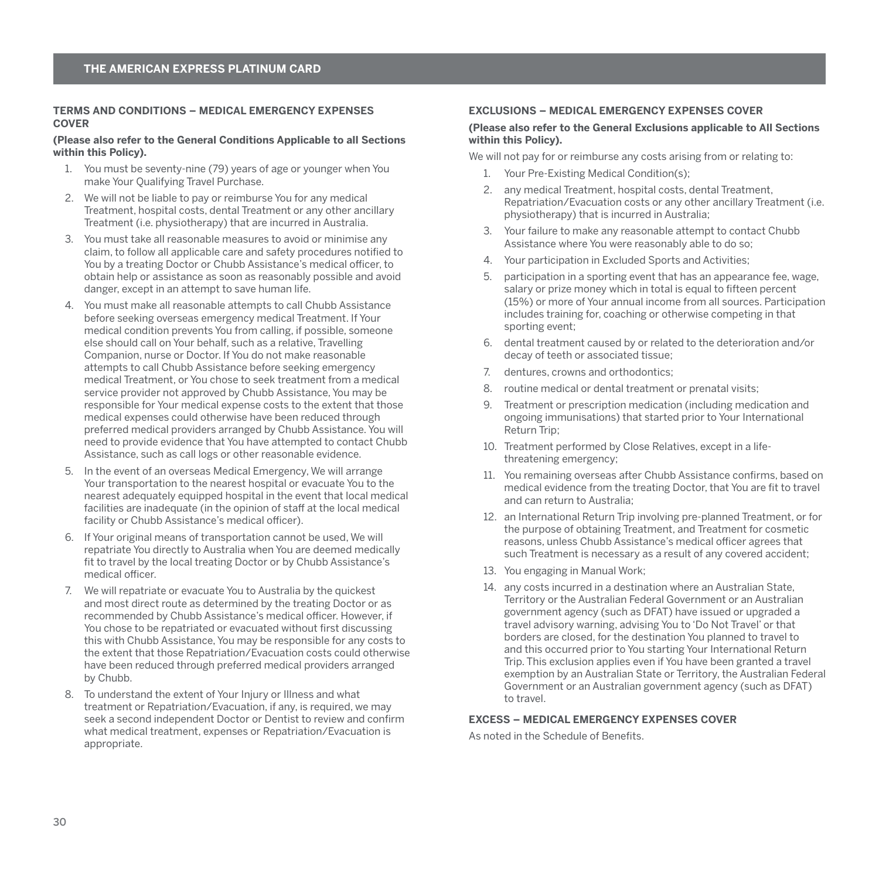### TERMS AND CONDITIONS – MEDICAL EMERGENCY EXPENSES COVER

**(Please also refer to the General Conditions Applicable to all Sections within this Policy).**

1. You must be seventy-nine (79) years of age or younger when You make Your Qualifying Travel Purchase.
2. We will not be liable to pay or reimburse You for any medical Treatment, hospital costs, dental Treatment or any other ancillary Treatment (i.e. physiotherapy) that are incurred in Australia.
3. You must take all reasonable measures to avoid or minimise any claim, to follow all applicable care and safety procedures notified to You by a treating Doctor or Chubb Assistance's medical officer, to obtain help or assistance as soon as reasonably possible and avoid danger, except in an attempt to save human life.
4. You must make all reasonable attempts to call Chubb Assistance before seeking overseas emergency medical Treatment. If Your medical condition prevents You from calling, if possible, someone else should call on Your behalf, such as a relative, Travelling Companion, nurse or Doctor. If You do not make reasonable attempts to call Chubb Assistance before seeking emergency medical Treatment, or You chose to seek treatment from a medical service provider not approved by Chubb Assistance, You may be responsible for Your medical expense costs to the extent that those medical expenses could otherwise have been reduced through preferred medical providers arranged by Chubb Assistance. You will need to provide evidence that You have attempted to contact Chubb Assistance, such as call logs or other reasonable evidence.
5. In the event of an overseas Medical Emergency, We will arrange Your transportation to the nearest hospital or evacuate You to the nearest adequately equipped hospital in the event that local medical facilities are inadequate (in the opinion of staff at the local medical facility or Chubb Assistance's medical officer).
6. If Your original means of transportation cannot be used, We will repatriate You directly to Australia when You are deemed medically fit to travel by the local treating Doctor or by Chubb Assistance's medical officer.
7. We will repatriate or evacuate You to Australia by the quickest and most direct route as determined by the treating Doctor or as recommended by Chubb Assistance's medical officer. However, if You chose to be repatriated or evacuated without first discussing this with Chubb Assistance, You may be responsible for any costs to the extent that those Repatriation/Evacuation costs could otherwise have been reduced through preferred medical providers arranged by Chubb.
8. To understand the extent of Your Injury or Illness and what treatment or Repatriation/Evacuation, if any, is required, we may seek a second independent Doctor or Dentist to review and confirm what medical treatment, expenses or Repatriation/Evacuation is appropriate.

### EXCLUSIONS – MEDICAL EMERGENCY EXPENSES COVER

**(Please also refer to the General Exclusions applicable to All Sections within this Policy).**

We will not pay for or reimburse any costs arising from or relating to:

1. Your Pre-Existing Medical Condition(s);
2. any medical Treatment, hospital costs, dental Treatment, Repatriation/Evacuation costs or any other ancillary Treatment (i.e. physiotherapy) that is incurred in Australia;
3. Your failure to make any reasonable attempt to contact Chubb Assistance where You were reasonably able to do so;
4. Your participation in Excluded Sports and Activities;
5. participation in a sporting event that has an appearance fee, wage, salary or prize money which in total is equal to fifteen percent (15%) or more of Your annual income from all sources. Participation includes training for, coaching or otherwise competing in that sporting event;
6. dental treatment caused by or related to the deterioration and/or decay of teeth or associated tissue;
7. dentures, crowns and orthodontics;
8. routine medical or dental treatment or prenatal visits;
9. Treatment or prescription medication (including medication and ongoing immunisations) that started prior to Your International Return Trip;
10. Treatment performed by Close Relatives, except in a life-threatening emergency;
11. You remaining overseas after Chubb Assistance confirms, based on medical evidence from the treating Doctor, that You are fit to travel and can return to Australia;
12. an International Return Trip involving pre-planned Treatment, or for the purpose of obtaining Treatment, and Treatment for cosmetic reasons, unless Chubb Assistance's medical officer agrees that such Treatment is necessary as a result of any covered accident;
13. You engaging in Manual Work;
14. any costs incurred in a destination where an Australian State, Territory or the Australian Federal Government or an Australian government agency (such as DFAT) have issued or upgraded a travel advisory warning, advising You to 'Do Not Travel' or that borders are closed, for the destination You planned to travel to and this occurred prior to You starting Your International Return Trip. This exclusion applies even if You have been granted a travel exemption by an Australian State or Territory, the Australian Federal Government or an Australian government agency (such as DFAT) to travel.

### EXCESS – MEDICAL EMERGENCY EXPENSES COVER

As noted in the Schedule of Benefits.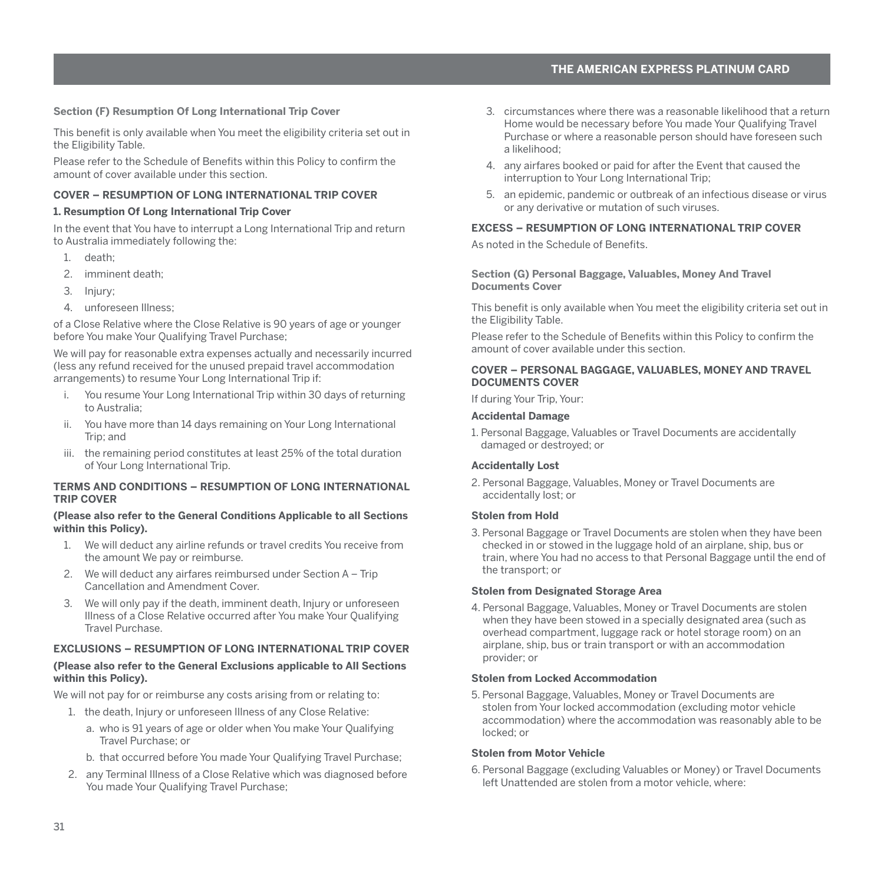### Section (F) Resumption Of Long International Trip Cover

This benefit is only available when You meet the eligibility criteria set out in the Eligibility Table.

Please refer to the Schedule of Benefits within this Policy to confirm the amount of cover available under this section.

#### COVER – RESUMPTION OF LONG INTERNATIONAL TRIP COVER

**1. Resumption Of Long International Trip Cover**

In the event that You have to interrupt a Long International Trip and return to Australia immediately following the:

1. death;
2. imminent death;
3. Injury;
4. unforeseen Illness;

of a Close Relative where the Close Relative is 90 years of age or younger before You make Your Qualifying Travel Purchase;

We will pay for reasonable extra expenses actually and necessarily incurred (less any refund received for the unused prepaid travel accommodation arrangements) to resume Your Long International Trip if:

i. You resume Your Long International Trip within 30 days of returning to Australia;

ii. You have more than 14 days remaining on Your Long International Trip; and

iii. the remaining period constitutes at least 25% of the total duration of Your Long International Trip.

#### TERMS AND CONDITIONS – RESUMPTION OF LONG INTERNATIONAL TRIP COVER

**(Please also refer to the General Conditions Applicable to all Sections within this Policy).**

1. We will deduct any airline refunds or travel credits You receive from the amount We pay or reimburse.
2. We will deduct any airfares reimbursed under Section A – Trip Cancellation and Amendment Cover.
3. We will only pay if the death, imminent death, Injury or unforeseen Illness of a Close Relative occurred after You make Your Qualifying Travel Purchase.

#### EXCLUSIONS – RESUMPTION OF LONG INTERNATIONAL TRIP COVER

**(Please also refer to the General Exclusions applicable to All Sections within this Policy).**

We will not pay for or reimburse any costs arising from or relating to:

1. the death, Injury or unforeseen Illness of any Close Relative:
   a. who is 91 years of age or older when You make Your Qualifying Travel Purchase; or
   b. that occurred before You made Your Qualifying Travel Purchase;
2. any Terminal Illness of a Close Relative which was diagnosed before You made Your Qualifying Travel Purchase;
3. circumstances where there was a reasonable likelihood that a return Home would be necessary before You made Your Qualifying Travel Purchase or where a reasonable person should have foreseen such a likelihood;
4. any airfares booked or paid for after the Event that caused the interruption to Your Long International Trip;
5. an epidemic, pandemic or outbreak of an infectious disease or virus or any derivative or mutation of such viruses.

#### EXCESS – RESUMPTION OF LONG INTERNATIONAL TRIP COVER

As noted in the Schedule of Benefits.

### Section (G) Personal Baggage, Valuables, Money And Travel Documents Cover

This benefit is only available when You meet the eligibility criteria set out in the Eligibility Table.

Please refer to the Schedule of Benefits within this Policy to confirm the amount of cover available under this section.

#### COVER – PERSONAL BAGGAGE, VALUABLES, MONEY AND TRAVEL DOCUMENTS COVER

If during Your Trip, Your:

**Accidental Damage**

1. Personal Baggage, Valuables or Travel Documents are accidentally damaged or destroyed; or

**Accidentally Lost**

2. Personal Baggage, Valuables, Money or Travel Documents are accidentally lost; or

**Stolen from Hold**

3. Personal Baggage or Travel Documents are stolen when they have been checked in or stowed in the luggage hold of an airplane, ship, bus or train, where You had no access to that Personal Baggage until the end of the transport; or

**Stolen from Designated Storage Area**

4. Personal Baggage, Valuables, Money or Travel Documents are stolen when they have been stowed in a specially designated area (such as overhead compartment, luggage rack or hotel storage room) on an airplane, ship, bus or train transport or with an accommodation provider; or

**Stolen from Locked Accommodation**

5. Personal Baggage, Valuables, Money or Travel Documents are stolen from Your locked accommodation (excluding motor vehicle accommodation) where the accommodation was reasonably able to be locked; or

**Stolen from Motor Vehicle**

6. Personal Baggage (excluding Valuables or Money) or Travel Documents left Unattended are stolen from a motor vehicle, where: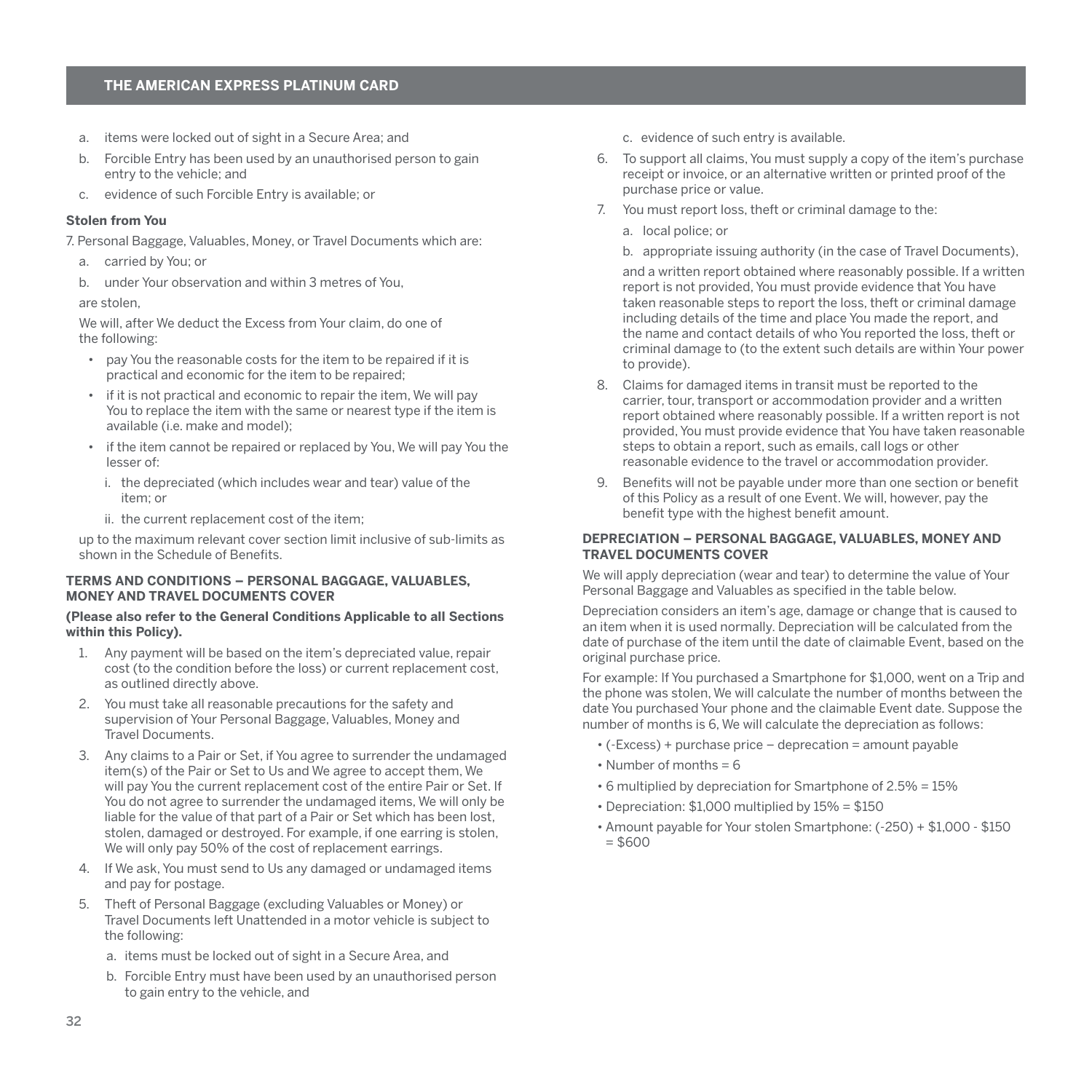a. items were locked out of sight in a Secure Area; and
b. Forcible Entry has been used by an unauthorised person to gain entry to the vehicle; and
c. evidence of such Forcible Entry is available; or

**Stolen from You**

7. Personal Baggage, Valuables, Money, or Travel Documents which are:

a. carried by You; or
b. under Your observation and within 3 metres of You,

are stolen,

We will, after We deduct the Excess from Your claim, do one of the following:

- pay You the reasonable costs for the item to be repaired if it is practical and economic for the item to be repaired;
- if it is not practical and economic to repair the item, We will pay You to replace the item with the same or nearest type if the item is available (i.e. make and model);
- if the item cannot be repaired or replaced by You, We will pay You the lesser of:
  - i. the depreciated (which includes wear and tear) value of the item; or
  - ii. the current replacement cost of the item;

up to the maximum relevant cover section limit inclusive of sub-limits as shown in the Schedule of Benefits.

**TERMS AND CONDITIONS – PERSONAL BAGGAGE, VALUABLES, MONEY AND TRAVEL DOCUMENTS COVER**

**(Please also refer to the General Conditions Applicable to all Sections within this Policy).**

1. Any payment will be based on the item's depreciated value, repair cost (to the condition before the loss) or current replacement cost, as outlined directly above.
2. You must take all reasonable precautions for the safety and supervision of Your Personal Baggage, Valuables, Money and Travel Documents.
3. Any claims to a Pair or Set, if You agree to surrender the undamaged item(s) of the Pair or Set to Us and We agree to accept them, We will pay You the current replacement cost of the entire Pair or Set. If You do not agree to surrender the undamaged items, We will only be liable for the value of that part of a Pair or Set which has been lost, stolen, damaged or destroyed. For example, if one earring is stolen, We will only pay 50% of the cost of replacement earrings.
4. If We ask, You must send to Us any damaged or undamaged items and pay for postage.
5. Theft of Personal Baggage (excluding Valuables or Money) or Travel Documents left Unattended in a motor vehicle is subject to the following:
   a. items must be locked out of sight in a Secure Area, and
   b. Forcible Entry must have been used by an unauthorised person to gain entry to the vehicle, and
   c. evidence of such entry is available.
6. To support all claims, You must supply a copy of the item's purchase receipt or invoice, or an alternative written or printed proof of the purchase price or value.
7. You must report loss, theft or criminal damage to the:
   a. local police; or
   b. appropriate issuing authority (in the case of Travel Documents),

   and a written report obtained where reasonably possible. If a written report is not provided, You must provide evidence that You have taken reasonable steps to report the loss, theft or criminal damage including details of the time and place You made the report, and the name and contact details of who You reported the loss, theft or criminal damage to (to the extent such details are within Your power to provide).
8. Claims for damaged items in transit must be reported to the carrier, tour, transport or accommodation provider and a written report obtained where reasonably possible. If a written report is not provided, You must provide evidence that You have taken reasonable steps to obtain a report, such as emails, call logs or other reasonable evidence to the travel or accommodation provider.
9. Benefits will not be payable under more than one section or benefit of this Policy as a result of one Event. We will, however, pay the benefit type with the highest benefit amount.

**DEPRECIATION – PERSONAL BAGGAGE, VALUABLES, MONEY AND TRAVEL DOCUMENTS COVER**

We will apply depreciation (wear and tear) to determine the value of Your Personal Baggage and Valuables as specified in the table below.

Depreciation considers an item's age, damage or change that is caused to an item when it is used normally. Depreciation will be calculated from the date of purchase of the item until the date of claimable Event, based on the original purchase price.

For example: If You purchased a Smartphone for $1,000, went on a Trip and the phone was stolen, We will calculate the number of months between the date You purchased Your phone and the claimable Event date. Suppose the number of months is 6, We will calculate the depreciation as follows:

- (-Excess) + purchase price – deprecation = amount payable
- Number of months = 6
- 6 multiplied by depreciation for Smartphone of 2.5% = 15%
- Depreciation: $1,000 multiplied by 15% = $150
- Amount payable for Your stolen Smartphone: (-250) + $1,000 - $150 = $600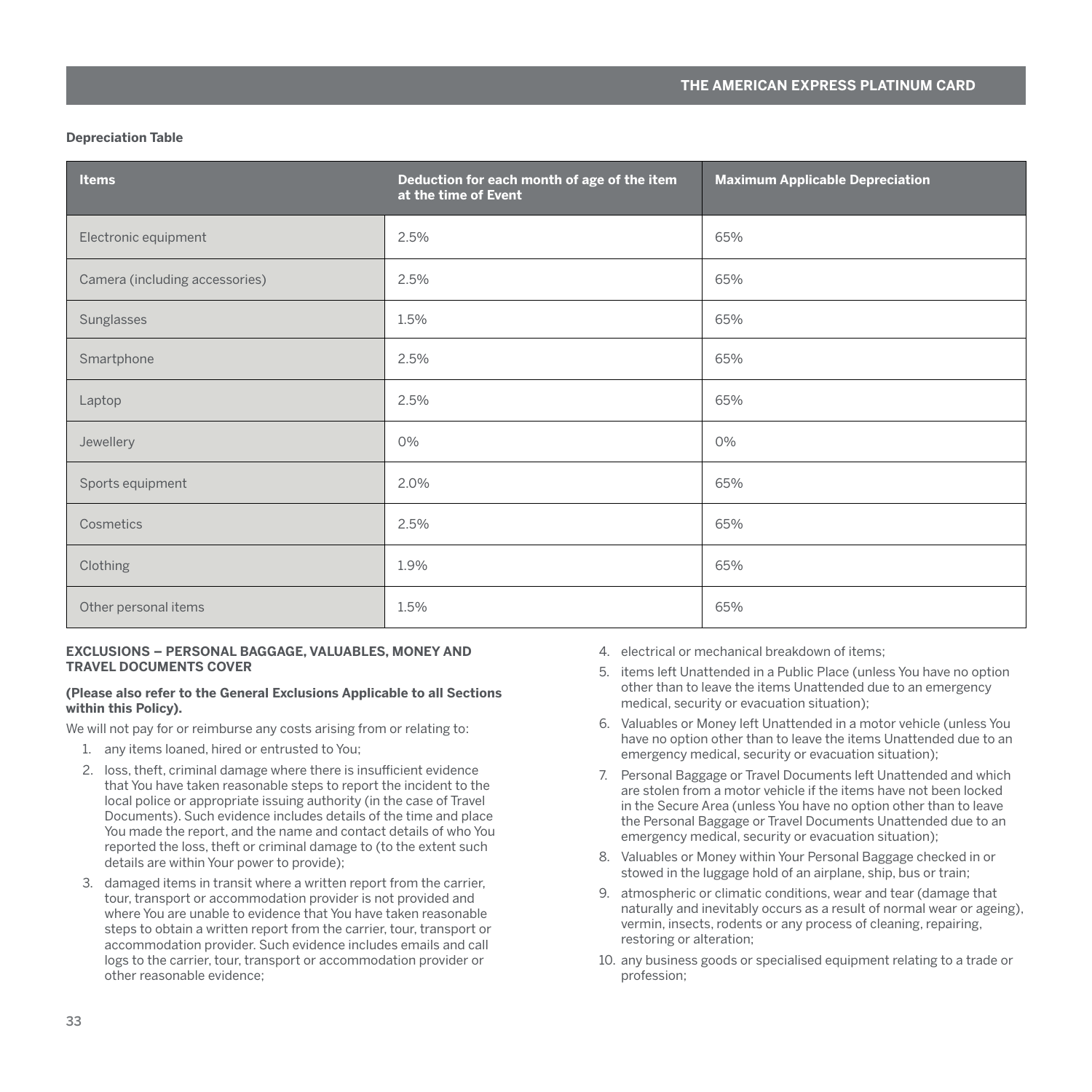**Depreciation Table**

| Items | Deduction for each month of age of the item at the time of Event | Maximum Applicable Depreciation |
|---|---|---|
| Electronic equipment | 2.5% | 65% |
| Camera (including accessories) | 2.5% | 65% |
| Sunglasses | 1.5% | 65% |
| Smartphone | 2.5% | 65% |
| Laptop | 2.5% | 65% |
| Jewellery | 0% | 0% |
| Sports equipment | 2.0% | 65% |
| Cosmetics | 2.5% | 65% |
| Clothing | 1.9% | 65% |
| Other personal items | 1.5% | 65% |

**EXCLUSIONS – PERSONAL BAGGAGE, VALUABLES, MONEY AND TRAVEL DOCUMENTS COVER**

**(Please also refer to the General Exclusions Applicable to all Sections within this Policy).**

We will not pay for or reimburse any costs arising from or relating to:

1. any items loaned, hired or entrusted to You;
2. loss, theft, criminal damage where there is insufficient evidence that You have taken reasonable steps to report the incident to the local police or appropriate issuing authority (in the case of Travel Documents). Such evidence includes details of the time and place You made the report, and the name and contact details of who You reported the loss, theft or criminal damage to (to the extent such details are within Your power to provide);
3. damaged items in transit where a written report from the carrier, tour, transport or accommodation provider is not provided and where You are unable to evidence that You have taken reasonable steps to obtain a written report from the carrier, tour, transport or accommodation provider. Such evidence includes emails and call logs to the carrier, tour, transport or accommodation provider or other reasonable evidence;
4. electrical or mechanical breakdown of items;
5. items left Unattended in a Public Place (unless You have no option other than to leave the items Unattended due to an emergency medical, security or evacuation situation);
6. Valuables or Money left Unattended in a motor vehicle (unless You have no option other than to leave the items Unattended due to an emergency medical, security or evacuation situation);
7. Personal Baggage or Travel Documents left Unattended and which are stolen from a motor vehicle if the items have not been locked in the Secure Area (unless You have no option other than to leave the Personal Baggage or Travel Documents Unattended due to an emergency medical, security or evacuation situation);
8. Valuables or Money within Your Personal Baggage checked in or stowed in the luggage hold of an airplane, ship, bus or train;
9. atmospheric or climatic conditions, wear and tear (damage that naturally and inevitably occurs as a result of normal wear or ageing), vermin, insects, rodents or any process of cleaning, repairing, restoring or alteration;
10. any business goods or specialised equipment relating to a trade or profession;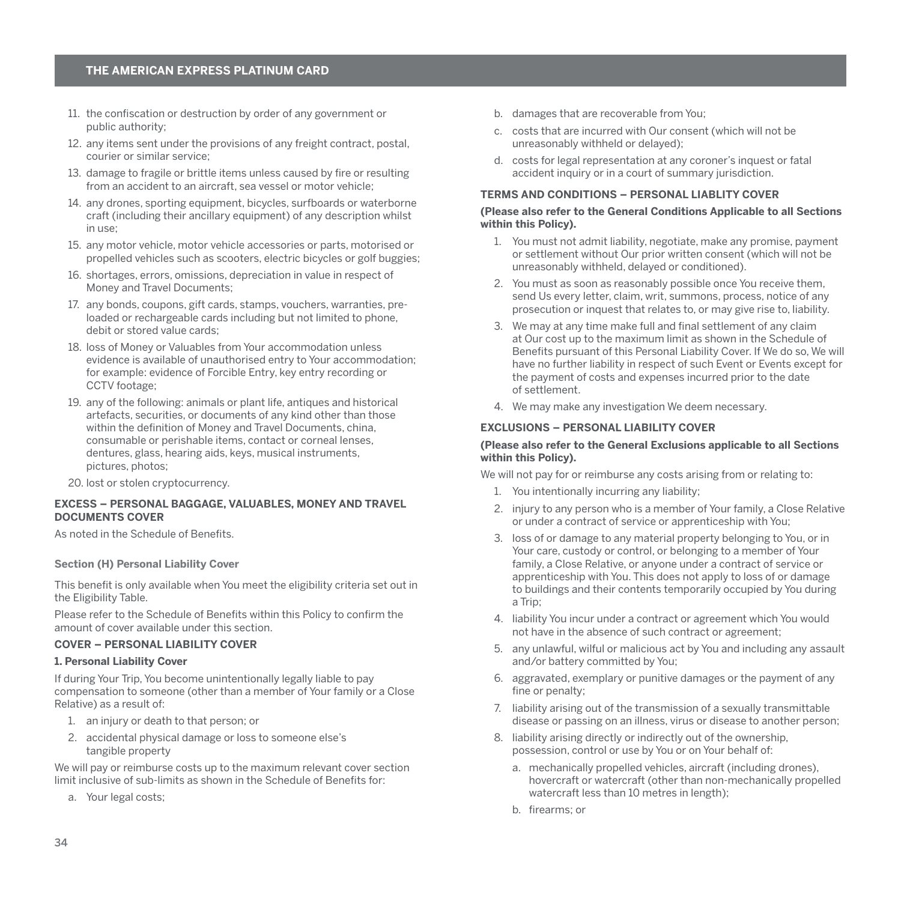11. the confiscation or destruction by order of any government or public authority;
12. any items sent under the provisions of any freight contract, postal, courier or similar service;
13. damage to fragile or brittle items unless caused by fire or resulting from an accident to an aircraft, sea vessel or motor vehicle;
14. any drones, sporting equipment, bicycles, surfboards or waterborne craft (including their ancillary equipment) of any description whilst in use;
15. any motor vehicle, motor vehicle accessories or parts, motorised or propelled vehicles such as scooters, electric bicycles or golf buggies;
16. shortages, errors, omissions, depreciation in value in respect of Money and Travel Documents;
17. any bonds, coupons, gift cards, stamps, vouchers, warranties, pre-loaded or rechargeable cards including but not limited to phone, debit or stored value cards;
18. loss of Money or Valuables from Your accommodation unless evidence is available of unauthorised entry to Your accommodation; for example: evidence of Forcible Entry, key entry recording or CCTV footage;
19. any of the following: animals or plant life, antiques and historical artefacts, securities, or documents of any kind other than those within the definition of Money and Travel Documents, china, consumable or perishable items, contact or corneal lenses, dentures, glass, hearing aids, keys, musical instruments, pictures, photos;
20. lost or stolen cryptocurrency.

**EXCESS – PERSONAL BAGGAGE, VALUABLES, MONEY AND TRAVEL DOCUMENTS COVER**

As noted in the Schedule of Benefits.

### Section (H) Personal Liability Cover

This benefit is only available when You meet the eligibility criteria set out in the Eligibility Table.

Please refer to the Schedule of Benefits within this Policy to confirm the amount of cover available under this section.

**COVER – PERSONAL LIABILITY COVER**

**1. Personal Liability Cover**

If during Your Trip, You become unintentionally legally liable to pay compensation to someone (other than a member of Your family or a Close Relative) as a result of:

1. an injury or death to that person; or
2. accidental physical damage or loss to someone else's tangible property

We will pay or reimburse costs up to the maximum relevant cover section limit inclusive of sub-limits as shown in the Schedule of Benefits for:

a. Your legal costs;
b. damages that are recoverable from You;
c. costs that are incurred with Our consent (which will not be unreasonably withheld or delayed);
d. costs for legal representation at any coroner's inquest or fatal accident inquiry or in a court of summary jurisdiction.

**TERMS AND CONDITIONS – PERSONAL LIABLITY COVER**

**(Please also refer to the General Conditions Applicable to all Sections within this Policy).**

1. You must not admit liability, negotiate, make any promise, payment or settlement without Our prior written consent (which will not be unreasonably withheld, delayed or conditioned).
2. You must as soon as reasonably possible once You receive them, send Us every letter, claim, writ, summons, process, notice of any prosecution or inquest that relates to, or may give rise to, liability.
3. We may at any time make full and final settlement of any claim at Our cost up to the maximum limit as shown in the Schedule of Benefits pursuant of this Personal Liability Cover. If We do so, We will have no further liability in respect of such Event or Events except for the payment of costs and expenses incurred prior to the date of settlement.
4. We may make any investigation We deem necessary.

**EXCLUSIONS – PERSONAL LIABILITY COVER**

**(Please also refer to the General Exclusions applicable to all Sections within this Policy).**

We will not pay for or reimburse any costs arising from or relating to:

1. You intentionally incurring any liability;
2. injury to any person who is a member of Your family, a Close Relative or under a contract of service or apprenticeship with You;
3. loss of or damage to any material property belonging to You, or in Your care, custody or control, or belonging to a member of Your family, a Close Relative, or anyone under a contract of service or apprenticeship with You. This does not apply to loss of or damage to buildings and their contents temporarily occupied by You during a Trip;
4. liability You incur under a contract or agreement which You would not have in the absence of such contract or agreement;
5. any unlawful, wilful or malicious act by You and including any assault and/or battery committed by You;
6. aggravated, exemplary or punitive damages or the payment of any fine or penalty;
7. liability arising out of the transmission of a sexually transmittable disease or passing on an illness, virus or disease to another person;
8. liability arising directly or indirectly out of the ownership, possession, control or use by You or on Your behalf of:
    a. mechanically propelled vehicles, aircraft (including drones), hovercraft or watercraft (other than non-mechanically propelled watercraft less than 10 metres in length);
    b. firearms; or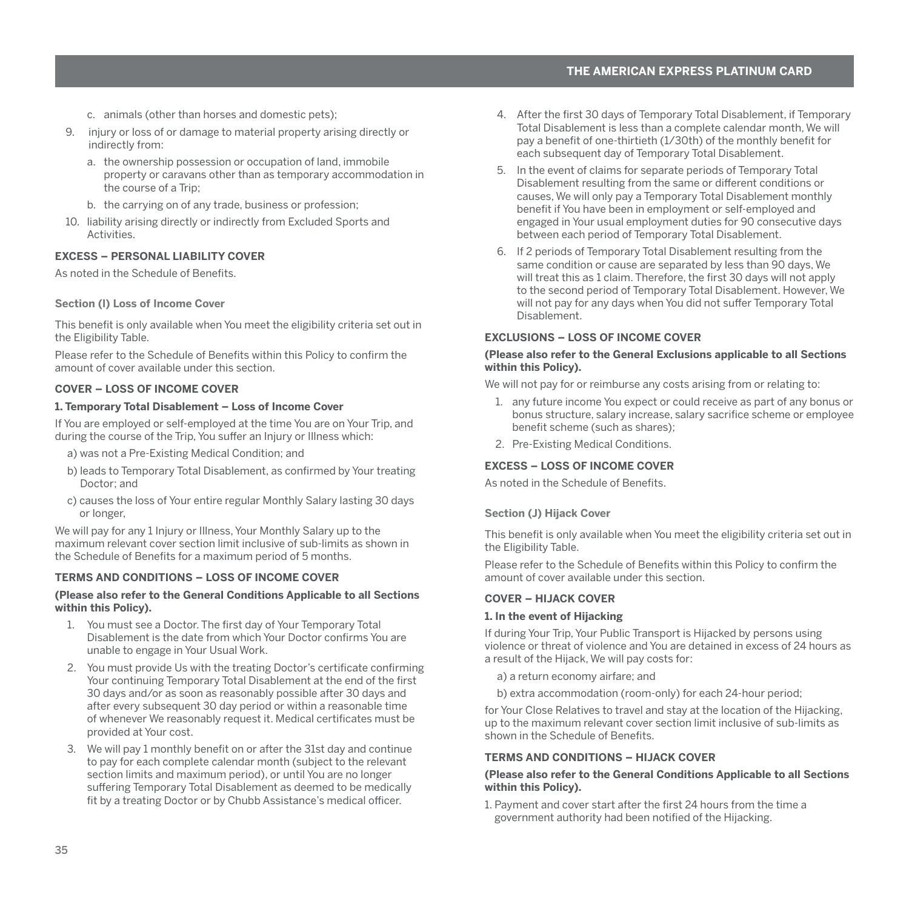c. animals (other than horses and domestic pets);

9. injury or loss of or damage to material property arising directly or indirectly from:
   a. the ownership possession or occupation of land, immobile property or caravans other than as temporary accommodation in the course of a Trip;
   b. the carrying on of any trade, business or profession;
10. liability arising directly or indirectly from Excluded Sports and Activities.

**EXCESS – PERSONAL LIABILITY COVER**

As noted in the Schedule of Benefits.

### Section (I) Loss of Income Cover

This benefit is only available when You meet the eligibility criteria set out in the Eligibility Table.

Please refer to the Schedule of Benefits within this Policy to confirm the amount of cover available under this section.

**COVER – LOSS OF INCOME COVER**

**1. Temporary Total Disablement – Loss of Income Cover**

If You are employed or self-employed at the time You are on Your Trip, and during the course of the Trip, You suffer an Injury or Illness which:

a) was not a Pre-Existing Medical Condition; and

b) leads to Temporary Total Disablement, as confirmed by Your treating Doctor; and

c) causes the loss of Your entire regular Monthly Salary lasting 30 days or longer,

We will pay for any 1 Injury or Illness, Your Monthly Salary up to the maximum relevant cover section limit inclusive of sub-limits as shown in the Schedule of Benefits for a maximum period of 5 months.

**TERMS AND CONDITIONS – LOSS OF INCOME COVER**

**(Please also refer to the General Conditions Applicable to all Sections within this Policy).**

1. You must see a Doctor. The first day of Your Temporary Total Disablement is the date from which Your Doctor confirms You are unable to engage in Your Usual Work.
2. You must provide Us with the treating Doctor's certificate confirming Your continuing Temporary Total Disablement at the end of the first 30 days and/or as soon as reasonably possible after 30 days and after every subsequent 30 day period or within a reasonable time of whenever We reasonably request it. Medical certificates must be provided at Your cost.
3. We will pay 1 monthly benefit on or after the 31st day and continue to pay for each complete calendar month (subject to the relevant section limits and maximum period), or until You are no longer suffering Temporary Total Disablement as deemed to be medically fit by a treating Doctor or by Chubb Assistance's medical officer.
4. After the first 30 days of Temporary Total Disablement, if Temporary Total Disablement is less than a complete calendar month, We will pay a benefit of one-thirtieth (1/30th) of the monthly benefit for each subsequent day of Temporary Total Disablement.
5. In the event of claims for separate periods of Temporary Total Disablement resulting from the same or different conditions or causes, We will only pay a Temporary Total Disablement monthly benefit if You have been in employment or self-employed and engaged in Your usual employment duties for 90 consecutive days between each period of Temporary Total Disablement.
6. If 2 periods of Temporary Total Disablement resulting from the same condition or cause are separated by less than 90 days, We will treat this as 1 claim. Therefore, the first 30 days will not apply to the second period of Temporary Total Disablement. However, We will not pay for any days when You did not suffer Temporary Total Disablement.

**EXCLUSIONS – LOSS OF INCOME COVER**

**(Please also refer to the General Exclusions applicable to all Sections within this Policy).**

We will not pay for or reimburse any costs arising from or relating to:

1. any future income You expect or could receive as part of any bonus or bonus structure, salary increase, salary sacrifice scheme or employee benefit scheme (such as shares);
2. Pre-Existing Medical Conditions.

**EXCESS – LOSS OF INCOME COVER**

As noted in the Schedule of Benefits.

### Section (J) Hijack Cover

This benefit is only available when You meet the eligibility criteria set out in the Eligibility Table.

Please refer to the Schedule of Benefits within this Policy to confirm the amount of cover available under this section.

**COVER – HIJACK COVER**

**1. In the event of Hijacking**

If during Your Trip, Your Public Transport is Hijacked by persons using violence or threat of violence and You are detained in excess of 24 hours as a result of the Hijack, We will pay costs for:

a) a return economy airfare; and

b) extra accommodation (room-only) for each 24-hour period;

for Your Close Relatives to travel and stay at the location of the Hijacking, up to the maximum relevant cover section limit inclusive of sub-limits as shown in the Schedule of Benefits.

**TERMS AND CONDITIONS – HIJACK COVER**

**(Please also refer to the General Conditions Applicable to all Sections within this Policy).**

1. Payment and cover start after the first 24 hours from the time a government authority had been notified of the Hijacking.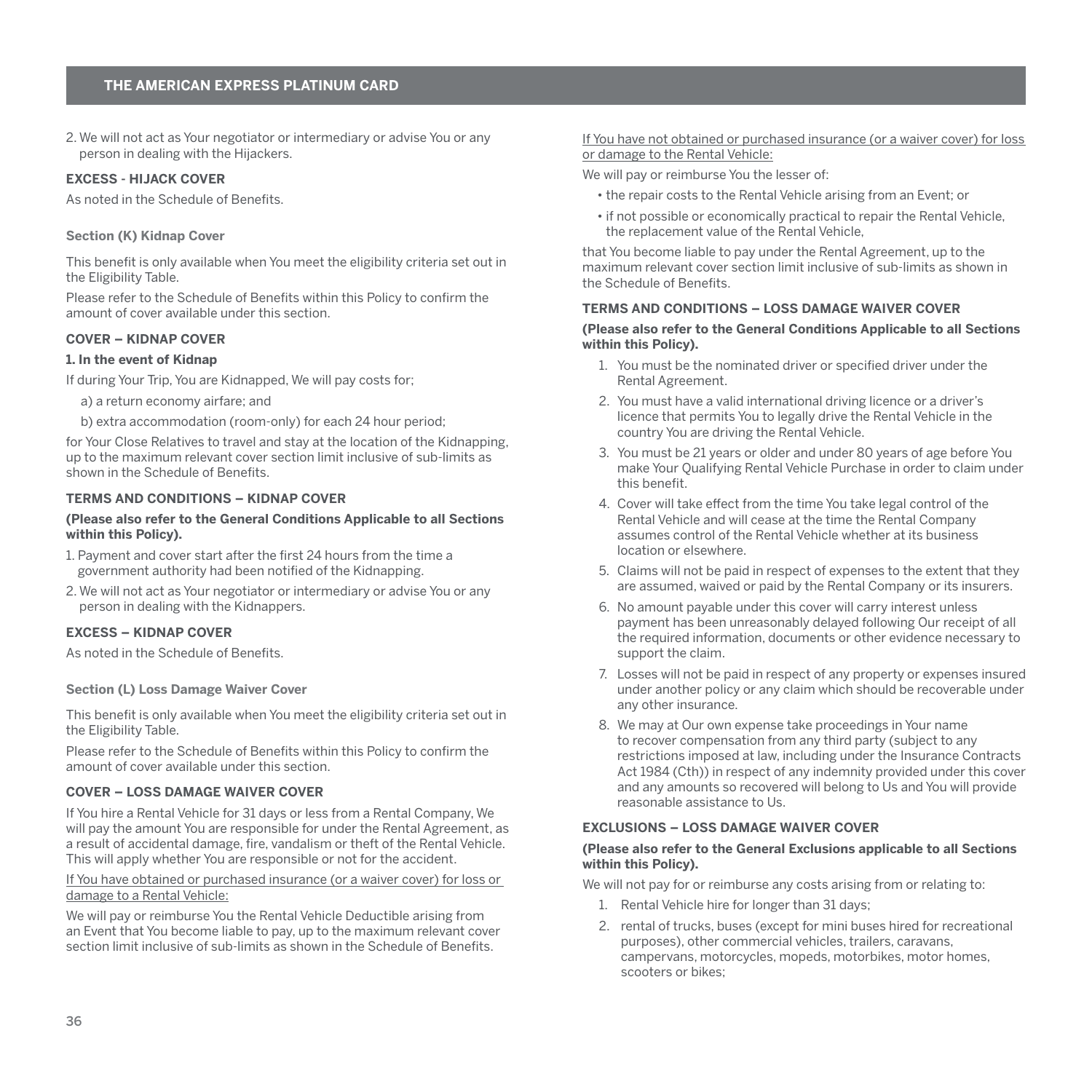2. We will not act as Your negotiator or intermediary or advise You or any person in dealing with the Hijackers.

**EXCESS - HIJACK COVER**

As noted in the Schedule of Benefits.

### Section (K) Kidnap Cover

This benefit is only available when You meet the eligibility criteria set out in the Eligibility Table.

Please refer to the Schedule of Benefits within this Policy to confirm the amount of cover available under this section.

**COVER – KIDNAP COVER**

**1. In the event of Kidnap**

If during Your Trip, You are Kidnapped, We will pay costs for;

a) a return economy airfare; and

b) extra accommodation (room-only) for each 24 hour period;

for Your Close Relatives to travel and stay at the location of the Kidnapping, up to the maximum relevant cover section limit inclusive of sub-limits as shown in the Schedule of Benefits.

**TERMS AND CONDITIONS – KIDNAP COVER**

**(Please also refer to the General Conditions Applicable to all Sections within this Policy).**

1. Payment and cover start after the first 24 hours from the time a government authority had been notified of the Kidnapping.
2. We will not act as Your negotiator or intermediary or advise You or any person in dealing with the Kidnappers.

**EXCESS – KIDNAP COVER**

As noted in the Schedule of Benefits.

### Section (L) Loss Damage Waiver Cover

This benefit is only available when You meet the eligibility criteria set out in the Eligibility Table.

Please refer to the Schedule of Benefits within this Policy to confirm the amount of cover available under this section.

**COVER – LOSS DAMAGE WAIVER COVER**

If You hire a Rental Vehicle for 31 days or less from a Rental Company, We will pay the amount You are responsible for under the Rental Agreement, as a result of accidental damage, fire, vandalism or theft of the Rental Vehicle. This will apply whether You are responsible or not for the accident.

If You have obtained or purchased insurance (or a waiver cover) for loss or damage to a Rental Vehicle:

We will pay or reimburse You the Rental Vehicle Deductible arising from an Event that You become liable to pay, up to the maximum relevant cover section limit inclusive of sub-limits as shown in the Schedule of Benefits.

If You have not obtained or purchased insurance (or a waiver cover) for loss or damage to the Rental Vehicle:

We will pay or reimburse You the lesser of:

- the repair costs to the Rental Vehicle arising from an Event; or
- if not possible or economically practical to repair the Rental Vehicle, the replacement value of the Rental Vehicle,

that You become liable to pay under the Rental Agreement, up to the maximum relevant cover section limit inclusive of sub-limits as shown in the Schedule of Benefits.

**TERMS AND CONDITIONS – LOSS DAMAGE WAIVER COVER**

**(Please also refer to the General Conditions Applicable to all Sections within this Policy).**

1. You must be the nominated driver or specified driver under the Rental Agreement.
2. You must have a valid international driving licence or a driver's licence that permits You to legally drive the Rental Vehicle in the country You are driving the Rental Vehicle.
3. You must be 21 years or older and under 80 years of age before You make Your Qualifying Rental Vehicle Purchase in order to claim under this benefit.
4. Cover will take effect from the time You take legal control of the Rental Vehicle and will cease at the time the Rental Company assumes control of the Rental Vehicle whether at its business location or elsewhere.
5. Claims will not be paid in respect of expenses to the extent that they are assumed, waived or paid by the Rental Company or its insurers.
6. No amount payable under this cover will carry interest unless payment has been unreasonably delayed following Our receipt of all the required information, documents or other evidence necessary to support the claim.
7. Losses will not be paid in respect of any property or expenses insured under another policy or any claim which should be recoverable under any other insurance.
8. We may at Our own expense take proceedings in Your name to recover compensation from any third party (subject to any restrictions imposed at law, including under the Insurance Contracts Act 1984 (Cth)) in respect of any indemnity provided under this cover and any amounts so recovered will belong to Us and You will provide reasonable assistance to Us.

**EXCLUSIONS – LOSS DAMAGE WAIVER COVER**

**(Please also refer to the General Exclusions applicable to all Sections within this Policy).**

We will not pay for or reimburse any costs arising from or relating to:

1. Rental Vehicle hire for longer than 31 days;
2. rental of trucks, buses (except for mini buses hired for recreational purposes), other commercial vehicles, trailers, caravans, campervans, motorcycles, mopeds, motorbikes, motor homes, scooters or bikes;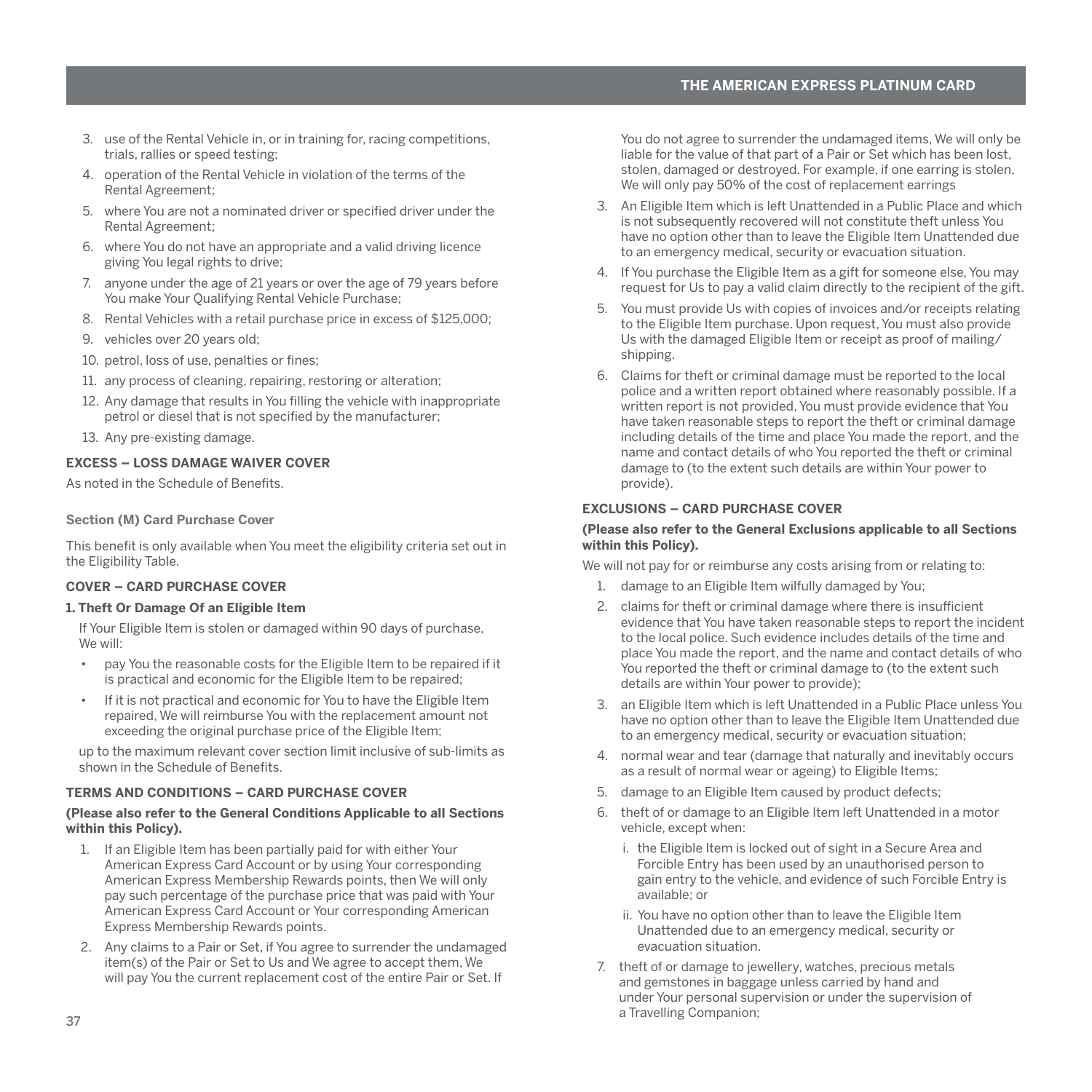3. use of the Rental Vehicle in, or in training for, racing competitions, trials, rallies or speed testing;
4. operation of the Rental Vehicle in violation of the terms of the Rental Agreement;
5. where You are not a nominated driver or specified driver under the Rental Agreement;
6. where You do not have an appropriate and a valid driving licence giving You legal rights to drive;
7. anyone under the age of 21 years or over the age of 79 years before You make Your Qualifying Rental Vehicle Purchase;
8. Rental Vehicles with a retail purchase price in excess of $125,000;
9. vehicles over 20 years old;
10. petrol, loss of use, penalties or fines;
11. any process of cleaning, repairing, restoring or alteration;
12. Any damage that results in You filling the vehicle with inappropriate petrol or diesel that is not specified by the manufacturer;
13. Any pre-existing damage.

**EXCESS – LOSS DAMAGE WAIVER COVER**

As noted in the Schedule of Benefits.

### Section (M) Card Purchase Cover

This benefit is only available when You meet the eligibility criteria set out in the Eligibility Table.

**COVER – CARD PURCHASE COVER**

**1. Theft Or Damage Of an Eligible Item**

If Your Eligible Item is stolen or damaged within 90 days of purchase, We will:

- pay You the reasonable costs for the Eligible Item to be repaired if it is practical and economic for the Eligible Item to be repaired;
- If it is not practical and economic for You to have the Eligible Item repaired, We will reimburse You with the replacement amount not exceeding the original purchase price of the Eligible Item;

up to the maximum relevant cover section limit inclusive of sub-limits as shown in the Schedule of Benefits.

**TERMS AND CONDITIONS – CARD PURCHASE COVER**

**(Please also refer to the General Conditions Applicable to all Sections within this Policy).**

1. If an Eligible Item has been partially paid for with either Your American Express Card Account or by using Your corresponding American Express Membership Rewards points, then We will only pay such percentage of the purchase price that was paid with Your American Express Card Account or Your corresponding American Express Membership Rewards points.
2. Any claims to a Pair or Set, if You agree to surrender the undamaged item(s) of the Pair or Set to Us and We agree to accept them, We will pay You the current replacement cost of the entire Pair or Set. If You do not agree to surrender the undamaged items, We will only be liable for the value of that part of a Pair or Set which has been lost, stolen, damaged or destroyed. For example, if one earring is stolen, We will only pay 50% of the cost of replacement earrings
3. An Eligible Item which is left Unattended in a Public Place and which is not subsequently recovered will not constitute theft unless You have no option other than to leave the Eligible Item Unattended due to an emergency medical, security or evacuation situation.
4. If You purchase the Eligible Item as a gift for someone else, You may request for Us to pay a valid claim directly to the recipient of the gift.
5. You must provide Us with copies of invoices and/or receipts relating to the Eligible Item purchase. Upon request, You must also provide Us with the damaged Eligible Item or receipt as proof of mailing/shipping.
6. Claims for theft or criminal damage must be reported to the local police and a written report obtained where reasonably possible. If a written report is not provided, You must provide evidence that You have taken reasonable steps to report the theft or criminal damage including details of the time and place You made the report, and the name and contact details of who You reported the theft or criminal damage to (to the extent such details are within Your power to provide).

**EXCLUSIONS – CARD PURCHASE COVER**

**(Please also refer to the General Exclusions applicable to all Sections within this Policy).**

We will not pay for or reimburse any costs arising from or relating to:

1. damage to an Eligible Item wilfully damaged by You;
2. claims for theft or criminal damage where there is insufficient evidence that You have taken reasonable steps to report the incident to the local police. Such evidence includes details of the time and place You made the report, and the name and contact details of who You reported the theft or criminal damage to (to the extent such details are within Your power to provide);
3. an Eligible Item which is left Unattended in a Public Place unless You have no option other than to leave the Eligible Item Unattended due to an emergency medical, security or evacuation situation;
4. normal wear and tear (damage that naturally and inevitably occurs as a result of normal wear or ageing) to Eligible Items;
5. damage to an Eligible Item caused by product defects;
6. theft of or damage to an Eligible Item left Unattended in a motor vehicle, except when:
   i. the Eligible Item is locked out of sight in a Secure Area and Forcible Entry has been used by an unauthorised person to gain entry to the vehicle, and evidence of such Forcible Entry is available; or
   ii. You have no option other than to leave the Eligible Item Unattended due to an emergency medical, security or evacuation situation.
7. theft of or damage to jewellery, watches, precious metals and gemstones in baggage unless carried by hand and under Your personal supervision or under the supervision of a Travelling Companion;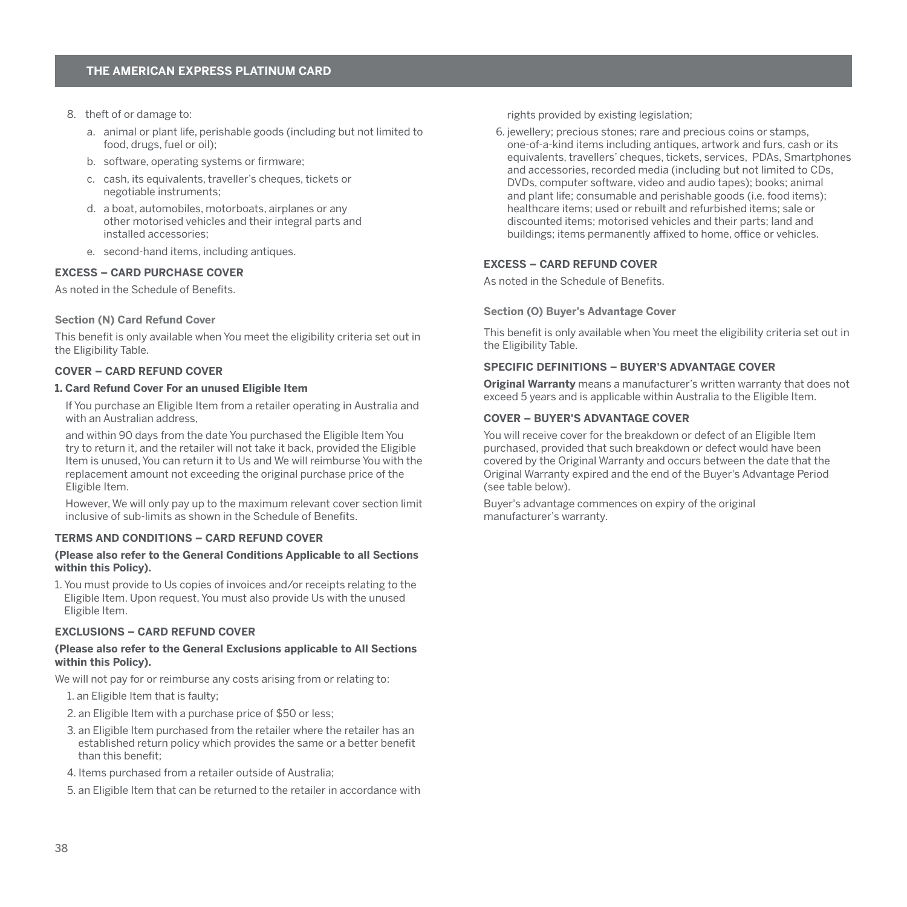8. theft of or damage to:
   a. animal or plant life, perishable goods (including but not limited to food, drugs, fuel or oil);
   b. software, operating systems or firmware;
   c. cash, its equivalents, traveller's cheques, tickets or negotiable instruments;
   d. a boat, automobiles, motorboats, airplanes or any other motorised vehicles and their integral parts and installed accessories;
   e. second-hand items, including antiques.

**EXCESS – CARD PURCHASE COVER**

As noted in the Schedule of Benefits.

### Section (N) Card Refund Cover

This benefit is only available when You meet the eligibility criteria set out in the Eligibility Table.

**COVER – CARD REFUND COVER**

**1. Card Refund Cover For an unused Eligible Item**

If You purchase an Eligible Item from a retailer operating in Australia and with an Australian address,

and within 90 days from the date You purchased the Eligible Item You try to return it, and the retailer will not take it back, provided the Eligible Item is unused, You can return it to Us and We will reimburse You with the replacement amount not exceeding the original purchase price of the Eligible Item.

However, We will only pay up to the maximum relevant cover section limit inclusive of sub-limits as shown in the Schedule of Benefits.

**TERMS AND CONDITIONS – CARD REFUND COVER**

**(Please also refer to the General Conditions Applicable to all Sections within this Policy).**

1. You must provide to Us copies of invoices and/or receipts relating to the Eligible Item. Upon request, You must also provide Us with the unused Eligible Item.

**EXCLUSIONS – CARD REFUND COVER**

**(Please also refer to the General Exclusions applicable to All Sections within this Policy).**

We will not pay for or reimburse any costs arising from or relating to:

1. an Eligible Item that is faulty;
2. an Eligible Item with a purchase price of $50 or less;
3. an Eligible Item purchased from the retailer where the retailer has an established return policy which provides the same or a better benefit than this benefit;
4. Items purchased from a retailer outside of Australia;
5. an Eligible Item that can be returned to the retailer in accordance with rights provided by existing legislation;
6. jewellery; precious stones; rare and precious coins or stamps, one-of-a-kind items including antiques, artwork and furs, cash or its equivalents, travellers' cheques, tickets, services, PDAs, Smartphones and accessories, recorded media (including but not limited to CDs, DVDs, computer software, video and audio tapes); books; animal and plant life; consumable and perishable goods (i.e. food items); healthcare items; used or rebuilt and refurbished items; sale or discounted items; motorised vehicles and their parts; land and buildings; items permanently affixed to home, office or vehicles.

**EXCESS – CARD REFUND COVER**

As noted in the Schedule of Benefits.

### Section (O) Buyer's Advantage Cover

This benefit is only available when You meet the eligibility criteria set out in the Eligibility Table.

**SPECIFIC DEFINITIONS – BUYER'S ADVANTAGE COVER**

**Original Warranty** means a manufacturer's written warranty that does not exceed 5 years and is applicable within Australia to the Eligible Item.

**COVER – BUYER'S ADVANTAGE COVER**

You will receive cover for the breakdown or defect of an Eligible Item purchased, provided that such breakdown or defect would have been covered by the Original Warranty and occurs between the date that the Original Warranty expired and the end of the Buyer's Advantage Period (see table below).

Buyer's advantage commences on expiry of the original manufacturer's warranty.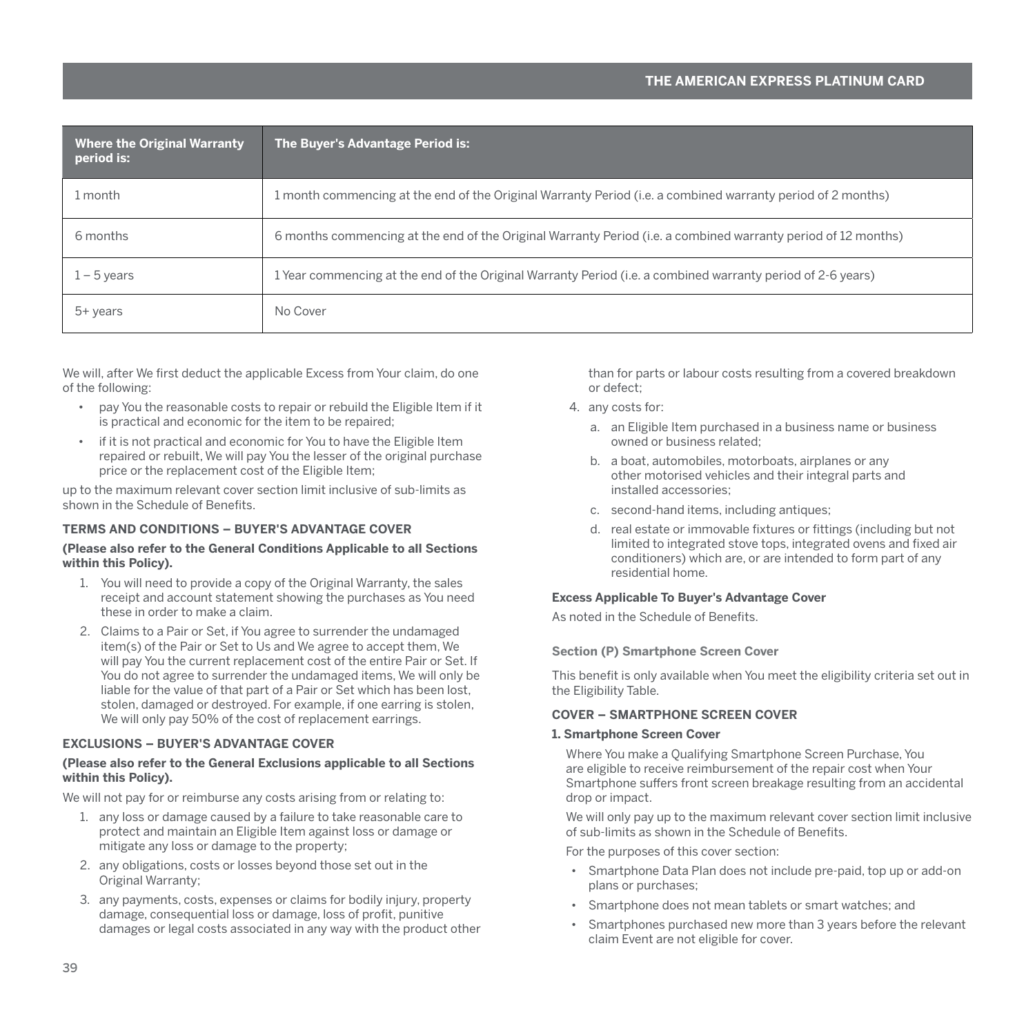| Where the Original Warranty period is: | The Buyer's Advantage Period is: |
|---|---|
| 1 month | 1 month commencing at the end of the Original Warranty Period (i.e. a combined warranty period of 2 months) |
| 6 months | 6 months commencing at the end of the Original Warranty Period (i.e. a combined warranty period of 12 months) |
| 1 – 5 years | 1 Year commencing at the end of the Original Warranty Period (i.e. a combined warranty period of 2-6 years) |
| 5+ years | No Cover |

We will, after We first deduct the applicable Excess from Your claim, do one of the following:

- pay You the reasonable costs to repair or rebuild the Eligible Item if it is practical and economic for the item to be repaired;
- if it is not practical and economic for You to have the Eligible Item repaired or rebuilt, We will pay You the lesser of the original purchase price or the replacement cost of the Eligible Item;

up to the maximum relevant cover section limit inclusive of sub-limits as shown in the Schedule of Benefits.

**TERMS AND CONDITIONS – BUYER'S ADVANTAGE COVER**

**(Please also refer to the General Conditions Applicable to all Sections within this Policy).**

1. You will need to provide a copy of the Original Warranty, the sales receipt and account statement showing the purchases as You need these in order to make a claim.
2. Claims to a Pair or Set, if You agree to surrender the undamaged item(s) of the Pair or Set to Us and We agree to accept them, We will pay You the current replacement cost of the entire Pair or Set. If You do not agree to surrender the undamaged items, We will only be liable for the value of that part of a Pair or Set which has been lost, stolen, damaged or destroyed. For example, if one earring is stolen, We will only pay 50% of the cost of replacement earrings.

**EXCLUSIONS – BUYER'S ADVANTAGE COVER**

**(Please also refer to the General Exclusions applicable to all Sections within this Policy).**

We will not pay for or reimburse any costs arising from or relating to:

1. any loss or damage caused by a failure to take reasonable care to protect and maintain an Eligible Item against loss or damage or mitigate any loss or damage to the property;
2. any obligations, costs or losses beyond those set out in the Original Warranty;
3. any payments, costs, expenses or claims for bodily injury, property damage, consequential loss or damage, loss of profit, punitive damages or legal costs associated in any way with the product other than for parts or labour costs resulting from a covered breakdown or defect;
4. any costs for:
   a. an Eligible Item purchased in a business name or business owned or business related;
   b. a boat, automobiles, motorboats, airplanes or any other motorised vehicles and their integral parts and installed accessories;
   c. second-hand items, including antiques;
   d. real estate or immovable fixtures or fittings (including but not limited to integrated stove tops, integrated ovens and fixed air conditioners) which are, or are intended to form part of any residential home.

**Excess Applicable To Buyer's Advantage Cover**

As noted in the Schedule of Benefits.

**Section (P) Smartphone Screen Cover**

This benefit is only available when You meet the eligibility criteria set out in the Eligibility Table.

**COVER – SMARTPHONE SCREEN COVER**

**1. Smartphone Screen Cover**

Where You make a Qualifying Smartphone Screen Purchase, You are eligible to receive reimbursement of the repair cost when Your Smartphone suffers front screen breakage resulting from an accidental drop or impact.

We will only pay up to the maximum relevant cover section limit inclusive of sub-limits as shown in the Schedule of Benefits.

For the purposes of this cover section:

- Smartphone Data Plan does not include pre-paid, top up or add-on plans or purchases;
- Smartphone does not mean tablets or smart watches; and
- Smartphones purchased new more than 3 years before the relevant claim Event are not eligible for cover.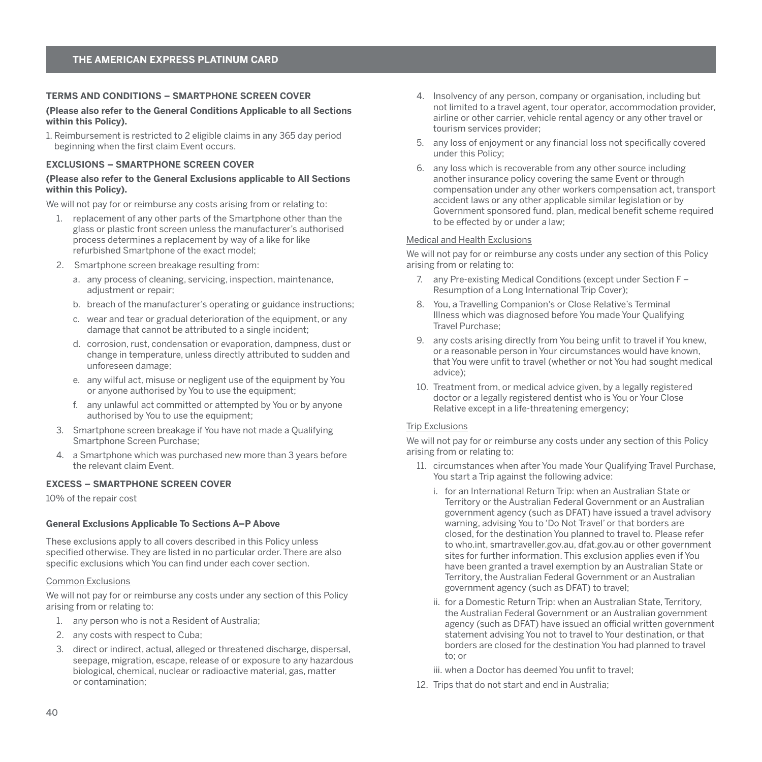### TERMS AND CONDITIONS – SMARTPHONE SCREEN COVER

**(Please also refer to the General Conditions Applicable to all Sections within this Policy).**

1. Reimbursement is restricted to 2 eligible claims in any 365 day period beginning when the first claim Event occurs.

### EXCLUSIONS – SMARTPHONE SCREEN COVER

**(Please also refer to the General Exclusions applicable to All Sections within this Policy).**

We will not pay for or reimburse any costs arising from or relating to:

1. replacement of any other parts of the Smartphone other than the glass or plastic front screen unless the manufacturer's authorised process determines a replacement by way of a like for like refurbished Smartphone of the exact model;
2. Smartphone screen breakage resulting from:
   a. any process of cleaning, servicing, inspection, maintenance, adjustment or repair;
   b. breach of the manufacturer's operating or guidance instructions;
   c. wear and tear or gradual deterioration of the equipment, or any damage that cannot be attributed to a single incident;
   d. corrosion, rust, condensation or evaporation, dampness, dust or change in temperature, unless directly attributed to sudden and unforeseen damage;
   e. any wilful act, misuse or negligent use of the equipment by You or anyone authorised by You to use the equipment;
   f. any unlawful act committed or attempted by You or by anyone authorised by You to use the equipment;
3. Smartphone screen breakage if You have not made a Qualifying Smartphone Screen Purchase;
4. a Smartphone which was purchased new more than 3 years before the relevant claim Event.

### EXCESS – SMARTPHONE SCREEN COVER

10% of the repair cost

### General Exclusions Applicable To Sections A–P Above

These exclusions apply to all covers described in this Policy unless specified otherwise. They are listed in no particular order. There are also specific exclusions which You can find under each cover section.

#### Common Exclusions

We will not pay for or reimburse any costs under any section of this Policy arising from or relating to:

1. any person who is not a Resident of Australia;
2. any costs with respect to Cuba;
3. direct or indirect, actual, alleged or threatened discharge, dispersal, seepage, migration, escape, release of or exposure to any hazardous biological, chemical, nuclear or radioactive material, gas, matter or contamination;
4. Insolvency of any person, company or organisation, including but not limited to a travel agent, tour operator, accommodation provider, airline or other carrier, vehicle rental agency or any other travel or tourism services provider;
5. any loss of enjoyment or any financial loss not specifically covered under this Policy;
6. any loss which is recoverable from any other source including another insurance policy covering the same Event or through compensation under any other workers compensation act, transport accident laws or any other applicable similar legislation or by Government sponsored fund, plan, medical benefit scheme required to be effected by or under a law;

#### Medical and Health Exclusions

We will not pay for or reimburse any costs under any section of this Policy arising from or relating to:

7. any Pre-existing Medical Conditions (except under Section F – Resumption of a Long International Trip Cover);
8. You, a Travelling Companion's or Close Relative's Terminal Illness which was diagnosed before You made Your Qualifying Travel Purchase;
9. any costs arising directly from You being unfit to travel if You knew, or a reasonable person in Your circumstances would have known, that You were unfit to travel (whether or not You had sought medical advice);
10. Treatment from, or medical advice given, by a legally registered doctor or a legally registered dentist who is You or Your Close Relative except in a life-threatening emergency;

#### Trip Exclusions

We will not pay for or reimburse any costs under any section of this Policy arising from or relating to:

11. circumstances when after You made Your Qualifying Travel Purchase, You start a Trip against the following advice:
    i. for an International Return Trip: when an Australian State or Territory or the Australian Federal Government or an Australian government agency (such as DFAT) have issued a travel advisory warning, advising You to 'Do Not Travel' or that borders are closed, for the destination You planned to travel to. Please refer to who.int, smartraveller.gov.au, dfat.gov.au or other government sites for further information. This exclusion applies even if You have been granted a travel exemption by an Australian State or Territory, the Australian Federal Government or an Australian government agency (such as DFAT) to travel;
    ii. for a Domestic Return Trip: when an Australian State, Territory, the Australian Federal Government or an Australian government agency (such as DFAT) have issued an official written government statement advising You not to travel to Your destination, or that borders are closed for the destination You had planned to travel to; or
    iii. when a Doctor has deemed You unfit to travel;
12. Trips that do not start and end in Australia;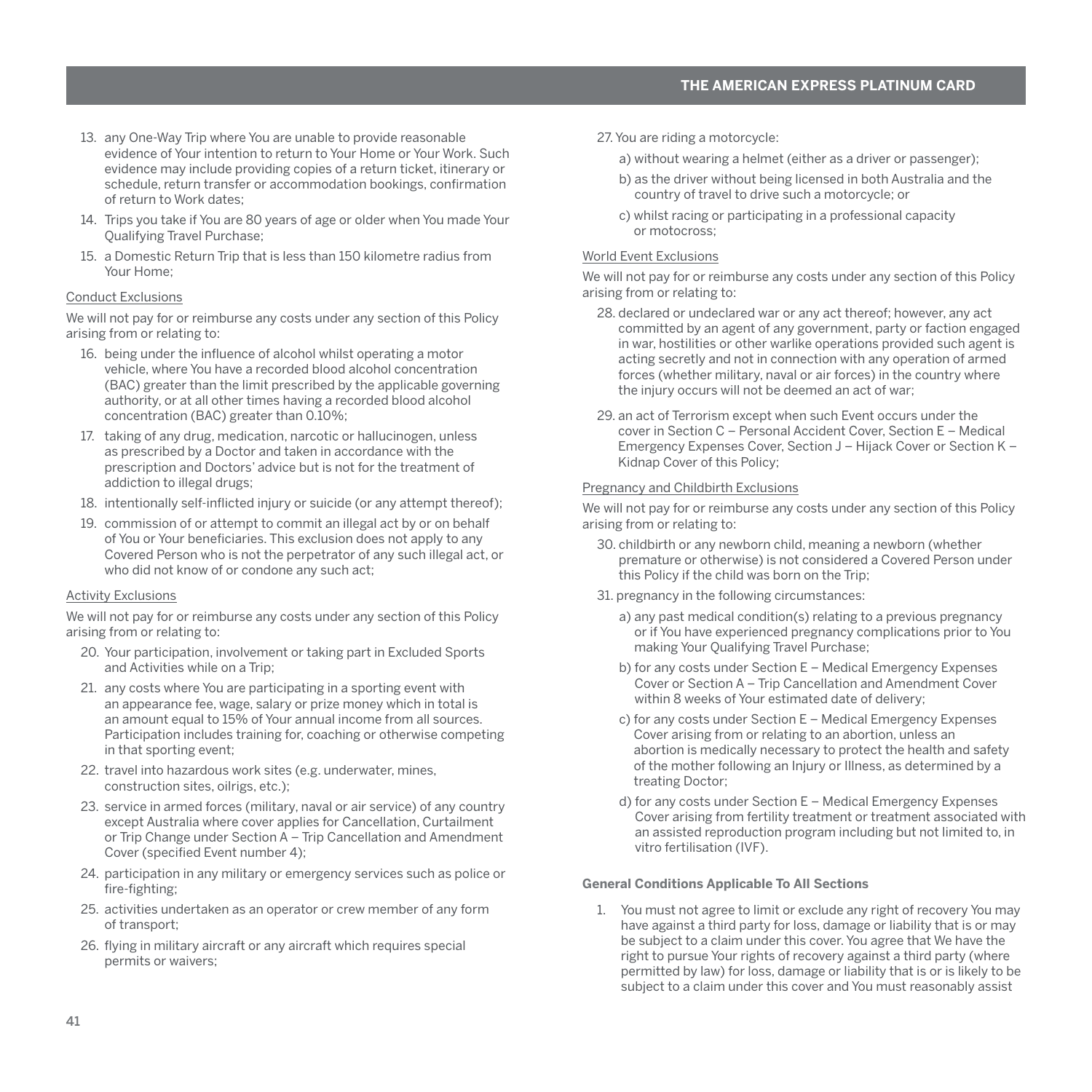13. any One-Way Trip where You are unable to provide reasonable evidence of Your intention to return to Your Home or Your Work. Such evidence may include providing copies of a return ticket, itinerary or schedule, return transfer or accommodation bookings, confirmation of return to Work dates;
14. Trips you take if You are 80 years of age or older when You made Your Qualifying Travel Purchase;
15. a Domestic Return Trip that is less than 150 kilometre radius from Your Home;

Conduct Exclusions

We will not pay for or reimburse any costs under any section of this Policy arising from or relating to:

16. being under the influence of alcohol whilst operating a motor vehicle, where You have a recorded blood alcohol concentration (BAC) greater than the limit prescribed by the applicable governing authority, or at all other times having a recorded blood alcohol concentration (BAC) greater than 0.10%;
17. taking of any drug, medication, narcotic or hallucinogen, unless as prescribed by a Doctor and taken in accordance with the prescription and Doctors' advice but is not for the treatment of addiction to illegal drugs;
18. intentionally self-inflicted injury or suicide (or any attempt thereof);
19. commission of or attempt to commit an illegal act by or on behalf of You or Your beneficiaries. This exclusion does not apply to any Covered Person who is not the perpetrator of any such illegal act, or who did not know of or condone any such act;

Activity Exclusions

We will not pay for or reimburse any costs under any section of this Policy arising from or relating to:

20. Your participation, involvement or taking part in Excluded Sports and Activities while on a Trip;
21. any costs where You are participating in a sporting event with an appearance fee, wage, salary or prize money which in total is an amount equal to 15% of Your annual income from all sources. Participation includes training for, coaching or otherwise competing in that sporting event;
22. travel into hazardous work sites (e.g. underwater, mines, construction sites, oilrigs, etc.);
23. service in armed forces (military, naval or air service) of any country except Australia where cover applies for Cancellation, Curtailment or Trip Change under Section A – Trip Cancellation and Amendment Cover (specified Event number 4);
24. participation in any military or emergency services such as police or fire-fighting;
25. activities undertaken as an operator or crew member of any form of transport;
26. flying in military aircraft or any aircraft which requires special permits or waivers;
27. You are riding a motorcycle:
    a) without wearing a helmet (either as a driver or passenger);
    b) as the driver without being licensed in both Australia and the country of travel to drive such a motorcycle; or
    c) whilst racing or participating in a professional capacity or motocross;

World Event Exclusions

We will not pay for or reimburse any costs under any section of this Policy arising from or relating to:

28. declared or undeclared war or any act thereof; however, any act committed by an agent of any government, party or faction engaged in war, hostilities or other warlike operations provided such agent is acting secretly and not in connection with any operation of armed forces (whether military, naval or air forces) in the country where the injury occurs will not be deemed an act of war;
29. an act of Terrorism except when such Event occurs under the cover in Section C – Personal Accident Cover, Section E – Medical Emergency Expenses Cover, Section J – Hijack Cover or Section K – Kidnap Cover of this Policy;

Pregnancy and Childbirth Exclusions

We will not pay for or reimburse any costs under any section of this Policy arising from or relating to:

30. childbirth or any newborn child, meaning a newborn (whether premature or otherwise) is not considered a Covered Person under this Policy if the child was born on the Trip;
31. pregnancy in the following circumstances:
    a) any past medical condition(s) relating to a previous pregnancy or if You have experienced pregnancy complications prior to You making Your Qualifying Travel Purchase;
    b) for any costs under Section E – Medical Emergency Expenses Cover or Section A – Trip Cancellation and Amendment Cover within 8 weeks of Your estimated date of delivery;
    c) for any costs under Section E – Medical Emergency Expenses Cover arising from or relating to an abortion, unless an abortion is medically necessary to protect the health and safety of the mother following an Injury or Illness, as determined by a treating Doctor;
    d) for any costs under Section E – Medical Emergency Expenses Cover arising from fertility treatment or treatment associated with an assisted reproduction program including but not limited to, in vitro fertilisation (IVF).

**General Conditions Applicable To All Sections**

1. You must not agree to limit or exclude any right of recovery You may have against a third party for loss, damage or liability that is or may be subject to a claim under this cover. You agree that We have the right to pursue Your rights of recovery against a third party (where permitted by law) for loss, damage or liability that is or is likely to be subject to a claim under this cover and You must reasonably assist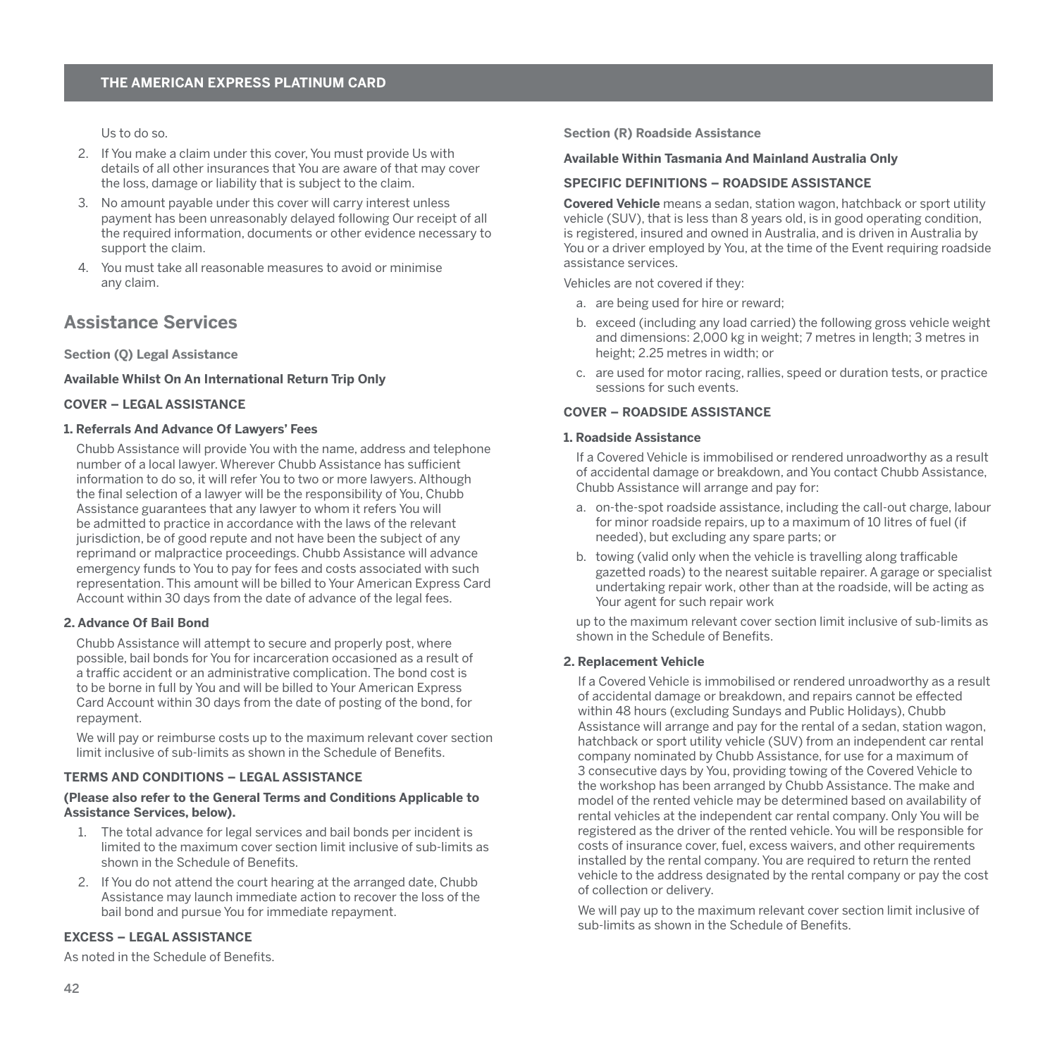Us to do so.

2. If You make a claim under this cover, You must provide Us with details of all other insurances that You are aware of that may cover the loss, damage or liability that is subject to the claim.
3. No amount payable under this cover will carry interest unless payment has been unreasonably delayed following Our receipt of all the required information, documents or other evidence necessary to support the claim.
4. You must take all reasonable measures to avoid or minimise any claim.

## Assistance Services

### Section (Q) Legal Assistance

**Available Whilst On An International Return Trip Only**

**COVER – LEGAL ASSISTANCE**

**1. Referrals And Advance Of Lawyers' Fees**

Chubb Assistance will provide You with the name, address and telephone number of a local lawyer. Wherever Chubb Assistance has sufficient information to do so, it will refer You to two or more lawyers. Although the final selection of a lawyer will be the responsibility of You, Chubb Assistance guarantees that any lawyer to whom it refers You will be admitted to practice in accordance with the laws of the relevant jurisdiction, be of good repute and not have been the subject of any reprimand or malpractice proceedings. Chubb Assistance will advance emergency funds to You to pay for fees and costs associated with such representation. This amount will be billed to Your American Express Card Account within 30 days from the date of advance of the legal fees.

**2. Advance Of Bail Bond**

Chubb Assistance will attempt to secure and properly post, where possible, bail bonds for You for incarceration occasioned as a result of a traffic accident or an administrative complication. The bond cost is to be borne in full by You and will be billed to Your American Express Card Account within 30 days from the date of posting of the bond, for repayment.

We will pay or reimburse costs up to the maximum relevant cover section limit inclusive of sub-limits as shown in the Schedule of Benefits.

**TERMS AND CONDITIONS – LEGAL ASSISTANCE**

**(Please also refer to the General Terms and Conditions Applicable to Assistance Services, below).**

1. The total advance for legal services and bail bonds per incident is limited to the maximum cover section limit inclusive of sub-limits as shown in the Schedule of Benefits.
2. If You do not attend the court hearing at the arranged date, Chubb Assistance may launch immediate action to recover the loss of the bail bond and pursue You for immediate repayment.

**EXCESS – LEGAL ASSISTANCE**

As noted in the Schedule of Benefits.

### Section (R) Roadside Assistance

**Available Within Tasmania And Mainland Australia Only**

**SPECIFIC DEFINITIONS – ROADSIDE ASSISTANCE**

**Covered Vehicle** means a sedan, station wagon, hatchback or sport utility vehicle (SUV), that is less than 8 years old, is in good operating condition, is registered, insured and owned in Australia, and is driven in Australia by You or a driver employed by You, at the time of the Event requiring roadside assistance services.

Vehicles are not covered if they:

a. are being used for hire or reward;
b. exceed (including any load carried) the following gross vehicle weight and dimensions: 2,000 kg in weight; 7 metres in length; 3 metres in height; 2.25 metres in width; or
c. are used for motor racing, rallies, speed or duration tests, or practice sessions for such events.

**COVER – ROADSIDE ASSISTANCE**

**1. Roadside Assistance**

If a Covered Vehicle is immobilised or rendered unroadworthy as a result of accidental damage or breakdown, and You contact Chubb Assistance, Chubb Assistance will arrange and pay for:

a. on-the-spot roadside assistance, including the call-out charge, labour for minor roadside repairs, up to a maximum of 10 litres of fuel (if needed), but excluding any spare parts; or
b. towing (valid only when the vehicle is travelling along trafficable gazetted roads) to the nearest suitable repairer. A garage or specialist undertaking repair work, other than at the roadside, will be acting as Your agent for such repair work

up to the maximum relevant cover section limit inclusive of sub-limits as shown in the Schedule of Benefits.

**2. Replacement Vehicle**

If a Covered Vehicle is immobilised or rendered unroadworthy as a result of accidental damage or breakdown, and repairs cannot be effected within 48 hours (excluding Sundays and Public Holidays), Chubb Assistance will arrange and pay for the rental of a sedan, station wagon, hatchback or sport utility vehicle (SUV) from an independent car rental company nominated by Chubb Assistance, for use for a maximum of 3 consecutive days by You, providing towing of the Covered Vehicle to the workshop has been arranged by Chubb Assistance. The make and model of the rented vehicle may be determined based on availability of rental vehicles at the independent car rental company. Only You will be registered as the driver of the rented vehicle. You will be responsible for costs of insurance cover, fuel, excess waivers, and other requirements installed by the rental company. You are required to return the rented vehicle to the address designated by the rental company or pay the cost of collection or delivery.

We will pay up to the maximum relevant cover section limit inclusive of sub-limits as shown in the Schedule of Benefits.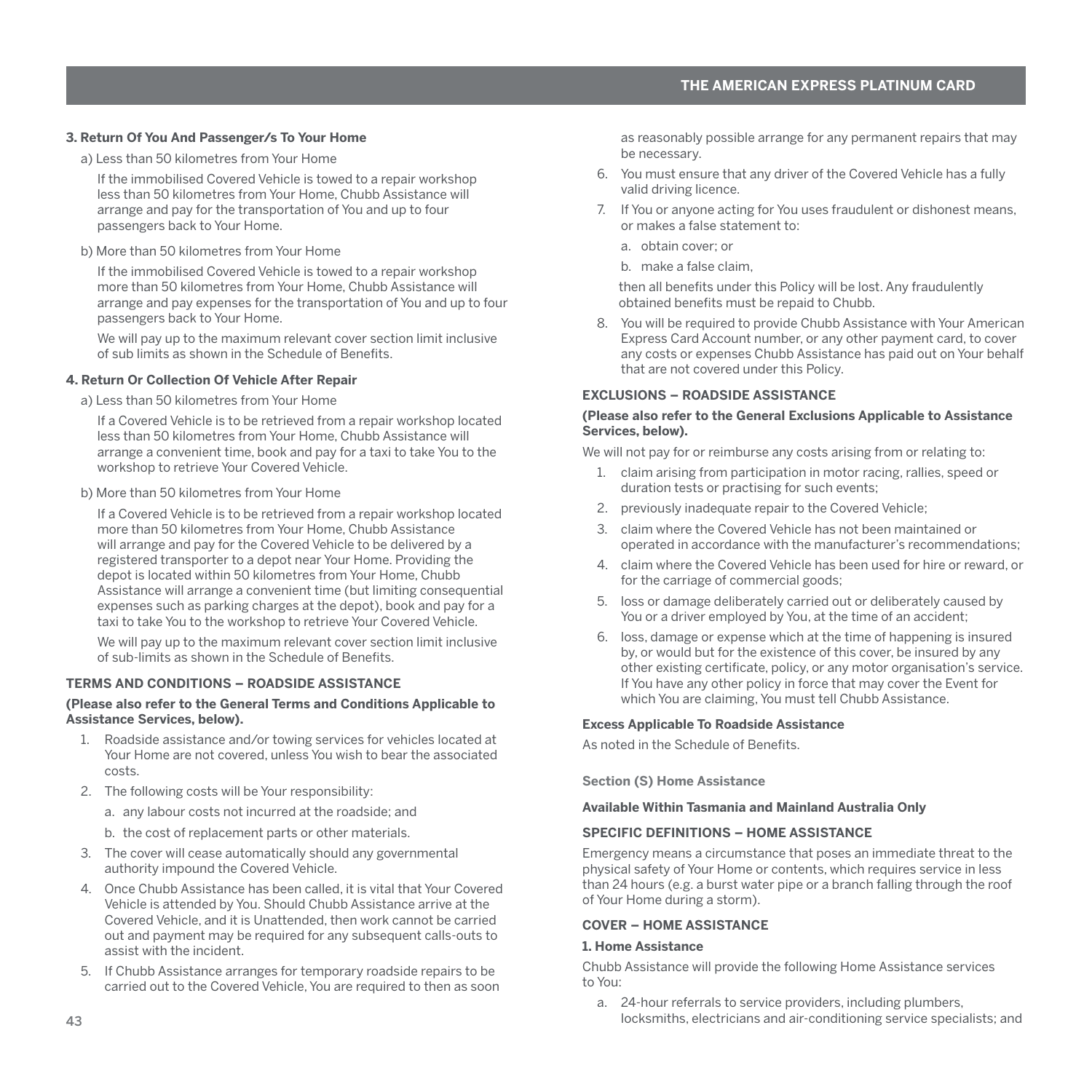**3. Return Of You And Passenger/s To Your Home**

a) Less than 50 kilometres from Your Home

If the immobilised Covered Vehicle is towed to a repair workshop less than 50 kilometres from Your Home, Chubb Assistance will arrange and pay for the transportation of You and up to four passengers back to Your Home.

b) More than 50 kilometres from Your Home

If the immobilised Covered Vehicle is towed to a repair workshop more than 50 kilometres from Your Home, Chubb Assistance will arrange and pay expenses for the transportation of You and up to four passengers back to Your Home.

We will pay up to the maximum relevant cover section limit inclusive of sub limits as shown in the Schedule of Benefits.

**4. Return Or Collection Of Vehicle After Repair**

a) Less than 50 kilometres from Your Home

If a Covered Vehicle is to be retrieved from a repair workshop located less than 50 kilometres from Your Home, Chubb Assistance will arrange a convenient time, book and pay for a taxi to take You to the workshop to retrieve Your Covered Vehicle.

b) More than 50 kilometres from Your Home

If a Covered Vehicle is to be retrieved from a repair workshop located more than 50 kilometres from Your Home, Chubb Assistance will arrange and pay for the Covered Vehicle to be delivered by a registered transporter to a depot near Your Home. Providing the depot is located within 50 kilometres from Your Home, Chubb Assistance will arrange a convenient time (but limiting consequential expenses such as parking charges at the depot), book and pay for a taxi to take You to the workshop to retrieve Your Covered Vehicle.

We will pay up to the maximum relevant cover section limit inclusive of sub-limits as shown in the Schedule of Benefits.

### TERMS AND CONDITIONS – ROADSIDE ASSISTANCE

**(Please also refer to the General Terms and Conditions Applicable to Assistance Services, below).**

1. Roadside assistance and/or towing services for vehicles located at Your Home are not covered, unless You wish to bear the associated costs.
2. The following costs will be Your responsibility:
   a. any labour costs not incurred at the roadside; and
   b. the cost of replacement parts or other materials.
3. The cover will cease automatically should any governmental authority impound the Covered Vehicle.
4. Once Chubb Assistance has been called, it is vital that Your Covered Vehicle is attended by You. Should Chubb Assistance arrive at the Covered Vehicle, and it is Unattended, then work cannot be carried out and payment may be required for any subsequent calls-outs to assist with the incident.
5. If Chubb Assistance arranges for temporary roadside repairs to be carried out to the Covered Vehicle, You are required to then as soon as reasonably possible arrange for any permanent repairs that may be necessary.
6. You must ensure that any driver of the Covered Vehicle has a fully valid driving licence.
7. If You or anyone acting for You uses fraudulent or dishonest means, or makes a false statement to:
   a. obtain cover; or
   b. make a false claim,

   then all benefits under this Policy will be lost. Any fraudulently obtained benefits must be repaid to Chubb.
8. You will be required to provide Chubb Assistance with Your American Express Card Account number, or any other payment card, to cover any costs or expenses Chubb Assistance has paid out on Your behalf that are not covered under this Policy.

### EXCLUSIONS – ROADSIDE ASSISTANCE

**(Please also refer to the General Exclusions Applicable to Assistance Services, below).**

We will not pay for or reimburse any costs arising from or relating to:

1. claim arising from participation in motor racing, rallies, speed or duration tests or practising for such events;
2. previously inadequate repair to the Covered Vehicle;
3. claim where the Covered Vehicle has not been maintained or operated in accordance with the manufacturer's recommendations;
4. claim where the Covered Vehicle has been used for hire or reward, or for the carriage of commercial goods;
5. loss or damage deliberately carried out or deliberately caused by You or a driver employed by You, at the time of an accident;
6. loss, damage or expense which at the time of happening is insured by, or would but for the existence of this cover, be insured by any other existing certificate, policy, or any motor organisation's service. If You have any other policy in force that may cover the Event for which You are claiming, You must tell Chubb Assistance.

**Excess Applicable To Roadside Assistance**

As noted in the Schedule of Benefits.

## Section (S) Home Assistance

**Available Within Tasmania and Mainland Australia Only**

### SPECIFIC DEFINITIONS – HOME ASSISTANCE

Emergency means a circumstance that poses an immediate threat to the physical safety of Your Home or contents, which requires service in less than 24 hours (e.g. a burst water pipe or a branch falling through the roof of Your Home during a storm).

### COVER – HOME ASSISTANCE

**1. Home Assistance**

Chubb Assistance will provide the following Home Assistance services to You:

a. 24-hour referrals to service providers, including plumbers, locksmiths, electricians and air-conditioning service specialists; and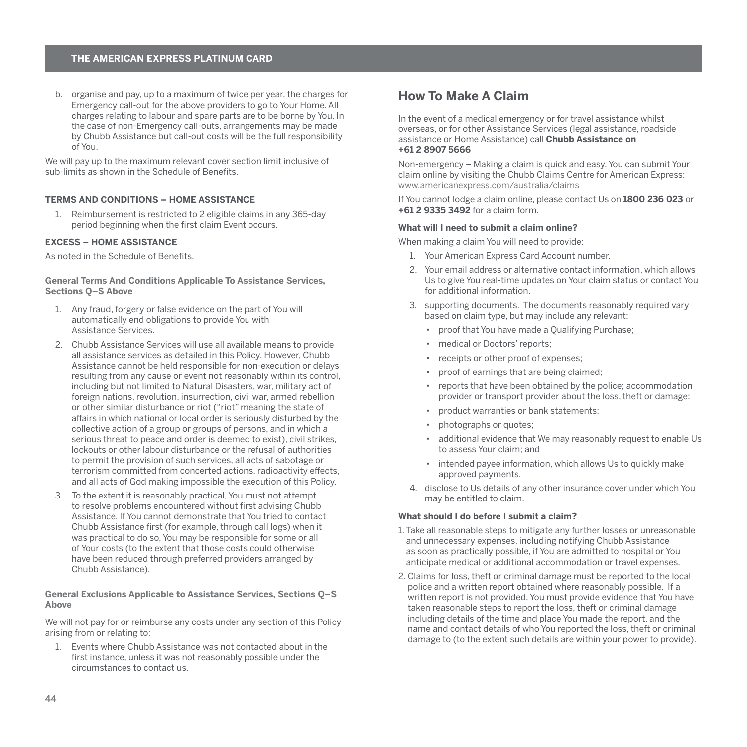b. organise and pay, up to a maximum of twice per year, the charges for Emergency call-out for the above providers to go to Your Home. All charges relating to labour and spare parts are to be borne by You. In the case of non-Emergency call-outs, arrangements may be made by Chubb Assistance but call-out costs will be the full responsibility of You.

We will pay up to the maximum relevant cover section limit inclusive of sub-limits as shown in the Schedule of Benefits.

#### TERMS AND CONDITIONS – HOME ASSISTANCE

1. Reimbursement is restricted to 2 eligible claims in any 365-day period beginning when the first claim Event occurs.

#### EXCESS – HOME ASSISTANCE

As noted in the Schedule of Benefits.

#### General Terms And Conditions Applicable To Assistance Services, Sections Q–S Above

1. Any fraud, forgery or false evidence on the part of You will automatically end obligations to provide You with Assistance Services.
2. Chubb Assistance Services will use all available means to provide all assistance services as detailed in this Policy. However, Chubb Assistance cannot be held responsible for non-execution or delays resulting from any cause or event not reasonably within its control, including but not limited to Natural Disasters, war, military act of foreign nations, revolution, insurrection, civil war, armed rebellion or other similar disturbance or riot ("riot" meaning the state of affairs in which national or local order is seriously disturbed by the collective action of a group or groups of persons, and in which a serious threat to peace and order is deemed to exist), civil strikes, lockouts or other labour disturbance or the refusal of authorities to permit the provision of such services, all acts of sabotage or terrorism committed from concerted actions, radioactivity effects, and all acts of God making impossible the execution of this Policy.
3. To the extent it is reasonably practical, You must not attempt to resolve problems encountered without first advising Chubb Assistance. If You cannot demonstrate that You tried to contact Chubb Assistance first (for example, through call logs) when it was practical to do so, You may be responsible for some or all of Your costs (to the extent that those costs could otherwise have been reduced through preferred providers arranged by Chubb Assistance).

#### General Exclusions Applicable to Assistance Services, Sections Q–S Above

We will not pay for or reimburse any costs under any section of this Policy arising from or relating to:

1. Events where Chubb Assistance was not contacted about in the first instance, unless it was not reasonably possible under the circumstances to contact us.

## How To Make A Claim

In the event of a medical emergency or for travel assistance whilst overseas, or for other Assistance Services (legal assistance, roadside assistance or Home Assistance) call **Chubb Assistance on +61 2 8907 5666**

Non-emergency – Making a claim is quick and easy. You can submit Your claim online by visiting the Chubb Claims Centre for American Express: www.americanexpress.com/australia/claims

If You cannot lodge a claim online, please contact Us on **1800 236 023** or **+61 2 9335 3492** for a claim form.

#### What will I need to submit a claim online?

When making a claim You will need to provide:

1. Your American Express Card Account number.
2. Your email address or alternative contact information, which allows Us to give You real-time updates on Your claim status or contact You for additional information.
3. supporting documents. The documents reasonably required vary based on claim type, but may include any relevant:
   - proof that You have made a Qualifying Purchase;
   - medical or Doctors' reports;
   - receipts or other proof of expenses;
   - proof of earnings that are being claimed;
   - reports that have been obtained by the police; accommodation provider or transport provider about the loss, theft or damage;
   - product warranties or bank statements;
   - photographs or quotes;
   - additional evidence that We may reasonably request to enable Us to assess Your claim; and
   - intended payee information, which allows Us to quickly make approved payments.
4. disclose to Us details of any other insurance cover under which You may be entitled to claim.

#### What should I do before I submit a claim?

1. Take all reasonable steps to mitigate any further losses or unreasonable and unnecessary expenses, including notifying Chubb Assistance as soon as practically possible, if You are admitted to hospital or You anticipate medical or additional accommodation or travel expenses.
2. Claims for loss, theft or criminal damage must be reported to the local police and a written report obtained where reasonably possible. If a written report is not provided, You must provide evidence that You have taken reasonable steps to report the loss, theft or criminal damage including details of the time and place You made the report, and the name and contact details of who You reported the loss, theft or criminal damage to (to the extent such details are within your power to provide).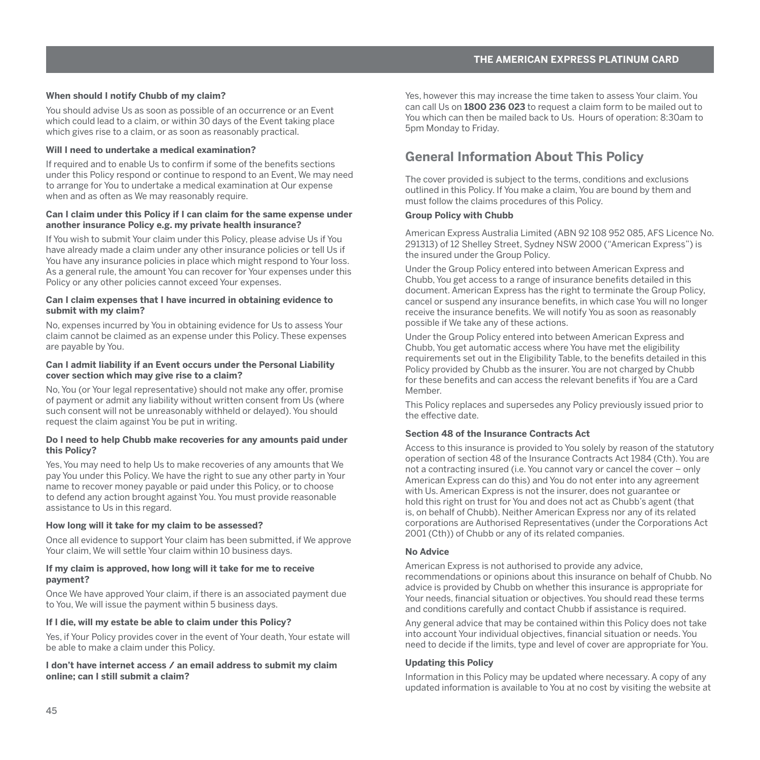**When should I notify Chubb of my claim?**

You should advise Us as soon as possible of an occurrence or an Event which could lead to a claim, or within 30 days of the Event taking place which gives rise to a claim, or as soon as reasonably practical.

**Will I need to undertake a medical examination?**

If required and to enable Us to confirm if some of the benefits sections under this Policy respond or continue to respond to an Event, We may need to arrange for You to undertake a medical examination at Our expense when and as often as We may reasonably require.

**Can I claim under this Policy if I can claim for the same expense under another insurance Policy e.g. my private health insurance?**

If You wish to submit Your claim under this Policy, please advise Us if You have already made a claim under any other insurance policies or tell Us if You have any insurance policies in place which might respond to Your loss. As a general rule, the amount You can recover for Your expenses under this Policy or any other policies cannot exceed Your expenses.

**Can I claim expenses that I have incurred in obtaining evidence to submit with my claim?**

No, expenses incurred by You in obtaining evidence for Us to assess Your claim cannot be claimed as an expense under this Policy. These expenses are payable by You.

**Can I admit liability if an Event occurs under the Personal Liability cover section which may give rise to a claim?**

No, You (or Your legal representative) should not make any offer, promise of payment or admit any liability without written consent from Us (where such consent will not be unreasonably withheld or delayed). You should request the claim against You be put in writing.

**Do I need to help Chubb make recoveries for any amounts paid under this Policy?**

Yes, You may need to help Us to make recoveries of any amounts that We pay You under this Policy. We have the right to sue any other party in Your name to recover money payable or paid under this Policy, or to choose to defend any action brought against You. You must provide reasonable assistance to Us in this regard.

**How long will it take for my claim to be assessed?**

Once all evidence to support Your claim has been submitted, if We approve Your claim, We will settle Your claim within 10 business days.

**If my claim is approved, how long will it take for me to receive payment?**

Once We have approved Your claim, if there is an associated payment due to You, We will issue the payment within 5 business days.

**If I die, will my estate be able to claim under this Policy?**

Yes, if Your Policy provides cover in the event of Your death, Your estate will be able to make a claim under this Policy.

**I don't have internet access / an email address to submit my claim online; can I still submit a claim?**

Yes, however this may increase the time taken to assess Your claim. You can call Us on **1800 236 023** to request a claim form to be mailed out to You which can then be mailed back to Us. Hours of operation: 8:30am to 5pm Monday to Friday.

## General Information About This Policy

The cover provided is subject to the terms, conditions and exclusions outlined in this Policy. If You make a claim, You are bound by them and must follow the claims procedures of this Policy.

**Group Policy with Chubb**

American Express Australia Limited (ABN 92 108 952 085, AFS Licence No. 291313) of 12 Shelley Street, Sydney NSW 2000 ("American Express") is the insured under the Group Policy.

Under the Group Policy entered into between American Express and Chubb, You get access to a range of insurance benefits detailed in this document. American Express has the right to terminate the Group Policy, cancel or suspend any insurance benefits, in which case You will no longer receive the insurance benefits. We will notify You as soon as reasonably possible if We take any of these actions.

Under the Group Policy entered into between American Express and Chubb, You get automatic access where You have met the eligibility requirements set out in the Eligibility Table, to the benefits detailed in this Policy provided by Chubb as the insurer. You are not charged by Chubb for these benefits and can access the relevant benefits if You are a Card Member.

This Policy replaces and supersedes any Policy previously issued prior to the effective date.

**Section 48 of the Insurance Contracts Act**

Access to this insurance is provided to You solely by reason of the statutory operation of section 48 of the Insurance Contracts Act 1984 (Cth). You are not a contracting insured (i.e. You cannot vary or cancel the cover – only American Express can do this) and You do not enter into any agreement with Us. American Express is not the insurer, does not guarantee or hold this right on trust for You and does not act as Chubb's agent (that is, on behalf of Chubb). Neither American Express nor any of its related corporations are Authorised Representatives (under the Corporations Act 2001 (Cth)) of Chubb or any of its related companies.

**No Advice**

American Express is not authorised to provide any advice, recommendations or opinions about this insurance on behalf of Chubb. No advice is provided by Chubb on whether this insurance is appropriate for Your needs, financial situation or objectives. You should read these terms and conditions carefully and contact Chubb if assistance is required.

Any general advice that may be contained within this Policy does not take into account Your individual objectives, financial situation or needs. You need to decide if the limits, type and level of cover are appropriate for You.

**Updating this Policy**

Information in this Policy may be updated where necessary. A copy of any updated information is available to You at no cost by visiting the website at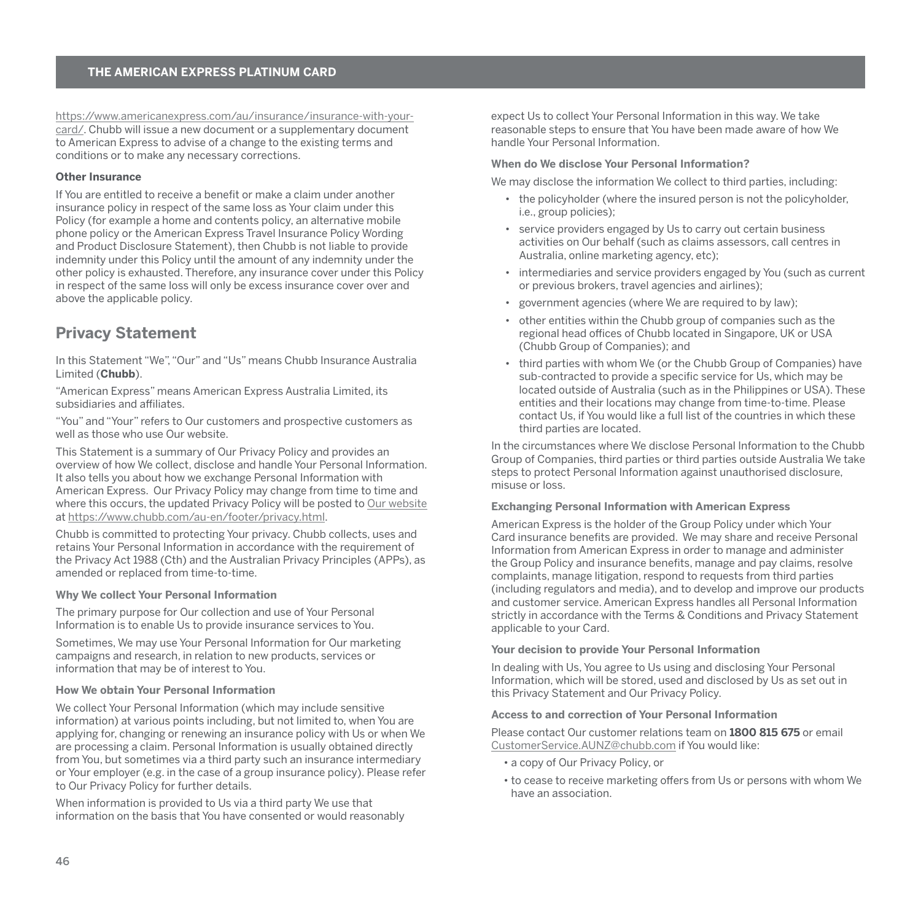https://www.americanexpress.com/au/insurance/insurance-with-your-card/. Chubb will issue a new document or a supplementary document to American Express to advise of a change to the existing terms and conditions or to make any necessary corrections.

**Other Insurance**

If You are entitled to receive a benefit or make a claim under another insurance policy in respect of the same loss as Your claim under this Policy (for example a home and contents policy, an alternative mobile phone policy or the American Express Travel Insurance Policy Wording and Product Disclosure Statement), then Chubb is not liable to provide indemnity under this Policy until the amount of any indemnity under the other policy is exhausted. Therefore, any insurance cover under this Policy in respect of the same loss will only be excess insurance cover over and above the applicable policy.

## Privacy Statement

In this Statement "We", "Our" and "Us" means Chubb Insurance Australia Limited (**Chubb**).

"American Express" means American Express Australia Limited, its subsidiaries and affiliates.

"You" and "Your" refers to Our customers and prospective customers as well as those who use Our website.

This Statement is a summary of Our Privacy Policy and provides an overview of how We collect, disclose and handle Your Personal Information. It also tells you about how we exchange Personal Information with American Express. Our Privacy Policy may change from time to time and where this occurs, the updated Privacy Policy will be posted to Our website at https://www.chubb.com/au-en/footer/privacy.html.

Chubb is committed to protecting Your privacy. Chubb collects, uses and retains Your Personal Information in accordance with the requirement of the Privacy Act 1988 (Cth) and the Australian Privacy Principles (APPs), as amended or replaced from time-to-time.

**Why We collect Your Personal Information**

The primary purpose for Our collection and use of Your Personal Information is to enable Us to provide insurance services to You.

Sometimes, We may use Your Personal Information for Our marketing campaigns and research, in relation to new products, services or information that may be of interest to You.

**How We obtain Your Personal Information**

We collect Your Personal Information (which may include sensitive information) at various points including, but not limited to, when You are applying for, changing or renewing an insurance policy with Us or when We are processing a claim. Personal Information is usually obtained directly from You, but sometimes via a third party such an insurance intermediary or Your employer (e.g. in the case of a group insurance policy). Please refer to Our Privacy Policy for further details.

When information is provided to Us via a third party We use that information on the basis that You have consented or would reasonably expect Us to collect Your Personal Information in this way. We take reasonable steps to ensure that You have been made aware of how We handle Your Personal Information.

**When do We disclose Your Personal Information?**

We may disclose the information We collect to third parties, including:

- the policyholder (where the insured person is not the policyholder, i.e., group policies);
- service providers engaged by Us to carry out certain business activities on Our behalf (such as claims assessors, call centres in Australia, online marketing agency, etc);
- intermediaries and service providers engaged by You (such as current or previous brokers, travel agencies and airlines);
- government agencies (where We are required to by law);
- other entities within the Chubb group of companies such as the regional head offices of Chubb located in Singapore, UK or USA (Chubb Group of Companies); and
- third parties with whom We (or the Chubb Group of Companies) have sub-contracted to provide a specific service for Us, which may be located outside of Australia (such as in the Philippines or USA). These entities and their locations may change from time-to-time. Please contact Us, if You would like a full list of the countries in which these third parties are located.

In the circumstances where We disclose Personal Information to the Chubb Group of Companies, third parties or third parties outside Australia We take steps to protect Personal Information against unauthorised disclosure, misuse or loss.

**Exchanging Personal Information with American Express**

American Express is the holder of the Group Policy under which Your Card insurance benefits are provided. We may share and receive Personal Information from American Express in order to manage and administer the Group Policy and insurance benefits, manage and pay claims, resolve complaints, manage litigation, respond to requests from third parties (including regulators and media), and to develop and improve our products and customer service. American Express handles all Personal Information strictly in accordance with the Terms & Conditions and Privacy Statement applicable to your Card.

**Your decision to provide Your Personal Information**

In dealing with Us, You agree to Us using and disclosing Your Personal Information, which will be stored, used and disclosed by Us as set out in this Privacy Statement and Our Privacy Policy.

**Access to and correction of Your Personal Information**

Please contact Our customer relations team on **1800 815 675** or email CustomerService.AUNZ@chubb.com if You would like:

- a copy of Our Privacy Policy, or
- to cease to receive marketing offers from Us or persons with whom We have an association.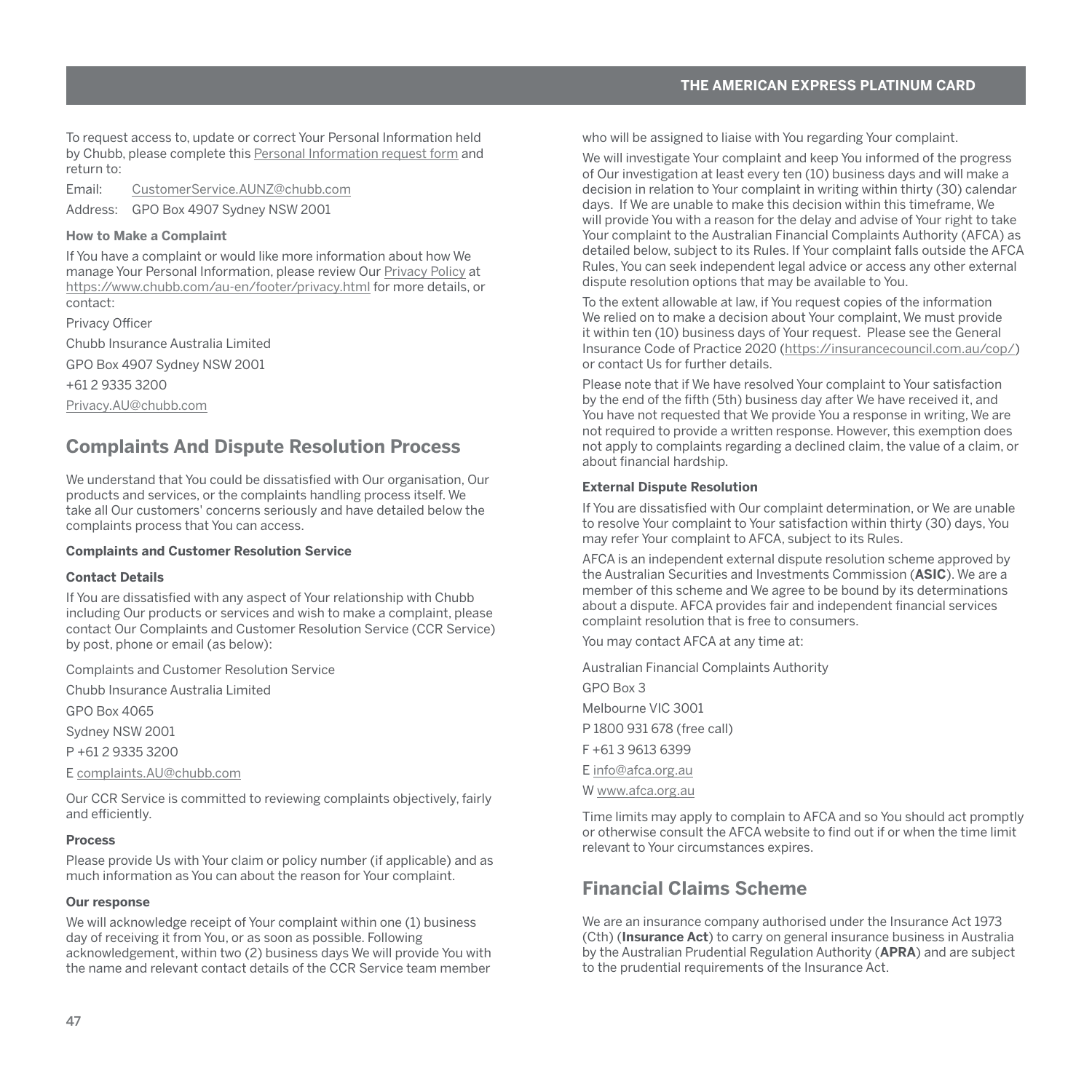To request access to, update or correct Your Personal Information held by Chubb, please complete this Personal Information request form and return to:

Email: CustomerService.AUNZ@chubb.com

Address: GPO Box 4907 Sydney NSW 2001

**How to Make a Complaint**

If You have a complaint or would like more information about how We manage Your Personal Information, please review Our Privacy Policy at https://www.chubb.com/au-en/footer/privacy.html for more details, or contact:

Privacy Officer

Chubb Insurance Australia Limited

GPO Box 4907 Sydney NSW 2001

+61 2 9335 3200

Privacy.AU@chubb.com

## Complaints And Dispute Resolution Process

We understand that You could be dissatisfied with Our organisation, Our products and services, or the complaints handling process itself. We take all Our customers' concerns seriously and have detailed below the complaints process that You can access.

**Complaints and Customer Resolution Service**

**Contact Details**

If You are dissatisfied with any aspect of Your relationship with Chubb including Our products or services and wish to make a complaint, please contact Our Complaints and Customer Resolution Service (CCR Service) by post, phone or email (as below):

Complaints and Customer Resolution Service

Chubb Insurance Australia Limited

GPO Box 4065

Sydney NSW 2001

P +61 2 9335 3200

E complaints.AU@chubb.com

Our CCR Service is committed to reviewing complaints objectively, fairly and efficiently.

**Process**

Please provide Us with Your claim or policy number (if applicable) and as much information as You can about the reason for Your complaint.

**Our response**

We will acknowledge receipt of Your complaint within one (1) business day of receiving it from You, or as soon as possible. Following acknowledgement, within two (2) business days We will provide You with the name and relevant contact details of the CCR Service team member who will be assigned to liaise with You regarding Your complaint.

We will investigate Your complaint and keep You informed of the progress of Our investigation at least every ten (10) business days and will make a decision in relation to Your complaint in writing within thirty (30) calendar days. If We are unable to make this decision within this timeframe, We will provide You with a reason for the delay and advise of Your right to take Your complaint to the Australian Financial Complaints Authority (AFCA) as detailed below, subject to its Rules. If Your complaint falls outside the AFCA Rules, You can seek independent legal advice or access any other external dispute resolution options that may be available to You.

To the extent allowable at law, if You request copies of the information We relied on to make a decision about Your complaint, We must provide it within ten (10) business days of Your request. Please see the General Insurance Code of Practice 2020 (https://insurancecouncil.com.au/cop/) or contact Us for further details.

Please note that if We have resolved Your complaint to Your satisfaction by the end of the fifth (5th) business day after We have received it, and You have not requested that We provide You a response in writing, We are not required to provide a written response. However, this exemption does not apply to complaints regarding a declined claim, the value of a claim, or about financial hardship.

**External Dispute Resolution**

If You are dissatisfied with Our complaint determination, or We are unable to resolve Your complaint to Your satisfaction within thirty (30) days, You may refer Your complaint to AFCA, subject to its Rules.

AFCA is an independent external dispute resolution scheme approved by the Australian Securities and Investments Commission (**ASIC**). We are a member of this scheme and We agree to be bound by its determinations about a dispute. AFCA provides fair and independent financial services complaint resolution that is free to consumers.

You may contact AFCA at any time at:

Australian Financial Complaints Authority

GPO Box 3

Melbourne VIC 3001

P 1800 931 678 (free call)

F +61 3 9613 6399

E info@afca.org.au

W www.afca.org.au

Time limits may apply to complain to AFCA and so You should act promptly or otherwise consult the AFCA website to find out if or when the time limit relevant to Your circumstances expires.

## Financial Claims Scheme

We are an insurance company authorised under the Insurance Act 1973 (Cth) (**Insurance Act**) to carry on general insurance business in Australia by the Australian Prudential Regulation Authority (**APRA**) and are subject to the prudential requirements of the Insurance Act.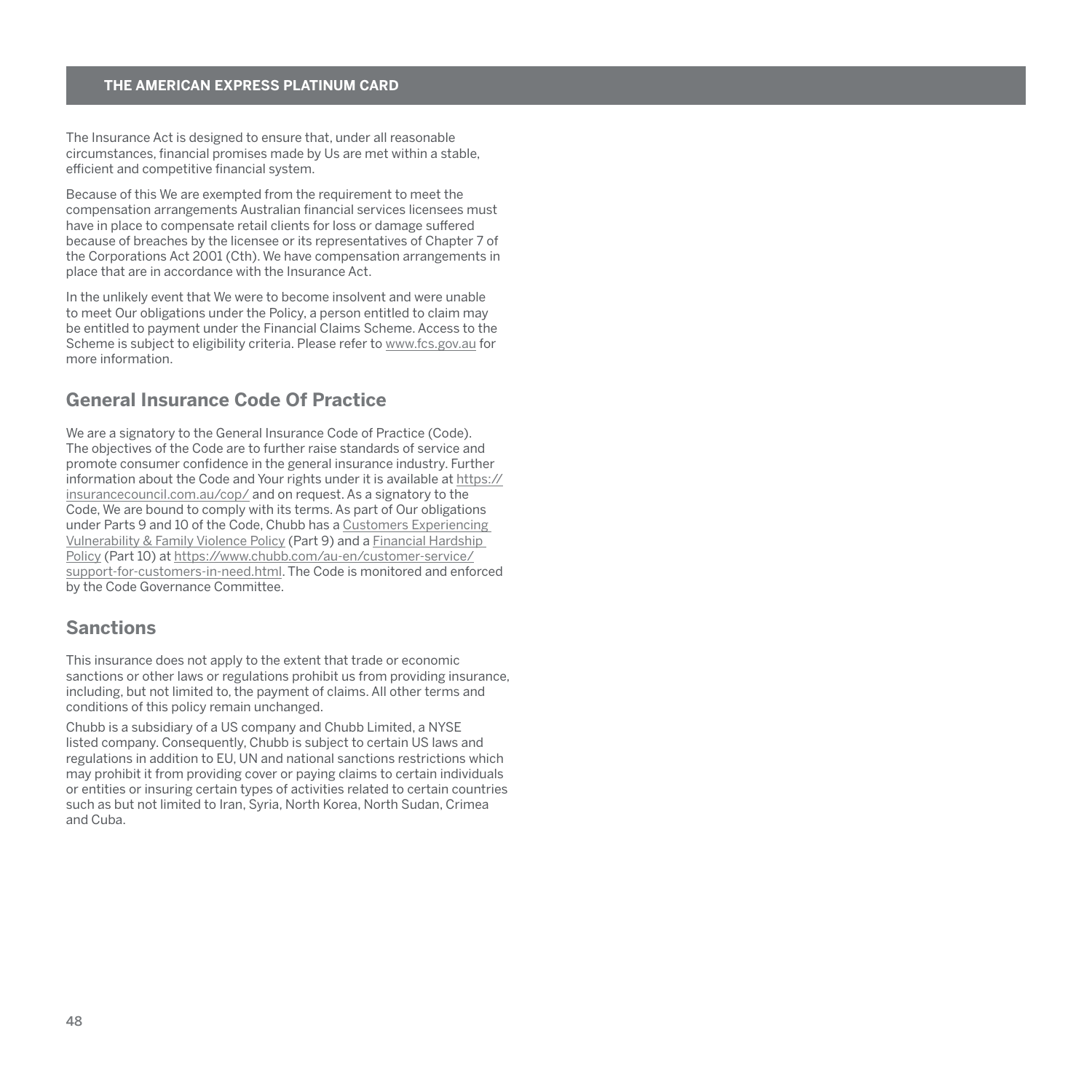The Insurance Act is designed to ensure that, under all reasonable circumstances, financial promises made by Us are met within a stable, efficient and competitive financial system.

Because of this We are exempted from the requirement to meet the compensation arrangements Australian financial services licensees must have in place to compensate retail clients for loss or damage suffered because of breaches by the licensee or its representatives of Chapter 7 of the Corporations Act 2001 (Cth). We have compensation arrangements in place that are in accordance with the Insurance Act.

In the unlikely event that We were to become insolvent and were unable to meet Our obligations under the Policy, a person entitled to claim may be entitled to payment under the Financial Claims Scheme. Access to the Scheme is subject to eligibility criteria. Please refer to www.fcs.gov.au for more information.

## General Insurance Code Of Practice

We are a signatory to the General Insurance Code of Practice (Code). The objectives of the Code are to further raise standards of service and promote consumer confidence in the general insurance industry. Further information about the Code and Your rights under it is available at https://insurancecouncil.com.au/cop/ and on request. As a signatory to the Code, We are bound to comply with its terms. As part of Our obligations under Parts 9 and 10 of the Code, Chubb has a Customers Experiencing Vulnerability & Family Violence Policy (Part 9) and a Financial Hardship Policy (Part 10) at https://www.chubb.com/au-en/customer-service/support-for-customers-in-need.html. The Code is monitored and enforced by the Code Governance Committee.

## Sanctions

This insurance does not apply to the extent that trade or economic sanctions or other laws or regulations prohibit us from providing insurance, including, but not limited to, the payment of claims. All other terms and conditions of this policy remain unchanged.

Chubb is a subsidiary of a US company and Chubb Limited, a NYSE listed company. Consequently, Chubb is subject to certain US laws and regulations in addition to EU, UN and national sanctions restrictions which may prohibit it from providing cover or paying claims to certain individuals or entities or insuring certain types of activities related to certain countries such as but not limited to Iran, Syria, North Korea, North Sudan, Crimea and Cuba.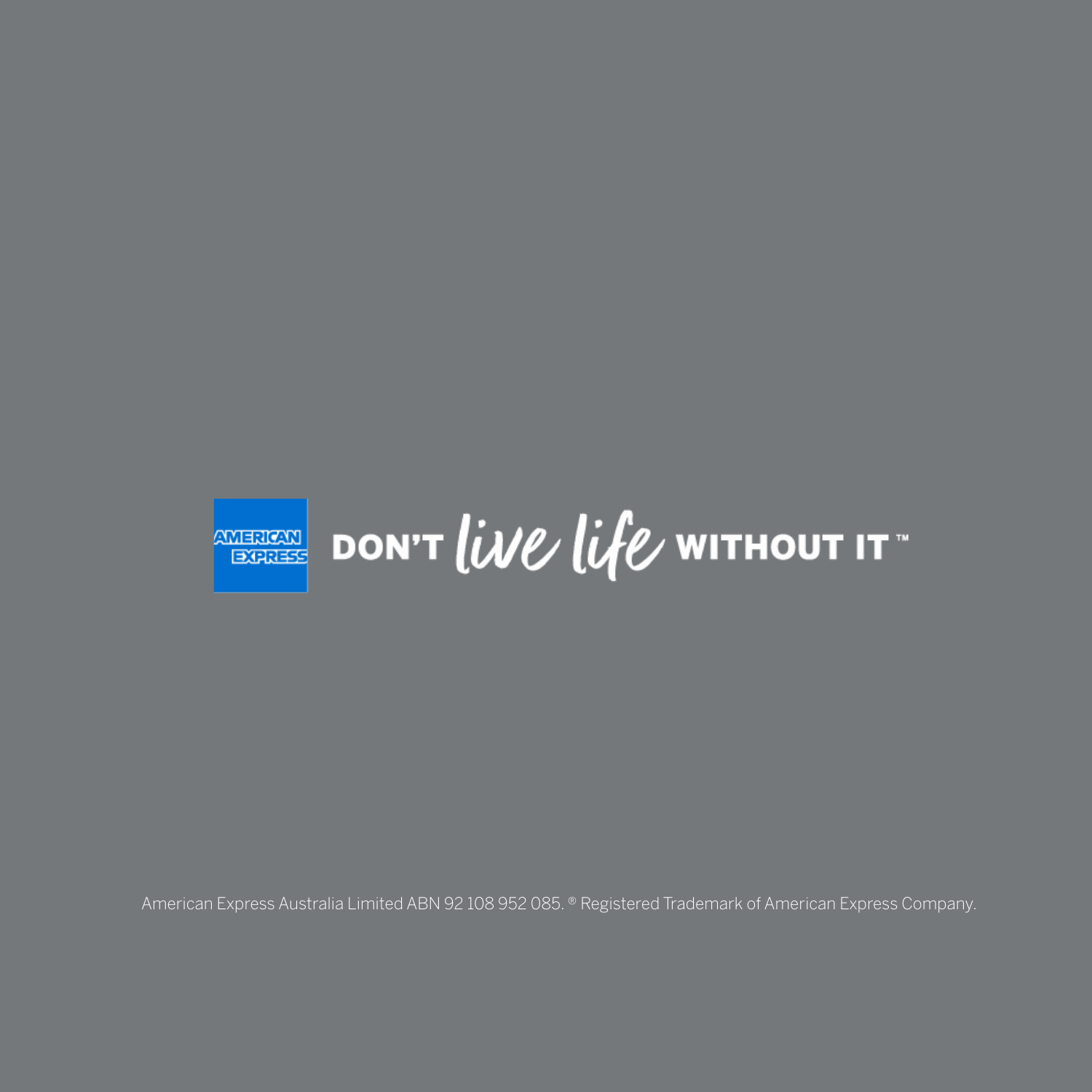AMERICAN EXPRESS

DON'T *live life* WITHOUT IT™

American Express Australia Limited ABN 92 108 952 085. ® Registered Trademark of American Express Company.